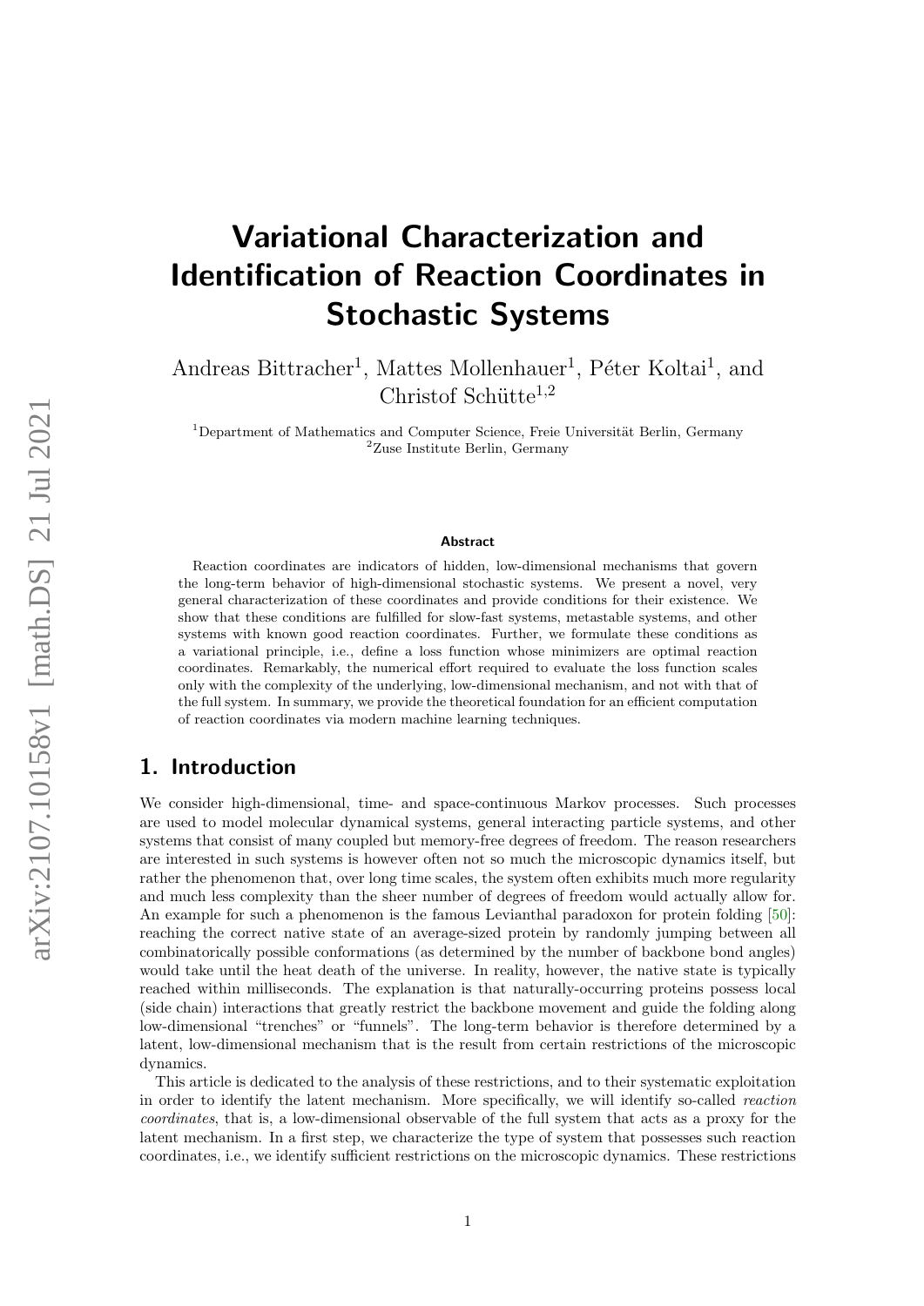# Variational Characterization and Identification of Reaction Coordinates in Stochastic Systems

Andreas Bittracher[1], Mattes Mollenhauer[1], Péter Koltai[1], and Christof Schütte[1,2]

[1]Department of Mathematics and Computer Science, Freie Universität Berlin, Germany
[2]Zuse Institute Berlin, Germany

**Abstract**

Reaction coordinates are indicators of hidden, low-dimensional mechanisms that govern the long-term behavior of high-dimensional stochastic systems. We present a novel, very general characterization of these coordinates and provide conditions for their existence. We show that these conditions are fulfilled for slow-fast systems, metastable systems, and other systems with known good reaction coordinates. Further, we formulate these conditions as a variational principle, i.e., define a loss function whose minimizers are optimal reaction coordinates. Remarkably, the numerical effort required to evaluate the loss function scales only with the complexity of the underlying, low-dimensional mechanism, and not with that of the full system. In summary, we provide the theoretical foundation for an efficient computation of reaction coordinates via modern machine learning techniques.

## 1. Introduction

We consider high-dimensional, time- and space-continuous Markov processes. Such processes are used to model molecular dynamical systems, general interacting particle systems, and other systems that consist of many coupled but memory-free degrees of freedom. The reason researchers are interested in such systems is however often not so much the microscopic dynamics itself, but rather the phenomenon that, over long time scales, the system often exhibits much more regularity and much less complexity than the sheer number of degrees of freedom would actually allow for. An example for such a phenomenon is the famous Levianthal paradoxon for protein folding [50]: reaching the correct native state of an average-sized protein by randomly jumping between all combinatorically possible conformations (as determined by the number of backbone bond angles) would take until the heat death of the universe. In reality, however, the native state is typically reached within milliseconds. The explanation is that naturally-occurring proteins possess local (side chain) interactions that greatly restrict the backbone movement and guide the folding along low-dimensional "trenches" or "funnels". The long-term behavior is therefore determined by a latent, low-dimensional mechanism that is the result from certain restrictions of the microscopic dynamics.

This article is dedicated to the analysis of these restrictions, and to their systematic exploitation in order to identify the latent mechanism. More specifically, we will identify so-called *reaction coordinates*, that is, a low-dimensional observable of the full system that acts as a proxy for the latent mechanism. In a first step, we characterize the type of system that possesses such reaction coordinates, i.e., we identify sufficient restrictions on the microscopic dynamics. These restrictions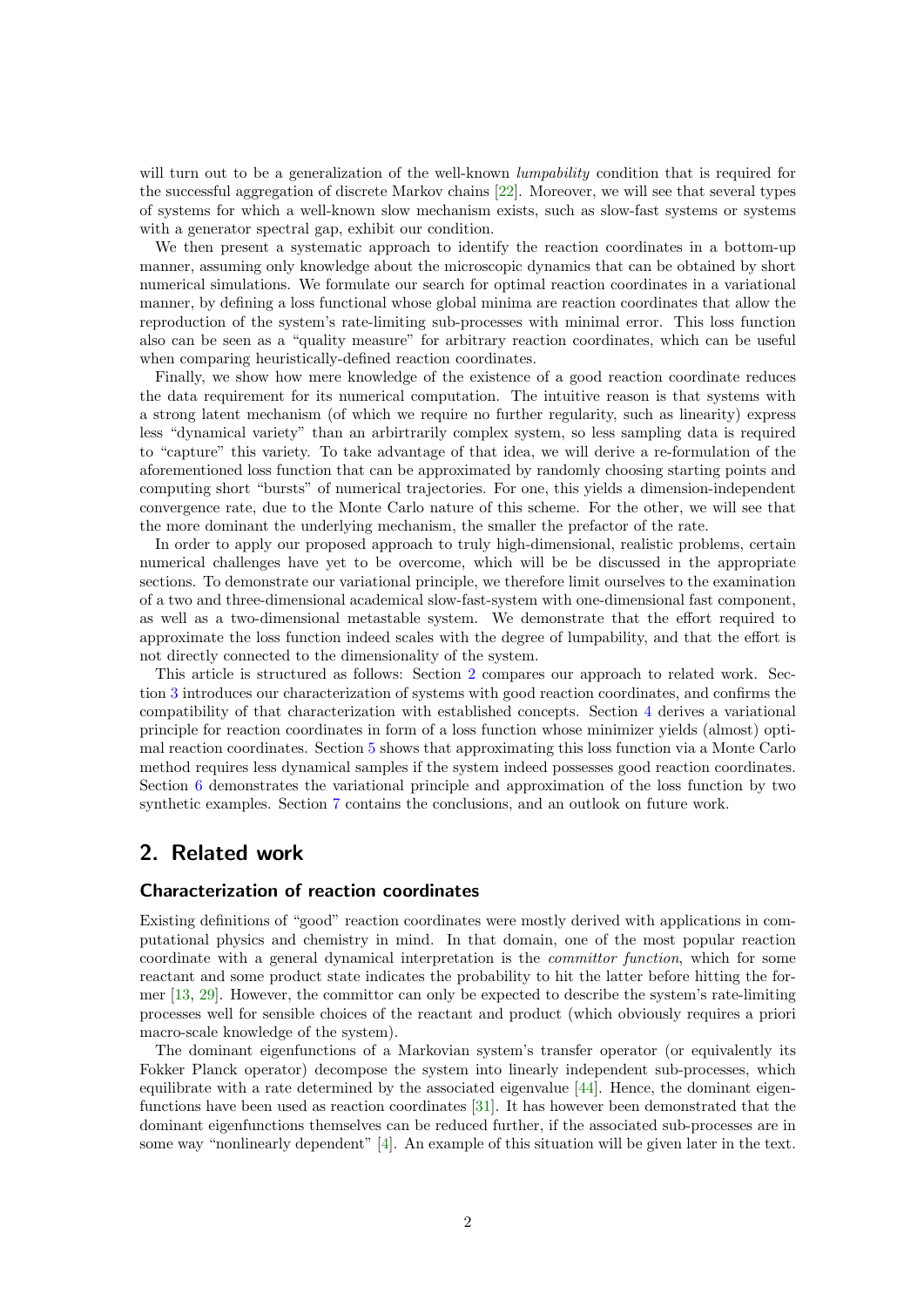will turn out to be a generalization of the well-known *lumpability* condition that is required for the successful aggregation of discrete Markov chains [22]. Moreover, we will see that several types of systems for which a well-known slow mechanism exists, such as slow-fast systems or systems with a generator spectral gap, exhibit our condition.

We then present a systematic approach to identify the reaction coordinates in a bottom-up manner, assuming only knowledge about the microscopic dynamics that can be obtained by short numerical simulations. We formulate our search for optimal reaction coordinates in a variational manner, by defining a loss functional whose global minima are reaction coordinates that allow the reproduction of the system's rate-limiting sub-processes with minimal error. This loss function also can be seen as a "quality measure" for arbitrary reaction coordinates, which can be useful when comparing heuristically-defined reaction coordinates.

Finally, we show how mere knowledge of the existence of a good reaction coordinate reduces the data requirement for its numerical computation. The intuitive reason is that systems with a strong latent mechanism (of which we require no further regularity, such as linearity) express less "dynamical variety" than an arbirtrarily complex system, so less sampling data is required to "capture" this variety. To take advantage of that idea, we will derive a re-formulation of the aforementioned loss function that can be approximated by randomly choosing starting points and computing short "bursts" of numerical trajectories. For one, this yields a dimension-independent convergence rate, due to the Monte Carlo nature of this scheme. For the other, we will see that the more dominant the underlying mechanism, the smaller the prefactor of the rate.

In order to apply our proposed approach to truly high-dimensional, realistic problems, certain numerical challenges have yet to be overcome, which will be be discussed in the appropriate sections. To demonstrate our variational principle, we therefore limit ourselves to the examination of a two and three-dimensional academical slow-fast-system with one-dimensional fast component, as well as a two-dimensional metastable system. We demonstrate that the effort required to approximate the loss function indeed scales with the degree of lumpability, and that the effort is not directly connected to the dimensionality of the system.

This article is structured as follows: Section 2 compares our approach to related work. Section 3 introduces our characterization of systems with good reaction coordinates, and confirms the compatibility of that characterization with established concepts. Section 4 derives a variational principle for reaction coordinates in form of a loss function whose minimizer yields (almost) optimal reaction coordinates. Section 5 shows that approximating this loss function via a Monte Carlo method requires less dynamical samples if the system indeed possesses good reaction coordinates. Section 6 demonstrates the variational principle and approximation of the loss function by two synthetic examples. Section 7 contains the conclusions, and an outlook on future work.

## 2. Related work

### Characterization of reaction coordinates

Existing definitions of "good" reaction coordinates were mostly derived with applications in computational physics and chemistry in mind. In that domain, one of the most popular reaction coordinate with a general dynamical interpretation is the *committor function*, which for some reactant and some product state indicates the probability to hit the latter before hitting the former [13, 29]. However, the committor can only be expected to describe the system's rate-limiting processes well for sensible choices of the reactant and product (which obviously requires a priori macro-scale knowledge of the system).

The dominant eigenfunctions of a Markovian system's transfer operator (or equivalently its Fokker Planck operator) decompose the system into linearly independent sub-processes, which equilibrate with a rate determined by the associated eigenvalue [44]. Hence, the dominant eigenfunctions have been used as reaction coordinates [31]. It has however been demonstrated that the dominant eigenfunctions themselves can be reduced further, if the associated sub-processes are in some way "nonlinearly dependent" [4]. An example of this situation will be given later in the text.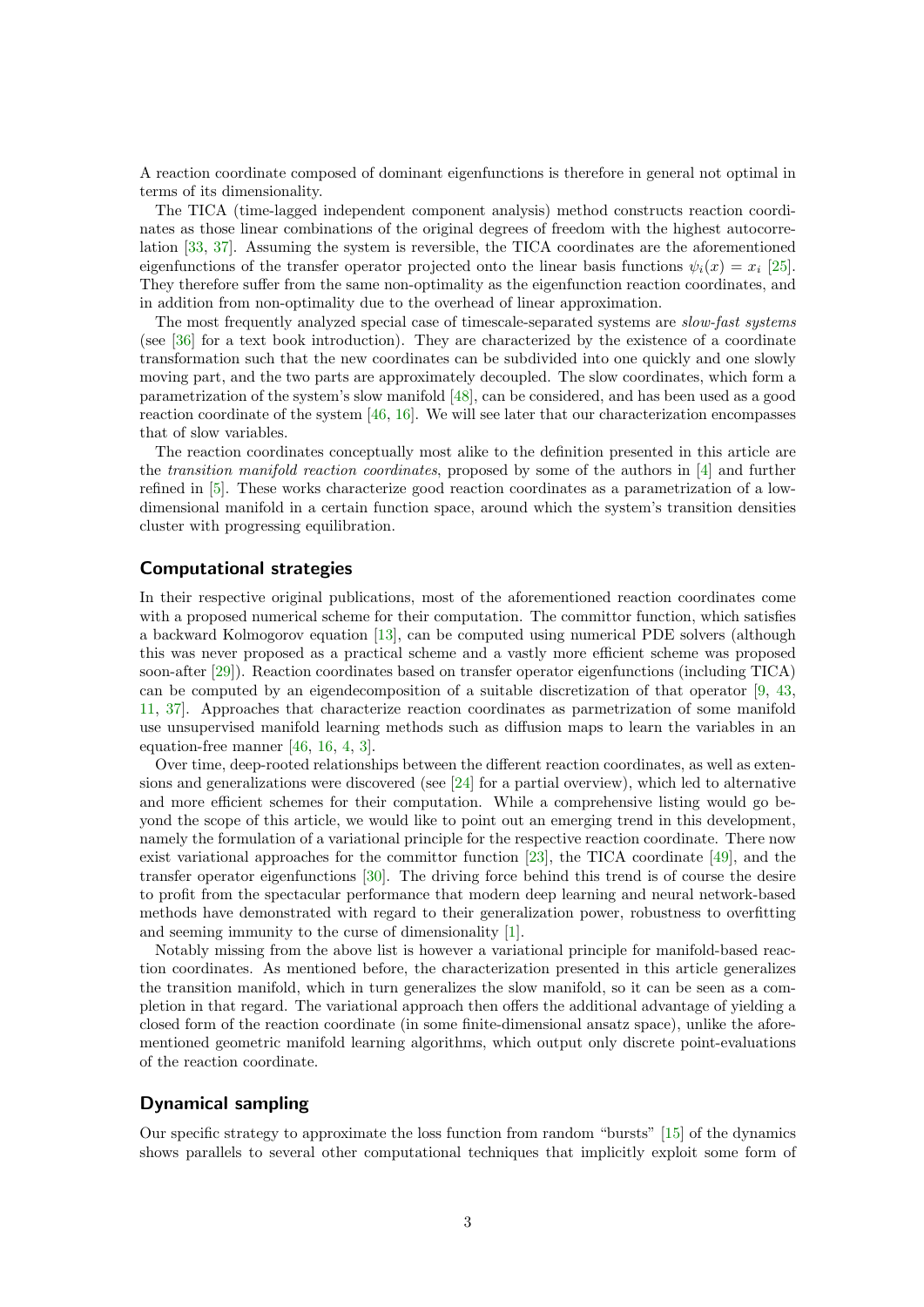A reaction coordinate composed of dominant eigenfunctions is therefore in general not optimal in terms of its dimensionality.

The TICA (time-lagged independent component analysis) method constructs reaction coordinates as those linear combinations of the original degrees of freedom with the highest autocorrelation [33, 37]. Assuming the system is reversible, the TICA coordinates are the aforementioned eigenfunctions of the transfer operator projected onto the linear basis functions $\psi_i(x) = x_i$ [25]. They therefore suffer from the same non-optimality as the eigenfunction reaction coordinates, and in addition from non-optimality due to the overhead of linear approximation.

The most frequently analyzed special case of timescale-separated systems are *slow-fast systems* (see [36] for a text book introduction). They are characterized by the existence of a coordinate transformation such that the new coordinates can be subdivided into one quickly and one slowly moving part, and the two parts are approximately decoupled. The slow coordinates, which form a parametrization of the system's slow manifold [48], can be considered, and has been used as a good reaction coordinate of the system [46, 16]. We will see later that our characterization encompasses that of slow variables.

The reaction coordinates conceptually most alike to the definition presented in this article are the *transition manifold reaction coordinates*, proposed by some of the authors in [4] and further refined in [5]. These works characterize good reaction coordinates as a parametrization of a low-dimensional manifold in a certain function space, around which the system's transition densities cluster with progressing equilibration.

## Computational strategies

In their respective original publications, most of the aforementioned reaction coordinates come with a proposed numerical scheme for their computation. The committor function, which satisfies a backward Kolmogorov equation [13], can be computed using numerical PDE solvers (although this was never proposed as a practical scheme and a vastly more efficient scheme was proposed soon-after [29]). Reaction coordinates based on transfer operator eigenfunctions (including TICA) can be computed by an eigendecomposition of a suitable discretization of that operator [9, 43, 11, 37]. Approaches that characterize reaction coordinates as parmetrization of some manifold use unsupervised manifold learning methods such as diffusion maps to learn the variables in an equation-free manner [46, 16, 4, 3].

Over time, deep-rooted relationships between the different reaction coordinates, as well as extensions and generalizations were discovered (see [24] for a partial overview), which led to alternative and more efficient schemes for their computation. While a comprehensive listing would go beyond the scope of this article, we would like to point out an emerging trend in this development, namely the formulation of a variational principle for the respective reaction coordinate. There now exist variational approaches for the committor function [23], the TICA coordinate [49], and the transfer operator eigenfunctions [30]. The driving force behind this trend is of course the desire to profit from the spectacular performance that modern deep learning and neural network-based methods have demonstrated with regard to their generalization power, robustness to overfitting and seeming immunity to the curse of dimensionality [1].

Notably missing from the above list is however a variational principle for manifold-based reaction coordinates. As mentioned before, the characterization presented in this article generalizes the transition manifold, which in turn generalizes the slow manifold, so it can be seen as a completion in that regard. The variational approach then offers the additional advantage of yielding a closed form of the reaction coordinate (in some finite-dimensional ansatz space), unlike the aforementioned geometric manifold learning algorithms, which output only discrete point-evaluations of the reaction coordinate.

## Dynamical sampling

Our specific strategy to approximate the loss function from random "bursts" [15] of the dynamics shows parallels to several other computational techniques that implicitly exploit some form of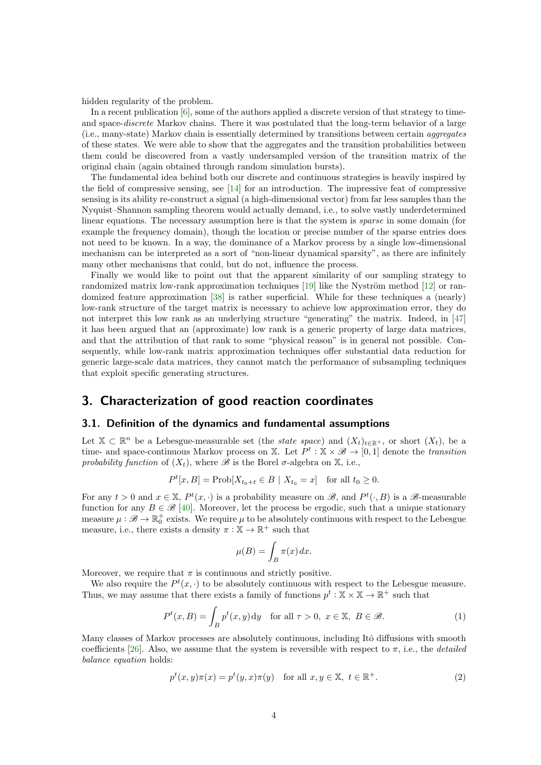hidden regularity of the problem.

In a recent publication [6], some of the authors applied a discrete version of that strategy to time- and space-*discrete* Markov chains. There it was postulated that the long-term behavior of a large (i.e., many-state) Markov chain is essentially determined by transitions between certain *aggregates* of these states. We were able to show that the aggregates and the transition probabilities between them could be discovered from a vastly undersampled version of the transition matrix of the original chain (again obtained through random simulation bursts).

The fundamental idea behind both our discrete and continuous strategies is heavily inspired by the field of compressive sensing, see [14] for an introduction. The impressive feat of compressive sensing is its ability re-construct a signal (a high-dimensional vector) from far less samples than the Nyquist–Shannon sampling theorem would actually demand, i.e., to solve vastly underdetermined linear equations. The necessary assumption here is that the system is *sparse* in some domain (for example the frequency domain), though the location or precise number of the sparse entries does not need to be known. In a way, the dominance of a Markov process by a single low-dimensional mechanism can be interpreted as a sort of "non-linear dynamical sparsity", as there are infinitely many other mechanisms that could, but do not, influence the process.

Finally we would like to point out that the apparent similarity of our sampling strategy to randomized matrix low-rank approximation techniques [19] like the Nyström method [12] or randomized feature approximation [38] is rather superficial. While for these techniques a (nearly) low-rank structure of the target matrix is necessary to achieve low approximation error, they do not interpret this low rank as an underlying structure "generating" the matrix. Indeed, in [47] it has been argued that an (approximate) low rank is a generic property of large data matrices, and that the attribution of that rank to some "physical reason" is in general not possible. Consequently, while low-rank matrix approximation techniques offer substantial data reduction for generic large-scale data matrices, they cannot match the performance of subsampling techniques that exploit specific generating structures.

## 3. Characterization of good reaction coordinates

### 3.1. Definition of the dynamics and fundamental assumptions

Let $\mathbb{X} \subset \mathbb{R}^n$ be a Lebesgue-measurable set (the *state space*) and $(X_t)_{t\in\mathbb{R}^+}$, or short $(X_t)$, be a time- and space-continuous Markov process on $\mathbb{X}$. Let $P^t : \mathbb{X} \times \mathscr{B} \to [0, 1]$ denote the *transition probability function* of $(X_t)$, where $\mathscr{B}$ is the Borel $\sigma$-algebra on $\mathbb{X}$, i.e.,

$$P^t[x, B] = \text{Prob}[X_{t_0+t} \in B \mid X_{t_0} = x] \quad \text{for all } t_0 \geq 0.$$

For any $t > 0$ and $x \in \mathbb{X}$, $P^t(x, \cdot)$ is a probability measure on $\mathscr{B}$, and $P^t(\cdot, B)$ is a $\mathscr{B}$-measurable function for any $B \in \mathscr{B}$ [40]. Moreover, let the process be ergodic, such that a unique stationary measure $\mu : \mathscr{B} \to \mathbb{R}_0^+$ exists. We require $\mu$ to be absolutely continuous with respect to the Lebesgue measure, i.e., there exists a density $\pi : \mathbb{X} \to \mathbb{R}^+$ such that

$$\mu(B) = \int_B \pi(x)\, dx.$$

Moreover, we require that $\pi$ is continuous and strictly positive.

We also require the $P^t(x, \cdot)$ to be absolutely continuous with respect to the Lebesgue measure. Thus, we may assume that there exists a family of functions $p^t : \mathbb{X} \times \mathbb{X} \to \mathbb{R}^+$ such that

$$P^t(x, B) = \int_B p^t(x, y)\, \mathrm{d}y \quad \text{for all } \tau > 0,\ x \in \mathbb{X},\ B \in \mathscr{B}. \tag{1}$$

Many classes of Markov processes are absolutely continuous, including Itô diffusions with smooth coefficients [26]. Also, we assume that the system is reversible with respect to $\pi$, i.e., the *detailed balance equation* holds:

$$p^t(x, y)\pi(x) = p^t(y, x)\pi(y) \quad \text{for all } x, y \in \mathbb{X},\ t \in \mathbb{R}^+. \tag{2}$$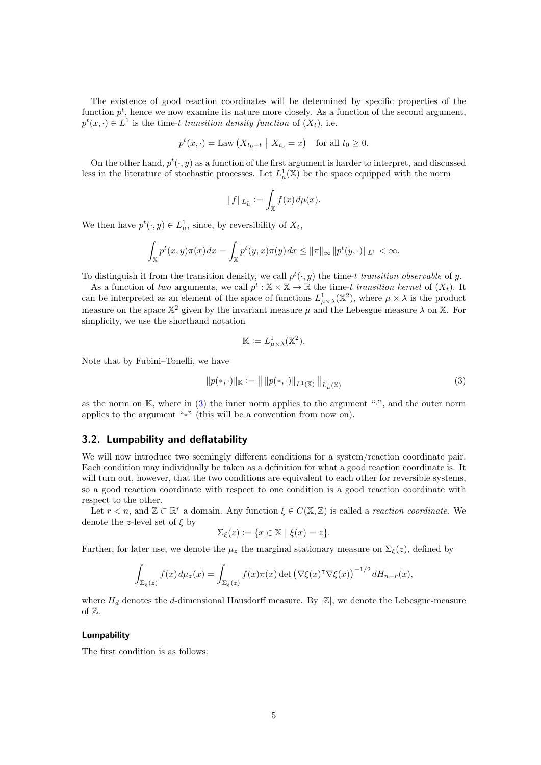The existence of good reaction coordinates will be determined by specific properties of the function $p^t$, hence we now examine its nature more closely. As a function of the second argument, $p^t(x,\cdot) \in L^1$ is the time-$t$ *transition density function* of $(X_t)$, i.e.

$$p^t(x,\cdot) = \mathrm{Law}\left(X_{t_0+t} \mid X_{t_0} = x\right) \quad \text{for all } t_0 \geq 0.$$

On the other hand, $p^t(\cdot,y)$ as a function of the first argument is harder to interpret, and discussed less in the literature of stochastic processes. Let $L^1_\mu(\mathbb{X})$ be the space equipped with the norm

$$\|f\|_{L^1_\mu} := \int_{\mathbb{X}} f(x)\, d\mu(x).$$

We then have $p^t(\cdot,y) \in L^1_\mu$, since, by reversibility of $X_t$,

$$\int_{\mathbb{X}} p^t(x,y)\pi(x)\, dx = \int_{\mathbb{X}} p^t(y,x)\pi(y)\, dx \leq \|\pi\|_\infty \|p^t(y,\cdot)\|_{L^1} < \infty.$$

To distinguish it from the transition density, we call $p^t(\cdot,y)$ the time-$t$ *transition observable* of $y$.

As a function of *two* arguments, we call $p^t : \mathbb{X}\times\mathbb{X} \to \mathbb{R}$ the time-$t$ *transition kernel* of $(X_t)$. It can be interpreted as an element of the space of functions $L^1_{\mu\times\lambda}(\mathbb{X}^2)$, where $\mu\times\lambda$ is the product measure on the space $\mathbb{X}^2$ given by the invariant measure $\mu$ and the Lebesgue measure $\lambda$ on $\mathbb{X}$. For simplicity, we use the shorthand notation

$$\mathbb{K} := L^1_{\mu\times\lambda}(\mathbb{X}^2).$$

Note that by Fubini–Tonelli, we have

$$\|p(*,\cdot)\|_{\mathbb{K}} := \left\| \, \|p(*,\cdot)\|_{L^1(\mathbb{X})} \right\|_{L^1_\mu(\mathbb{X})} \tag{3}$$

as the norm on $\mathbb{K}$, where in (3) the inner norm applies to the argument "$\cdot$", and the outer norm applies to the argument "$*$" (this will be a convention from now on).

## 3.2. Lumpability and deflatability

We will now introduce two seemingly different conditions for a system/reaction coordinate pair. Each condition may individually be taken as a definition for what a good reaction coordinate is. It will turn out, however, that the two conditions are equivalent to each other for reversible systems, so a good reaction coordinate with respect to one condition is a good reaction coordinate with respect to the other.

Let $r < n$, and $\mathbb{Z} \subset \mathbb{R}^r$ a domain. Any function $\xi \in C(\mathbb{X},\mathbb{Z})$ is called a *reaction coordinate*. We denote the $z$-level set of $\xi$ by

$$\Sigma_\xi(z) := \{x \in \mathbb{X} \mid \xi(x) = z\}.$$

Further, for later use, we denote the $\mu_z$ the marginal stationary measure on $\Sigma_\xi(z)$, defined by

$$\int_{\Sigma_\xi(z)} f(x)\, d\mu_z(x) = \int_{\Sigma_\xi(z)} f(x)\pi(x) \det\left(\nabla\xi(x)^\intercal \nabla\xi(x)\right)^{-1/2} dH_{n-r}(x),$$

where $H_d$ denotes the $d$-dimensional Hausdorff measure. By $|\mathbb{Z}|$, we denote the Lebesgue-measure of $\mathbb{Z}$.

#### Lumpability

The first condition is as follows: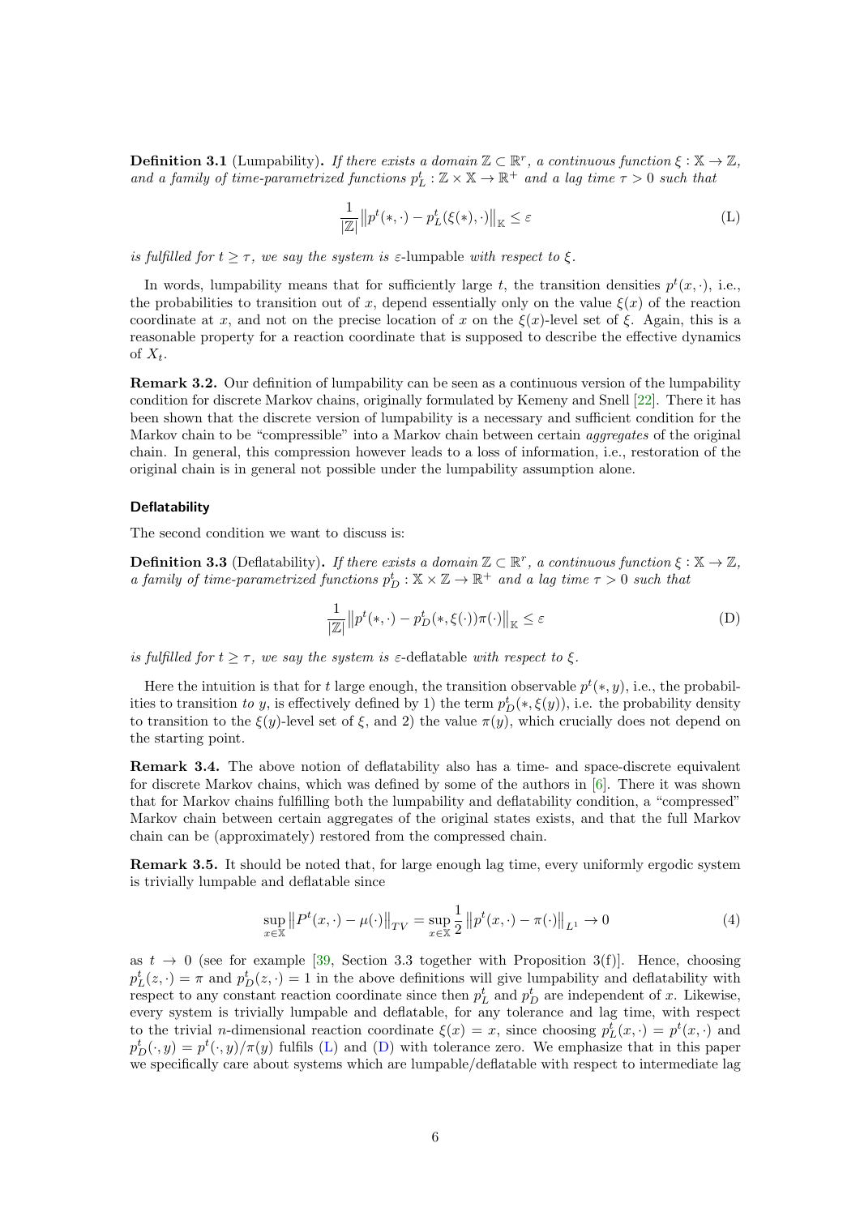**Definition 3.1** (Lumpability)**.** *If there exists a domain $\mathbb{Z} \subset \mathbb{R}^r$, a continuous function $\xi : \mathbb{X} \to \mathbb{Z}$, and a family of time-parametrized functions $p_L^t : \mathbb{Z} \times \mathbb{X} \to \mathbb{R}^+$ and a lag time $\tau > 0$ such that*

$$\frac{1}{|\mathbb{Z}|} \left\| p^t(*, \cdot) - p_L^t(\xi(*), \cdot) \right\|_{\mathbb{K}} \leq \varepsilon \tag{L}$$

*is fulfilled for $t \geq \tau$, we say the system is $\varepsilon$-*lumpable *with respect to $\xi$.*

In words, lumpability means that for sufficiently large $t$, the transition densities $p^t(x, \cdot)$, i.e., the probabilities to transition out of $x$, depend essentially only on the value $\xi(x)$ of the reaction coordinate at $x$, and not on the precise location of $x$ on the $\xi(x)$-level set of $\xi$. Again, this is a reasonable property for a reaction coordinate that is supposed to describe the effective dynamics of $X_t$.

**Remark 3.2.** Our definition of lumpability can be seen as a continuous version of the lumpability condition for discrete Markov chains, originally formulated by Kemeny and Snell [22]. There it has been shown that the discrete version of lumpability is a necessary and sufficient condition for the Markov chain to be "compressible" into a Markov chain between certain *aggregates* of the original chain. In general, this compression however leads to a loss of information, i.e., restoration of the original chain is in general not possible under the lumpability assumption alone.

### Deflatability

The second condition we want to discuss is:

**Definition 3.3** (Deflatability)**.** *If there exists a domain $\mathbb{Z} \subset \mathbb{R}^r$, a continuous function $\xi : \mathbb{X} \to \mathbb{Z}$, a family of time-parametrized functions $p_D^t : \mathbb{X} \times \mathbb{Z} \to \mathbb{R}^+$ and a lag time $\tau > 0$ such that*

$$\frac{1}{|\mathbb{Z}|} \left\| p^t(*, \cdot) - p_D^t(*, \xi(\cdot))\pi(\cdot) \right\|_{\mathbb{K}} \leq \varepsilon \tag{D}$$

*is fulfilled for $t \geq \tau$, we say the system is $\varepsilon$-*deflatable *with respect to $\xi$.*

Here the intuition is that for $t$ large enough, the transition observable $p^t(*, y)$, i.e., the probabilities to transition *to* $y$, is effectively defined by 1) the term $p_D^t(*, \xi(y))$, i.e. the probability density to transition to the $\xi(y)$-level set of $\xi$, and 2) the value $\pi(y)$, which crucially does not depend on the starting point.

**Remark 3.4.** The above notion of deflatability also has a time- and space-discrete equivalent for discrete Markov chains, which was defined by some of the authors in [6]. There it was shown that for Markov chains fulfilling both the lumpability and deflatability condition, a "compressed" Markov chain between certain aggregates of the original states exists, and that the full Markov chain can be (approximately) restored from the compressed chain.

**Remark 3.5.** It should be noted that, for large enough lag time, every uniformly ergodic system is trivially lumpable and deflatable since

$$\sup_{x \in \mathbb{X}} \left\| P^t(x, \cdot) - \mu(\cdot) \right\|_{TV} = \sup_{x \in \mathbb{X}} \frac{1}{2} \left\| p^t(x, \cdot) - \pi(\cdot) \right\|_{L^1} \to 0 \tag{4}$$

as $t \to 0$ (see for example [39, Section 3.3 together with Proposition 3(f)]. Hence, choosing $p_L^t(z, \cdot) = \pi$ and $p_D^t(z, \cdot) = 1$ in the above definitions will give lumpability and deflatability with respect to any constant reaction coordinate since then $p_L^t$ and $p_D^t$ are independent of $x$. Likewise, every system is trivially lumpable and deflatable, for any tolerance and lag time, with respect to the trivial $n$-dimensional reaction coordinate $\xi(x) = x$, since choosing $p_L^t(x, \cdot) = p^t(x, \cdot)$ and $p_D^t(\cdot, y) = p^t(\cdot, y)/\pi(y)$ fulfils (L) and (D) with tolerance zero. We emphasize that in this paper we specifically care about systems which are lumpable/deflatable with respect to intermediate lag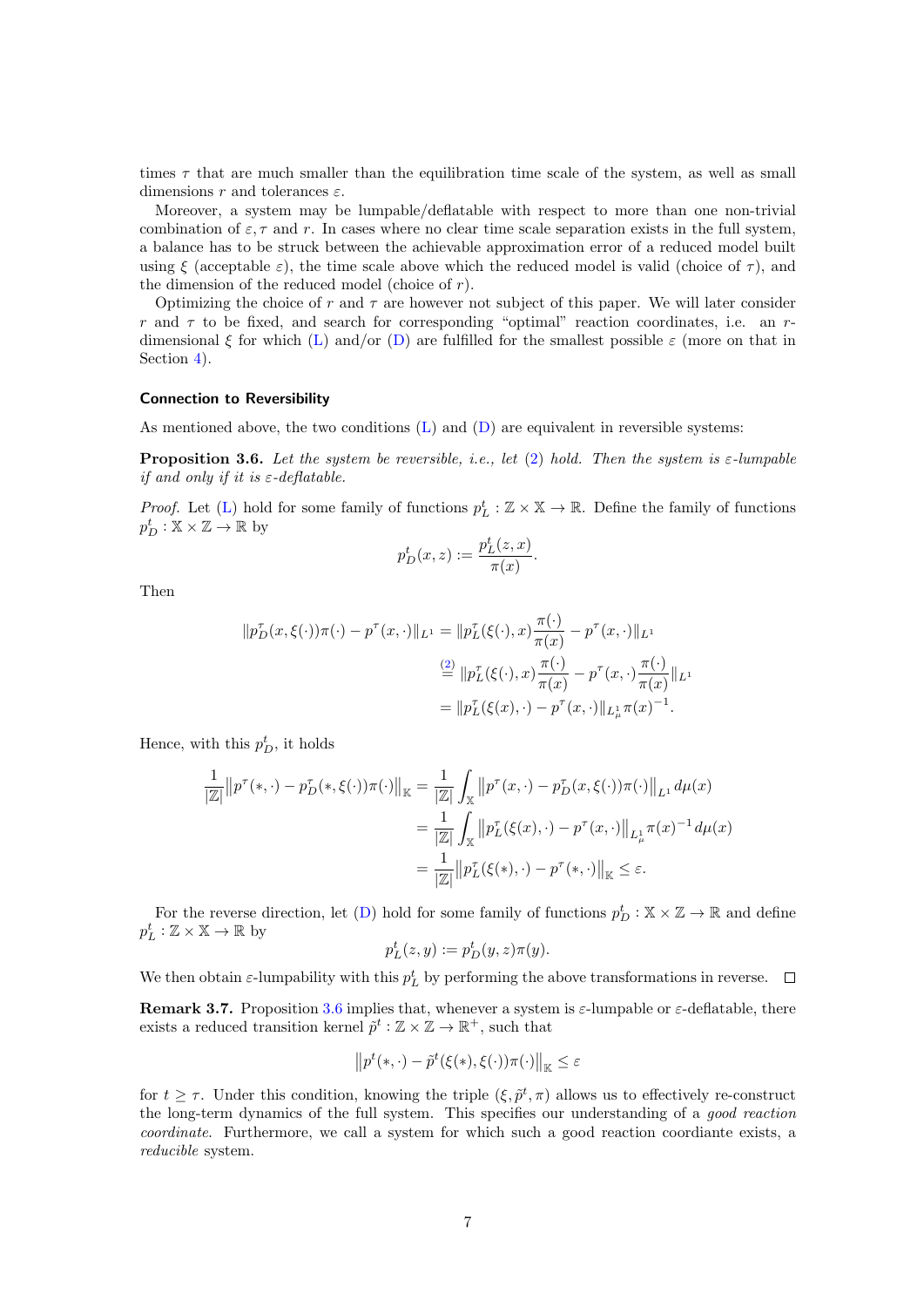times $\tau$ that are much smaller than the equilibration time scale of the system, as well as small dimensions $r$ and tolerances $\varepsilon$.

Moreover, a system may be lumpable/deflatable with respect to more than one non-trivial combination of $\varepsilon, \tau$ and $r$. In cases where no clear time scale separation exists in the full system, a balance has to be struck between the achievable approximation error of a reduced model built using $\xi$ (acceptable $\varepsilon$), the time scale above which the reduced model is valid (choice of $\tau$), and the dimension of the reduced model (choice of $r$).

Optimizing the choice of $r$ and $\tau$ are however not subject of this paper. We will later consider $r$ and $\tau$ to be fixed, and search for corresponding "optimal" reaction coordinates, i.e. an $r$-dimensional $\xi$ for which (L) and/or (D) are fulfilled for the smallest possible $\varepsilon$ (more on that in Section 4).

### Connection to Reversibility

As mentioned above, the two conditions (L) and (D) are equivalent in reversible systems:

**Proposition 3.6.** *Let the system be reversible, i.e., let (2) hold. Then the system is $\varepsilon$-lumpable if and only if it is $\varepsilon$-deflatable.*

*Proof.* Let (L) hold for some family of functions $p_L^t : \mathbb{Z} \times \mathbb{X} \to \mathbb{R}$. Define the family of functions $p_D^t : \mathbb{X} \times \mathbb{Z} \to \mathbb{R}$ by

$$p_D^t(x, z) := \frac{p_L^t(z, x)}{\pi(x)}.$$

Then

$$\begin{aligned}
\|p_D^\tau(x, \xi(\cdot))\pi(\cdot) - p^\tau(x, \cdot)\|_{L^1} &= \|p_L^\tau(\xi(\cdot), x)\frac{\pi(\cdot)}{\pi(x)} - p^\tau(x, \cdot)\|_{L^1} \\
&\overset{(2)}{=} \|p_L^\tau(\xi(\cdot), x)\frac{\pi(\cdot)}{\pi(x)} - p^\tau(x, \cdot)\frac{\pi(\cdot)}{\pi(x)}\|_{L^1} \\
&= \|p_L^\tau(\xi(x), \cdot) - p^\tau(x, \cdot)\|_{L^1_\mu}\pi(x)^{-1}.
\end{aligned}$$

Hence, with this $p_D^t$, it holds

$$\begin{aligned}
\frac{1}{|\mathbb{Z}|}\big\|p^\tau(*, \cdot) - p_D^\tau(*, \xi(\cdot))\pi(\cdot)\big\|_{\mathbb{K}} &= \frac{1}{|\mathbb{Z}|}\int_{\mathbb{X}} \big\|p^\tau(x, \cdot) - p_D^\tau(x, \xi(\cdot))\pi(\cdot)\big\|_{L^1} d\mu(x) \\
&= \frac{1}{|\mathbb{Z}|}\int_{\mathbb{X}} \big\|p_L^\tau(\xi(x), \cdot) - p^\tau(x, \cdot)\big\|_{L^1_\mu}\pi(x)^{-1} d\mu(x) \\
&= \frac{1}{|\mathbb{Z}|}\big\|p_L^\tau(\xi(*), \cdot) - p^\tau(*, \cdot)\big\|_{\mathbb{K}} \le \varepsilon.
\end{aligned}$$

For the reverse direction, let (D) hold for some family of functions $p_D^t : \mathbb{X} \times \mathbb{Z} \to \mathbb{R}$ and define $p_L^t : \mathbb{Z} \times \mathbb{X} \to \mathbb{R}$ by

$$p_L^t(z, y) := p_D^t(y, z)\pi(y).$$

We then obtain $\varepsilon$-lumpability with this $p_L^t$ by performing the above transformations in reverse. □

**Remark 3.7.** Proposition 3.6 implies that, whenever a system is $\varepsilon$-lumpable or $\varepsilon$-deflatable, there exists a reduced transition kernel $\tilde{p}^t : \mathbb{Z} \times \mathbb{Z} \to \mathbb{R}^+$, such that

$$\big\|p^t(*, \cdot) - \tilde{p}^t(\xi(*), \xi(\cdot))\pi(\cdot)\big\|_{\mathbb{K}} \le \varepsilon$$

for $t \ge \tau$. Under this condition, knowing the triple $(\xi, \tilde{p}^t, \pi)$ allows us to effectively re-construct the long-term dynamics of the full system. This specifies our understanding of a *good reaction coordinate*. Furthermore, we call a system for which such a good reaction coordiante exists, a *reducible* system.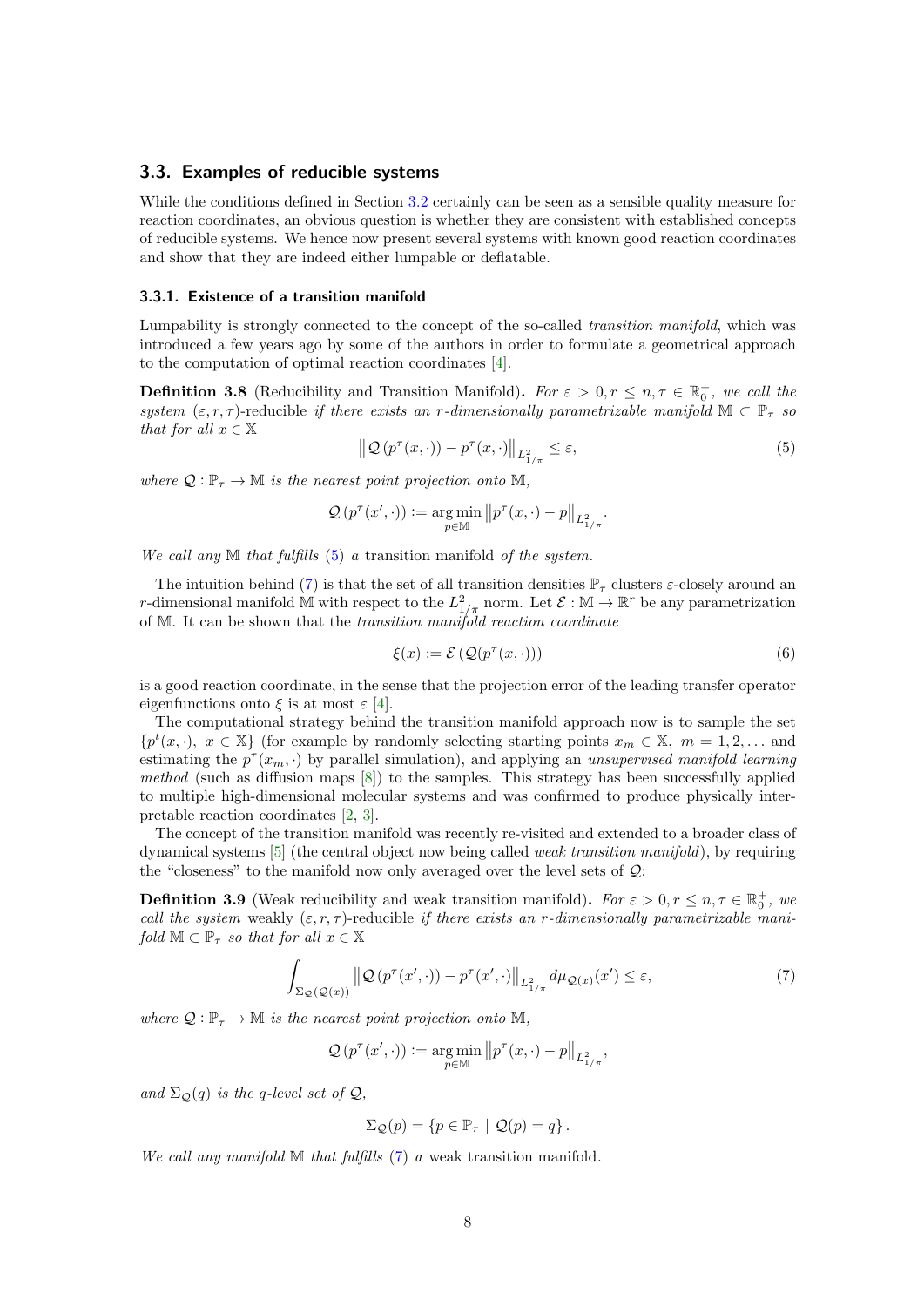### 3.3. Examples of reducible systems

While the conditions defined in Section 3.2 certainly can be seen as a sensible quality measure for reaction coordinates, an obvious question is whether they are consistent with established concepts of reducible systems. We hence now present several systems with known good reaction coordinates and show that they are indeed either lumpable or deflatable.

#### 3.3.1. Existence of a transition manifold

Lumpability is strongly connected to the concept of the so-called *transition manifold*, which was introduced a few years ago by some of the authors in order to formulate a geometrical approach to the computation of optimal reaction coordinates [4].

**Definition 3.8** (Reducibility and Transition Manifold)**.** *For $\varepsilon > 0, r \leq n, \tau \in \mathbb{R}_0^+$, we call the system* $(\varepsilon, r, \tau)$-reducible *if there exists an $r$-dimensionally parametrizable manifold $\mathbb{M} \subset \mathbb{P}_\tau$ so that for all $x \in \mathbb{X}$*

$$\left\| \mathcal{Q}\left(p^\tau(x,\cdot)\right) - p^\tau(x,\cdot) \right\|_{L^2_{1/\pi}} \leq \varepsilon, \tag{5}$$

*where $\mathcal{Q} : \mathbb{P}_\tau \to \mathbb{M}$ is the nearest point projection onto $\mathbb{M}$,*

$$\mathcal{Q}\left(p^\tau(x',\cdot)\right) := \underset{p \in \mathbb{M}}{\arg\min} \left\| p^\tau(x,\cdot) - p \right\|_{L^2_{1/\pi}}.$$

*We call any $\mathbb{M}$ that fulfills (5) a* transition manifold *of the system.*

The intuition behind (7) is that the set of all transition densities $\mathbb{P}_\tau$ clusters $\varepsilon$-closely around an $r$-dimensional manifold $\mathbb{M}$ with respect to the $L^2_{1/\pi}$ norm. Let $\mathcal{E} : \mathbb{M} \to \mathbb{R}^r$ be any parametrization of $\mathbb{M}$. It can be shown that the *transition manifold reaction coordinate*

$$\xi(x) := \mathcal{E}\left(\mathcal{Q}(p^\tau(x,\cdot))\right) \tag{6}$$

is a good reaction coordinate, in the sense that the projection error of the leading transfer operator eigenfunctions onto $\xi$ is at most $\varepsilon$ [4].

The computational strategy behind the transition manifold approach now is to sample the set $\{p^t(x,\cdot),\ x \in \mathbb{X}\}$ (for example by randomly selecting starting points $x_m \in \mathbb{X},\ m = 1, 2, \ldots$ and estimating the $p^\tau(x_m,\cdot)$ by parallel simulation), and applying an *unsupervised manifold learning method* (such as diffusion maps [8]) to the samples. This strategy has been successfully applied to multiple high-dimensional molecular systems and was confirmed to produce physically interpretable reaction coordinates [2, 3].

The concept of the transition manifold was recently re-visited and extended to a broader class of dynamical systems [5] (the central object now being called *weak transition manifold*), by requiring the "closeness" to the manifold now only averaged over the level sets of $\mathcal{Q}$:

**Definition 3.9** (Weak reducibility and weak transition manifold)**.** *For $\varepsilon > 0, r \leq n, \tau \in \mathbb{R}_0^+$, we call the system* weakly $(\varepsilon, r, \tau)$-reducible *if there exists an $r$-dimensionally parametrizable manifold $\mathbb{M} \subset \mathbb{P}_\tau$ so that for all $x \in \mathbb{X}$*

$$\int_{\Sigma_\mathcal{Q}(\mathcal{Q}(x))} \left\| \mathcal{Q}\left(p^\tau(x',\cdot)\right) - p^\tau(x',\cdot) \right\|_{L^2_{1/\pi}} d\mu_{\mathcal{Q}(x)}(x') \leq \varepsilon, \tag{7}$$

*where $\mathcal{Q} : \mathbb{P}_\tau \to \mathbb{M}$ is the nearest point projection onto $\mathbb{M}$,*

$$\mathcal{Q}\left(p^\tau(x',\cdot)\right) := \underset{p \in \mathbb{M}}{\arg\min} \left\| p^\tau(x,\cdot) - p \right\|_{L^2_{1/\pi}},$$

*and $\Sigma_\mathcal{Q}(q)$ is the $q$-level set of $\mathcal{Q}$,*

$$\Sigma_\mathcal{Q}(p) = \{ p \in \mathbb{P}_\tau \mid \mathcal{Q}(p) = q \}.$$

*We call any manifold $\mathbb{M}$ that fulfills (7) a* weak transition manifold*.*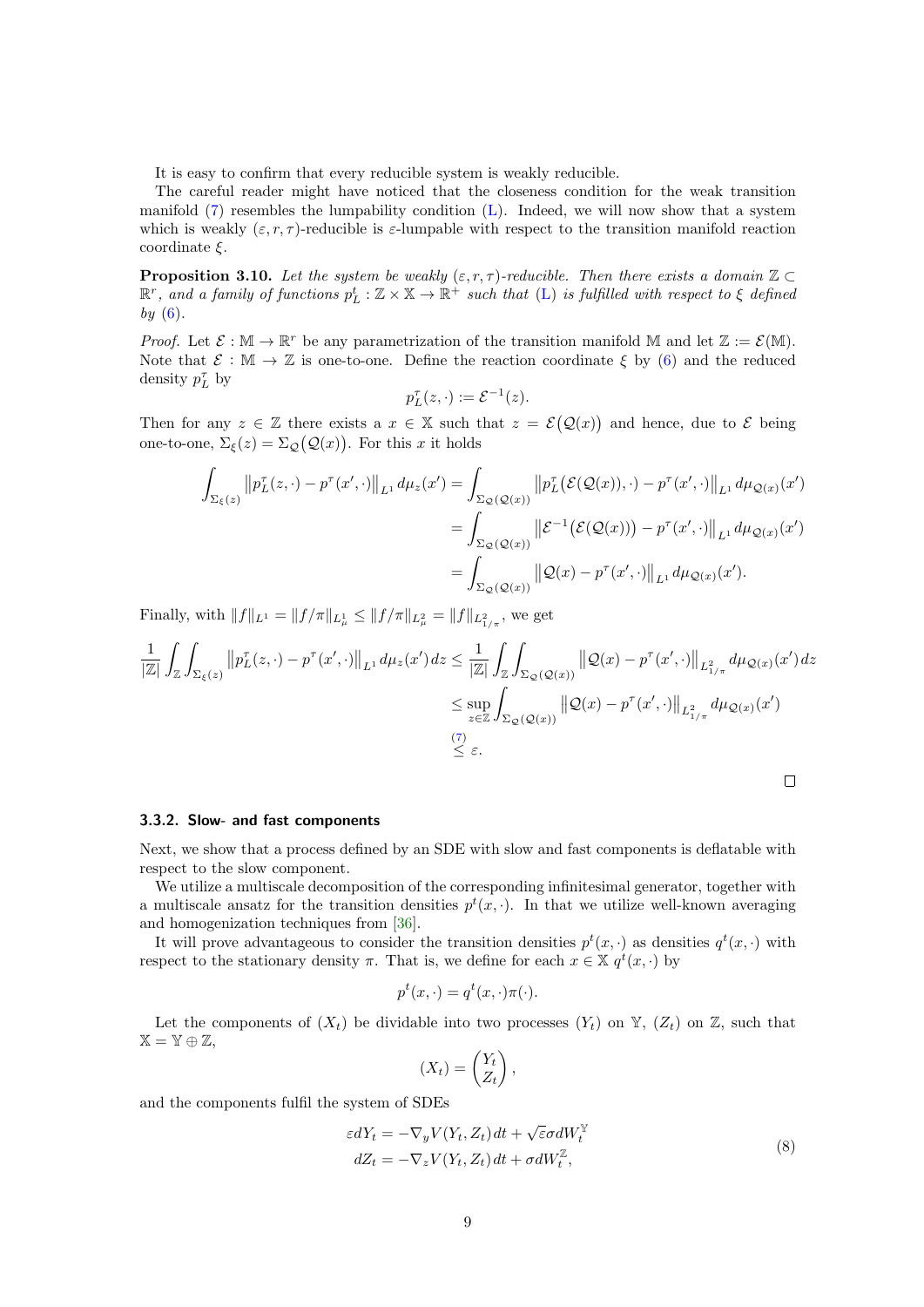It is easy to confirm that every reducible system is weakly reducible.

The careful reader might have noticed that the closeness condition for the weak transition manifold (7) resembles the lumpability condition (L). Indeed, we will now show that a system which is weakly $(\varepsilon, r, \tau)$-reducible is $\varepsilon$-lumpable with respect to the transition manifold reaction coordinate $\xi$.

**Proposition 3.10.** *Let the system be weakly $(\varepsilon, r, \tau)$-reducible. Then there exists a domain $\mathbb{Z} \subset \mathbb{R}^r$, and a family of functions $p_L^t : \mathbb{Z} \times \mathbb{X} \to \mathbb{R}^+$ such that (L) is fulfilled with respect to $\xi$ defined by (6).*

*Proof.* Let $\mathcal{E} : \mathbb{M} \to \mathbb{R}^r$ be any parametrization of the transition manifold $\mathbb{M}$ and let $\mathbb{Z} := \mathcal{E}(\mathbb{M})$. Note that $\mathcal{E} : \mathbb{M} \to \mathbb{Z}$ is one-to-one. Define the reaction coordinate $\xi$ by (6) and the reduced density $p_L^\tau$ by

$$
p_L^\tau(z, \cdot) := \mathcal{E}^{-1}(z).
$$

Then for any $z \in \mathbb{Z}$ there exists a $x \in \mathbb{X}$ such that $z = \mathcal{E}\big(\mathcal{Q}(x)\big)$ and hence, due to $\mathcal{E}$ being one-to-one, $\Sigma_\xi(z) = \Sigma_\mathcal{Q}\big(\mathcal{Q}(x)\big)$. For this $x$ it holds

$$
\begin{aligned}
\int_{\Sigma_\xi(z)} \big\| p_L^\tau(z, \cdot) - p^\tau(x', \cdot) \big\|_{L^1} \, d\mu_z(x') &= \int_{\Sigma_\mathcal{Q}(\mathcal{Q}(x))} \big\| p_L^\tau\big(\mathcal{E}(\mathcal{Q}(x)), \cdot\big) - p^\tau(x', \cdot) \big\|_{L^1} \, d\mu_{\mathcal{Q}(x)}(x') \\
&= \int_{\Sigma_\mathcal{Q}(\mathcal{Q}(x))} \big\| \mathcal{E}^{-1}\big(\mathcal{E}(\mathcal{Q}(x))\big) - p^\tau(x', \cdot) \big\|_{L^1} \, d\mu_{\mathcal{Q}(x)}(x') \\
&= \int_{\Sigma_\mathcal{Q}(\mathcal{Q}(x))} \big\| \mathcal{Q}(x) - p^\tau(x', \cdot) \big\|_{L^1} \, d\mu_{\mathcal{Q}(x)}(x').
\end{aligned}
$$

Finally, with $\|f\|_{L^1} = \|f/\pi\|_{L^1_\mu} \leq \|f/\pi\|_{L^2_\mu} = \|f\|_{L^2_{1/\pi}}$, we get

$$
\begin{aligned}
\frac{1}{|\mathbb{Z}|} \int_\mathbb{Z} \int_{\Sigma_\xi(z)} \big\| p_L^\tau(z, \cdot) - p^\tau(x', \cdot) \big\|_{L^1} \, d\mu_z(x') \, dz &\leq \frac{1}{|\mathbb{Z}|} \int_\mathbb{Z} \int_{\Sigma_\mathcal{Q}(\mathcal{Q}(x))} \big\| \mathcal{Q}(x) - p^\tau(x', \cdot) \big\|_{L^2_{1/\pi}} \, d\mu_{\mathcal{Q}(x)}(x') \, dz \\
&\leq \sup_{z \in \mathbb{Z}} \int_{\Sigma_\mathcal{Q}(\mathcal{Q}(x))} \big\| \mathcal{Q}(x) - p^\tau(x', \cdot) \big\|_{L^2_{1/\pi}} \, d\mu_{\mathcal{Q}(x)}(x') \\
&\overset{(7)}{\leq} \varepsilon.
\end{aligned}
$$

$\square$

#### 3.3.2. Slow- and fast components

Next, we show that a process defined by an SDE with slow and fast components is deflatable with respect to the slow component.

We utilize a multiscale decomposition of the corresponding infinitesimal generator, together with a multiscale ansatz for the transition densities $p^t(x, \cdot)$. In that we utilize well-known averaging and homogenization techniques from [36].

It will prove advantageous to consider the transition densities $p^t(x, \cdot)$ as densities $q^t(x, \cdot)$ with respect to the stationary density $\pi$. That is, we define for each $x \in \mathbb{X}$ $q^t(x, \cdot)$ by

$$
p^t(x, \cdot) = q^t(x, \cdot)\pi(\cdot).
$$

Let the components of $(X_t)$ be dividable into two processes $(Y_t)$ on $\mathbb{Y}$, $(Z_t)$ on $\mathbb{Z}$, such that $\mathbb{X} = \mathbb{Y} \oplus \mathbb{Z}$,

$$
(X_t) = \begin{pmatrix} Y_t \\ Z_t \end{pmatrix},
$$

and the components fulfil the system of SDEs

$$
\begin{aligned}
\varepsilon dY_t &= -\nabla_y V(Y_t, Z_t) \, dt + \sqrt{\varepsilon} \sigma dW_t^\mathbb{Y} \\
dZ_t &= -\nabla_z V(Y_t, Z_t) \, dt + \sigma dW_t^\mathbb{Z},
\end{aligned}
\tag{8}
$$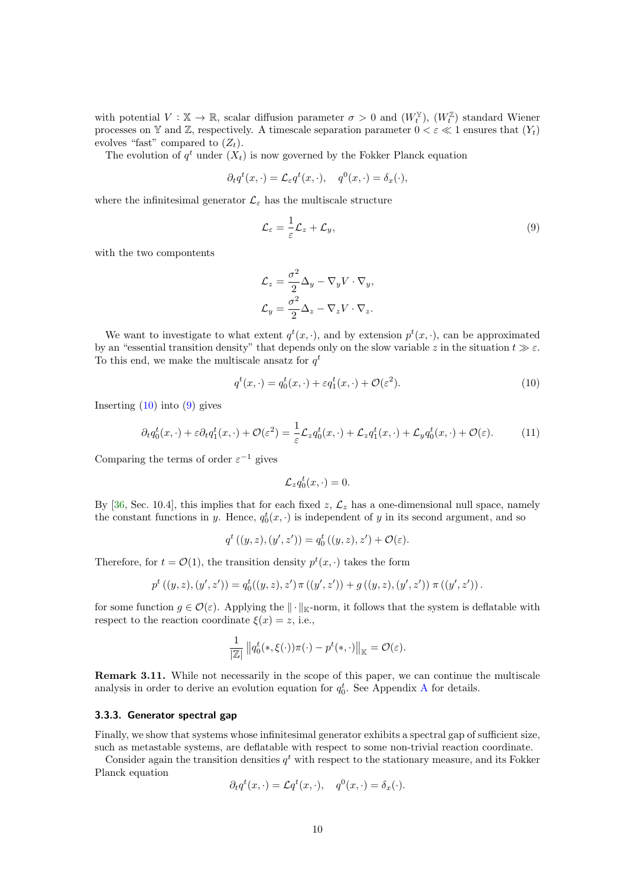with potential $V : \mathbb{X} \to \mathbb{R}$, scalar diffusion parameter $\sigma > 0$ and $(W_t^{\mathbb{Y}})$, $(W_t^{\mathbb{Z}})$ standard Wiener processes on $\mathbb{Y}$ and $\mathbb{Z}$, respectively. A timescale separation parameter $0 < \varepsilon \ll 1$ ensures that $(Y_t)$ evolves "fast" compared to $(Z_t)$.

The evolution of $q^t$ under $(X_t)$ is now governed by the Fokker Planck equation

$$\partial_t q^t(x, \cdot) = \mathcal{L}_\varepsilon q^t(x, \cdot), \quad q^0(x, \cdot) = \delta_x(\cdot),$$

where the infinitesimal generator $\mathcal{L}_\varepsilon$ has the multiscale structure

$$\mathcal{L}_\varepsilon = \frac{1}{\varepsilon}\mathcal{L}_z + \mathcal{L}_y, \tag{9}$$

with the two compontents

$$\mathcal{L}_z = \frac{\sigma^2}{2}\Delta_y - \nabla_y V \cdot \nabla_y,$$
$$\mathcal{L}_y = \frac{\sigma^2}{2}\Delta_z - \nabla_z V \cdot \nabla_z.$$

We want to investigate to what extent $q^t(x, \cdot)$, and by extension $p^t(x, \cdot)$, can be approximated by an "essential transition density" that depends only on the slow variable $z$ in the situation $t \gg \varepsilon$. To this end, we make the multiscale ansatz for $q^t$

$$q^t(x, \cdot) = q_0^t(x, \cdot) + \varepsilon q_1^t(x, \cdot) + \mathcal{O}(\varepsilon^2). \tag{10}$$

Inserting (10) into (9) gives

$$\partial_t q_0^t(x, \cdot) + \varepsilon \partial_t q_1^t(x, \cdot) + \mathcal{O}(\varepsilon^2) = \frac{1}{\varepsilon}\mathcal{L}_z q_0^t(x, \cdot) + \mathcal{L}_z q_1^t(x, \cdot) + \mathcal{L}_y q_0^t(x, \cdot) + \mathcal{O}(\varepsilon). \tag{11}$$

Comparing the terms of order $\varepsilon^{-1}$ gives

$$\mathcal{L}_z q_0^t(x, \cdot) = 0.$$

By [36, Sec. 10.4], this implies that for each fixed $z$, $\mathcal{L}_z$ has a one-dimensional null space, namely the constant functions in $y$. Hence, $q_0^t(x, \cdot)$ is independent of $y$ in its second argument, and so

$$q^t\left((y, z), (y', z')\right) = q_0^t\left((y, z), z'\right) + \mathcal{O}(\varepsilon).$$

Therefore, for $t = \mathcal{O}(1)$, the transition density $p^t(x, \cdot)$ takes the form

$$p^t\left((y, z), (y', z')\right) = q_0^t((y, z), z')\, \pi\left((y', z')\right) + g\left((y, z), (y', z')\right)\, \pi\left((y', z')\right).$$

for some function $g \in \mathcal{O}(\varepsilon)$. Applying the $\|\cdot\|_{\mathbb{K}}$-norm, it follows that the system is deflatable with respect to the reaction coordinate $\xi(x) = z$, i.e.,

$$\frac{1}{|\mathbb{Z}|}\left\| q_0^t(*, \xi(\cdot))\pi(\cdot) - p^t(*, \cdot)\right\|_{\mathbb{K}} = \mathcal{O}(\varepsilon).$$

**Remark 3.11.** While not necessarily in the scope of this paper, we can continue the multiscale analysis in order to derive an evolution equation for $q_0^t$. See Appendix A for details.

### 3.3.3. Generator spectral gap

Finally, we show that systems whose infinitesimal generator exhibits a spectral gap of sufficient size, such as metastable systems, are deflatable with respect to some non-trivial reaction coordinate.

Consider again the transition densities $q^t$ with respect to the stationary measure, and its Fokker Planck equation

$$\partial_t q^t(x, \cdot) = \mathcal{L} q^t(x, \cdot), \quad q^0(x, \cdot) = \delta_x(\cdot).$$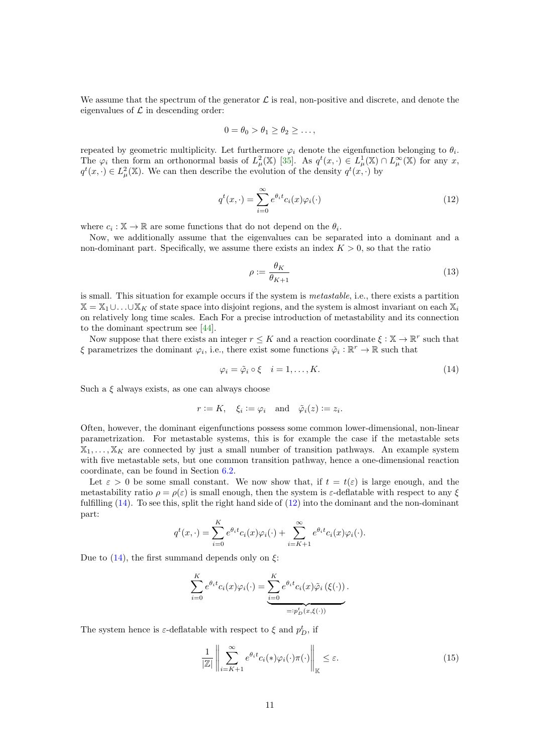We assume that the spectrum of the generator $\mathcal{L}$ is real, non-positive and discrete, and denote the eigenvalues of $\mathcal{L}$ in descending order:

$$0 = \theta_0 > \theta_1 \geq \theta_2 \geq \dots,$$

repeated by geometric multiplicity. Let furthermore $\varphi_i$ denote the eigenfunction belonging to $\theta_i$. The $\varphi_i$ then form an orthonormal basis of $L^2_\mu(\mathbb{X})$ [35]. As $q^t(x,\cdot) \in L^1_\mu(\mathbb{X}) \cap L^\infty_\mu(\mathbb{X})$ for any $x$, $q^t(x,\cdot) \in L^2_\mu(\mathbb{X})$. We can then describe the evolution of the density $q^t(x,\cdot)$ by

$$q^t(x,\cdot) = \sum_{i=0}^{\infty} e^{\theta_i t} c_i(x) \varphi_i(\cdot) \tag{12}$$

where $c_i : \mathbb{X} \to \mathbb{R}$ are some functions that do not depend on the $\theta_i$.

Now, we additionally assume that the eigenvalues can be separated into a dominant and a non-dominant part. Specifically, we assume there exists an index $K > 0$, so that the ratio

$$\rho := \frac{\theta_K}{\theta_{K+1}} \tag{13}$$

is small. This situation for example occurs if the system is *metastable*, i.e., there exists a partition $\mathbb{X} = \mathbb{X}_1 \cup \ldots \cup \mathbb{X}_K$ of state space into disjoint regions, and the system is almost invariant on each $\mathbb{X}_i$ on relatively long time scales. Each For a precise introduction of metastability and its connection to the dominant spectrum see [44].

Now suppose that there exists an integer $r \leq K$ and a reaction coordinate $\xi : \mathbb{X} \to \mathbb{R}^r$ such that $\xi$ parametrizes the dominant $\varphi_i$, i.e., there exist some functions $\tilde{\varphi}_i : \mathbb{R}^r \to \mathbb{R}$ such that

$$\varphi_i = \tilde{\varphi}_i \circ \xi \quad i = 1, \ldots, K. \tag{14}$$

Such a $\xi$ always exists, as one can always choose

$$r := K, \quad \xi_i := \varphi_i \quad \text{and} \quad \tilde{\varphi}_i(z) := z_i.$$

Often, however, the dominant eigenfunctions possess some common lower-dimensional, non-linear parametrization. For metastable systems, this is for example the case if the metastable sets $\mathbb{X}_1, \ldots, \mathbb{X}_K$ are connected by just a small number of transition pathways. An example system with five metastable sets, but one common transition pathway, hence a one-dimensional reaction coordinate, can be found in Section 6.2.

Let $\varepsilon > 0$ be some small constant. We now show that, if $t = t(\varepsilon)$ is large enough, and the metastability ratio $\rho = \rho(\varepsilon)$ is small enough, then the system is $\varepsilon$-deflatable with respect to any $\xi$ fulfilling (14). To see this, split the right hand side of (12) into the dominant and the non-dominant part:

$$q^t(x,\cdot) = \sum_{i=0}^{K} e^{\theta_i t} c_i(x) \varphi_i(\cdot) + \sum_{i=K+1}^{\infty} e^{\theta_i t} c_i(x) \varphi_i(\cdot).$$

Due to (14), the first summand depends only on $\xi$:

$$\sum_{i=0}^{K} e^{\theta_i t} c_i(x) \varphi_i(\cdot) = \underbrace{\sum_{i=0}^{K} e^{\theta_i t} c_i(x) \tilde{\varphi}_i\left(\xi(\cdot)\right)}_{=: p_D^t(x, \xi(\cdot))}.$$

The system hence is $\varepsilon$-deflatable with respect to $\xi$ and $p_D^t$, if

$$\frac{1}{|\mathbb{Z}|} \left\| \sum_{i=K+1}^{\infty} e^{\theta_i t} c_i(*) \varphi_i(\cdot) \pi(\cdot) \right\|_{\mathbb{K}} \leq \varepsilon. \tag{15}$$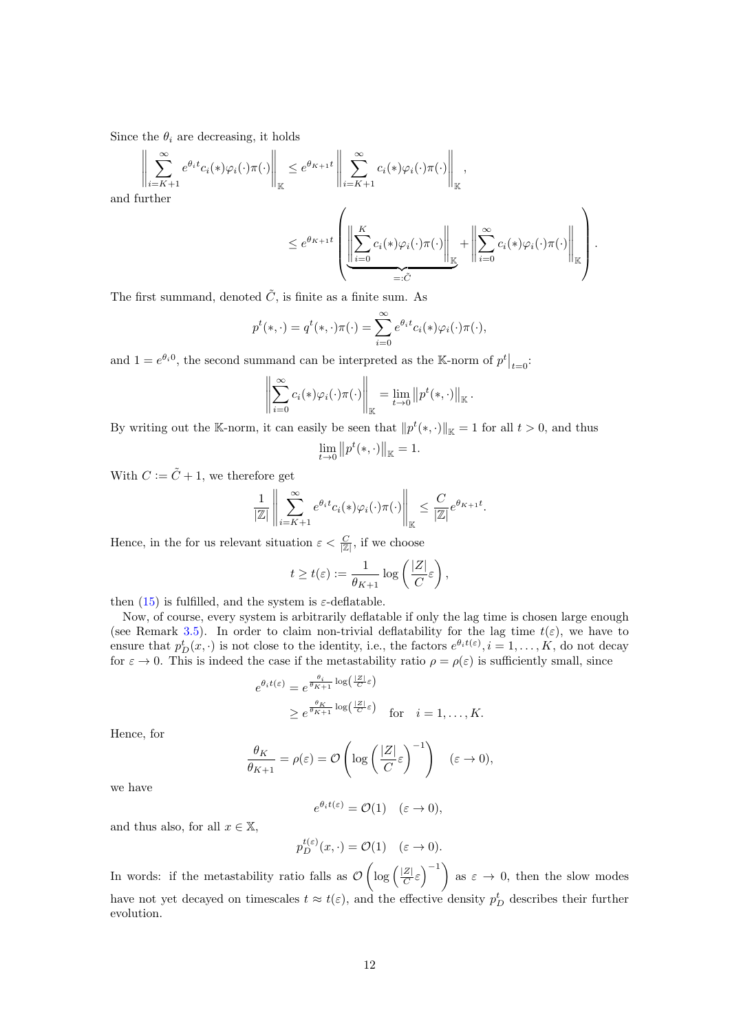Since the $\theta_i$ are decreasing, it holds

$$\left\| \sum_{i=K+1}^{\infty} e^{\theta_i t} c_i(*) \varphi_i(\cdot) \pi(\cdot) \right\|_{\mathbb{K}} \leq e^{\theta_{K+1} t} \left\| \sum_{i=K+1}^{\infty} c_i(*) \varphi_i(\cdot) \pi(\cdot) \right\|_{\mathbb{K}},$$

and further

$$\leq e^{\theta_{K+1} t} \left( \underbrace{\left\| \sum_{i=0}^{K} c_i(*) \varphi_i(\cdot) \pi(\cdot) \right\|_{\mathbb{K}}}_{=:\tilde{C}} + \left\| \sum_{i=0}^{\infty} c_i(*) \varphi_i(\cdot) \pi(\cdot) \right\|_{\mathbb{K}} \right).$$

The first summand, denoted $\tilde{C}$, is finite as a finite sum. As

$$p^t(*, \cdot) = q^t(*, \cdot) \pi(\cdot) = \sum_{i=0}^{\infty} e^{\theta_i t} c_i(*) \varphi_i(\cdot) \pi(\cdot),$$

and $1 = e^{\theta_i 0}$, the second summand can be interpreted as the $\mathbb{K}$-norm of $p^t\big|_{t=0}$:

$$\left\| \sum_{i=0}^{\infty} c_i(*) \varphi_i(\cdot) \pi(\cdot) \right\|_{\mathbb{K}} = \lim_{t \to 0} \left\| p^t(*, \cdot) \right\|_{\mathbb{K}}.$$

By writing out the $\mathbb{K}$-norm, it can easily be seen that $\|p^t(*, \cdot)\|_{\mathbb{K}} = 1$ for all $t > 0$, and thus

$$\lim_{t \to 0} \left\| p^t(*, \cdot) \right\|_{\mathbb{K}} = 1.$$

With $C := \tilde{C} + 1$, we therefore get

$$\frac{1}{|\mathbb{Z}|} \left\| \sum_{i=K+1}^{\infty} e^{\theta_i t} c_i(*) \varphi_i(\cdot) \pi(\cdot) \right\|_{\mathbb{K}} \leq \frac{C}{|\mathbb{Z}|} e^{\theta_{K+1} t}.$$

Hence, in the for us relevant situation $\varepsilon < \frac{C}{|\mathbb{Z}|}$, if we choose

$$t \geq t(\varepsilon) := \frac{1}{\theta_{K+1}} \log\left( \frac{|Z|}{C} \varepsilon \right),$$

then (15) is fulfilled, and the system is $\varepsilon$-deflatable.

Now, of course, every system is arbitrarily deflatable if only the lag time is chosen large enough (see Remark 3.5). In order to claim non-trivial deflatability for the lag time $t(\varepsilon)$, we have to ensure that $p_D^t(x, \cdot)$ is not close to the identity, i.e., the factors $e^{\theta_i t(\varepsilon)}, i = 1, \ldots, K$, do not decay for $\varepsilon \to 0$. This is indeed the case if the metastability ratio $\rho = \rho(\varepsilon)$ is sufficiently small, since

$$\begin{aligned} e^{\theta_i t(\varepsilon)} &= e^{\frac{\theta_i}{\theta_{K+1}} \log\left( \frac{|Z|}{C} \varepsilon \right)} \\ &\geq e^{\frac{\theta_K}{\theta_{K+1}} \log\left( \frac{|Z|}{C} \varepsilon \right)} \quad \text{for} \quad i = 1, \ldots, K. \end{aligned}$$

Hence, for

$$\frac{\theta_K}{\theta_{K+1}} = \rho(\varepsilon) = \mathcal{O}\left( \log\left( \frac{|Z|}{C} \varepsilon \right)^{-1} \right) \quad (\varepsilon \to 0),$$

we have

$$e^{\theta_i t(\varepsilon)} = \mathcal{O}(1) \quad (\varepsilon \to 0),$$

and thus also, for all $x \in \mathbb{X}$,

$$p_D^{t(\varepsilon)}(x, \cdot) = \mathcal{O}(1) \quad (\varepsilon \to 0).$$

In words: if the metastability ratio falls as $\mathcal{O}\left( \log\left( \frac{|Z|}{C} \varepsilon \right)^{-1} \right)$ as $\varepsilon \to 0$, then the slow modes have not yet decayed on timescales $t \approx t(\varepsilon)$, and the effective density $p_D^t$ describes their further evolution.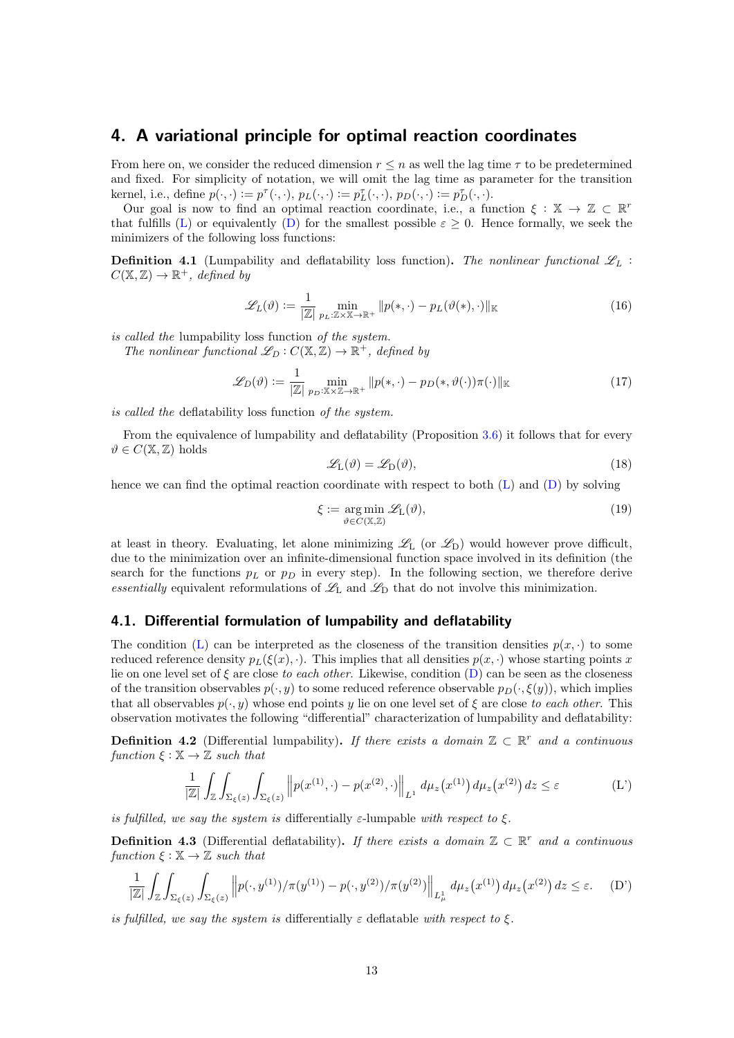## 4. A variational principle for optimal reaction coordinates

From here on, we consider the reduced dimension $r \leq n$ as well the lag time $\tau$ to be predetermined and fixed. For simplicity of notation, we will omit the lag time as parameter for the transition kernel, i.e., define $p(\cdot,\cdot) := p^\tau(\cdot,\cdot)$, $p_L(\cdot,\cdot) := p_L^\tau(\cdot,\cdot)$, $p_D(\cdot,\cdot) := p_D^\tau(\cdot,\cdot)$.

Our goal is now to find an optimal reaction coordinate, i.e., a function $\xi : \mathbb{X} \to \mathbb{Z} \subset \mathbb{R}^r$ that fulfills (L) or equivalently (D) for the smallest possible $\varepsilon \geq 0$. Hence formally, we seek the minimizers of the following loss functions:

**Definition 4.1** (Lumpability and deflatability loss function)**.** *The nonlinear functional $\mathscr{L}_L : C(\mathbb{X},\mathbb{Z}) \to \mathbb{R}^+$, defined by*

$$\mathscr{L}_L(\vartheta) := \frac{1}{|\mathbb{Z}|} \min_{p_L : \mathbb{Z}\times\mathbb{X}\to\mathbb{R}^+} \|p(*,\cdot) - p_L(\vartheta(*),\cdot)\|_{\mathbb{K}} \tag{16}$$

*is called the* lumpability loss function *of the system.*

*The nonlinear functional $\mathscr{L}_D : C(\mathbb{X},\mathbb{Z}) \to \mathbb{R}^+$, defined by*

$$\mathscr{L}_D(\vartheta) := \frac{1}{|\mathbb{Z}|} \min_{p_D : \mathbb{X}\times\mathbb{Z}\to\mathbb{R}^+} \|p(*,\cdot) - p_D(*,\vartheta(\cdot))\pi(\cdot)\|_{\mathbb{K}} \tag{17}$$

*is called the* deflatability loss function *of the system.*

From the equivalence of lumpability and deflatability (Proposition 3.6) it follows that for every $\vartheta \in C(\mathbb{X},\mathbb{Z})$ holds

$$\mathscr{L}_{\mathrm{L}}(\vartheta) = \mathscr{L}_{\mathrm{D}}(\vartheta), \tag{18}$$

hence we can find the optimal reaction coordinate with respect to both (L) and (D) by solving

$$\xi := \operatorname*{arg\,min}_{\vartheta\in C(\mathbb{X},\mathbb{Z})} \mathscr{L}_{\mathrm{L}}(\vartheta), \tag{19}$$

at least in theory. Evaluating, let alone minimizing $\mathscr{L}_{\mathrm{L}}$ (or $\mathscr{L}_{\mathrm{D}}$) would however prove difficult, due to the minimization over an infinite-dimensional function space involved in its definition (the search for the functions $p_L$ or $p_D$ in every step). In the following section, we therefore derive *essentially* equivalent reformulations of $\mathscr{L}_{\mathrm{L}}$ and $\mathscr{L}_{\mathrm{D}}$ that do not involve this minimization.

### 4.1. Differential formulation of lumpability and deflatability

The condition (L) can be interpreted as the closeness of the transition densities $p(x,\cdot)$ to some reduced reference density $p_L(\xi(x),\cdot)$. This implies that all densities $p(x,\cdot)$ whose starting points $x$ lie on one level set of $\xi$ are close *to each other*. Likewise, condition (D) can be seen as the closeness of the transition observables $p(\cdot,y)$ to some reduced reference observable $p_D(\cdot,\xi(y))$, which implies that all observables $p(\cdot,y)$ whose end points $y$ lie on one level set of $\xi$ are close *to each other*. This observation motivates the following "differential" characterization of lumpability and deflatability:

**Definition 4.2** (Differential lumpability)**.** *If there exists a domain $\mathbb{Z} \subset \mathbb{R}^r$ and a continuous function $\xi : \mathbb{X} \to \mathbb{Z}$ such that*

$$\frac{1}{|\mathbb{Z}|}\int_{\mathbb{Z}}\int_{\Sigma_\xi(z)}\int_{\Sigma_\xi(z)} \left\| p(x^{(1)},\cdot) - p(x^{(2)},\cdot)\right\|_{L^1} d\mu_z\big(x^{(1)}\big)\, d\mu_z\big(x^{(2)}\big)\, dz \leq \varepsilon \tag{L'}$$

*is fulfilled, we say the system is* differentially $\varepsilon$-lumpable *with respect to $\xi$.*

**Definition 4.3** (Differential deflatability)**.** *If there exists a domain $\mathbb{Z} \subset \mathbb{R}^r$ and a continuous function $\xi : \mathbb{X} \to \mathbb{Z}$ such that*

$$\frac{1}{|\mathbb{Z}|}\int_{\mathbb{Z}}\int_{\Sigma_\xi(z)}\int_{\Sigma_\xi(z)} \left\| p(\cdot,y^{(1)})/\pi(y^{(1)}) - p(\cdot,y^{(2)})/\pi(y^{(2)})\right\|_{L^1_\mu} d\mu_z\big(x^{(1)}\big)\, d\mu_z\big(x^{(2)}\big)\, dz \leq \varepsilon. \tag{D'}$$

*is fulfilled, we say the system is* differentially $\varepsilon$ deflatable *with respect to $\xi$.*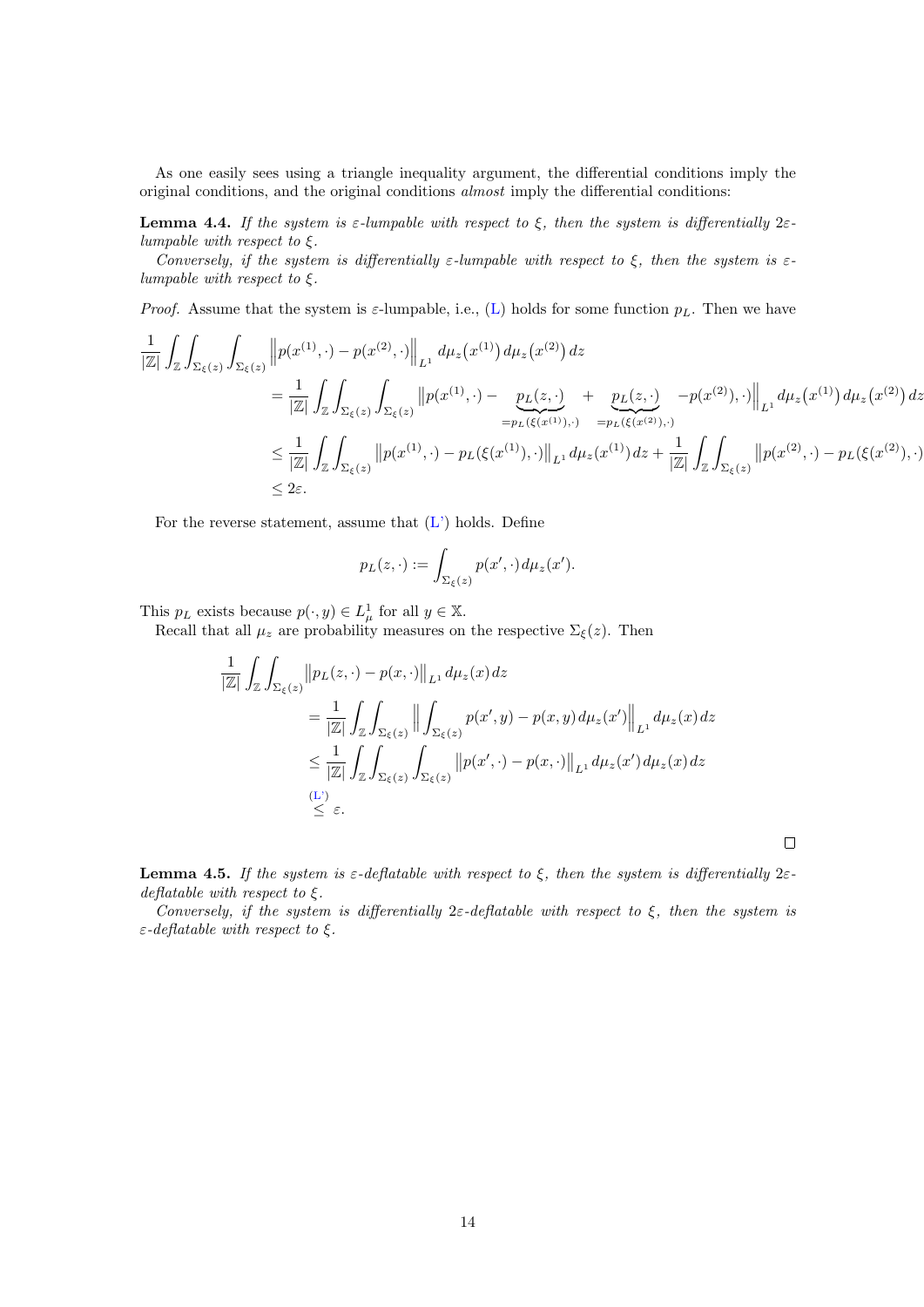As one easily sees using a triangle inequality argument, the differential conditions imply the original conditions, and the original conditions *almost* imply the differential conditions:

**Lemma 4.4.** *If the system is $\varepsilon$-lumpable with respect to $\xi$, then the system is differentially $2\varepsilon$-lumpable with respect to $\xi$.*

*Conversely, if the system is differentially $\varepsilon$-lumpable with respect to $\xi$, then the system is $\varepsilon$-lumpable with respect to $\xi$.*

*Proof.* Assume that the system is $\varepsilon$-lumpable, i.e., (L) holds for some function $p_L$. Then we have

$$\begin{aligned}
&\frac{1}{|\mathbb{Z}|}\int_{\mathbb{Z}}\int_{\Sigma_\xi(z)}\int_{\Sigma_\xi(z)}\left\|p(x^{(1)},\cdot)-p(x^{(2)},\cdot)\right\|_{L^1}d\mu_z\big(x^{(1)}\big)\,d\mu_z\big(x^{(2)}\big)\,dz \\
&\quad= \frac{1}{|\mathbb{Z}|}\int_{\mathbb{Z}}\int_{\Sigma_\xi(z)}\int_{\Sigma_\xi(z)}\Big\|p(x^{(1)},\cdot)-\underbrace{p_L(z,\cdot)}_{=p_L(\xi(x^{(1)}),\cdot)}+\underbrace{p_L(z,\cdot)}_{=p_L(\xi(x^{(2)}),\cdot)}-p(x^{(2)}),\cdot)\Big\|_{L^1}d\mu_z\big(x^{(1)}\big)\,d\mu_z\big(x^{(2)}\big)\,dz \\
&\quad\le \frac{1}{|\mathbb{Z}|}\int_{\mathbb{Z}}\int_{\Sigma_\xi(z)}\left\|p(x^{(1)},\cdot)-p_L(\xi(x^{(1)}),\cdot)\right\|_{L^1}d\mu_z(x^{(1)})\,dz+\frac{1}{|\mathbb{Z}|}\int_{\mathbb{Z}}\int_{\Sigma_\xi(z)}\left\|p(x^{(2)},\cdot)-p_L(\xi(x^{(2)}),\cdot)\right. \\
&\quad\le 2\varepsilon.
\end{aligned}$$

For the reverse statement, assume that (L') holds. Define

$$p_L(z,\cdot):=\int_{\Sigma_\xi(z)}p(x',\cdot)\,d\mu_z(x').$$

This $p_L$ exists because $p(\cdot,y)\in L^1_\mu$ for all $y\in\mathbb{X}$.

Recall that all $\mu_z$ are probability measures on the respective $\Sigma_\xi(z)$. Then

$$\begin{aligned}
&\frac{1}{|\mathbb{Z}|}\int_{\mathbb{Z}}\int_{\Sigma_\xi(z)}\left\|p_L(z,\cdot)-p(x,\cdot)\right\|_{L^1}d\mu_z(x)\,dz \\
&\quad= \frac{1}{|\mathbb{Z}|}\int_{\mathbb{Z}}\int_{\Sigma_\xi(z)}\left\|\int_{\Sigma_\xi(z)}p(x',y)-p(x,y)\,d\mu_z(x')\right\|_{L^1}d\mu_z(x)\,dz \\
&\quad\le \frac{1}{|\mathbb{Z}|}\int_{\mathbb{Z}}\int_{\Sigma_\xi(z)}\int_{\Sigma_\xi(z)}\left\|p(x',\cdot)-p(x,\cdot)\right\|_{L^1}d\mu_z(x')\,d\mu_z(x)\,dz \\
&\quad\overset{\text{(L')}}{\le} \varepsilon.
\end{aligned}$$

$\square$

**Lemma 4.5.** *If the system is $\varepsilon$-deflatable with respect to $\xi$, then the system is differentially $2\varepsilon$-deflatable with respect to $\xi$.*

*Conversely, if the system is differentially $2\varepsilon$-deflatable with respect to $\xi$, then the system is $\varepsilon$-deflatable with respect to $\xi$.*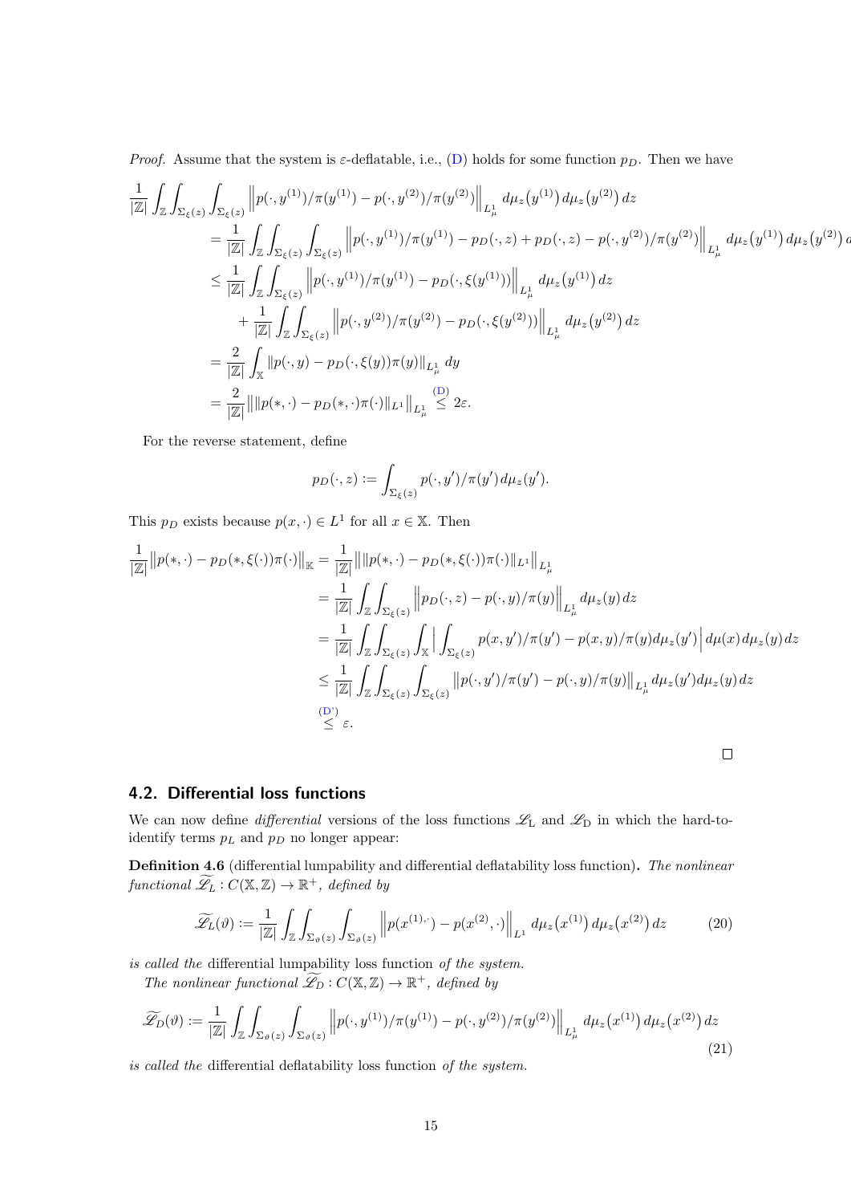*Proof.* Assume that the system is $\varepsilon$-deflatable, i.e., (D) holds for some function $p_D$. Then we have

$$
\begin{aligned}
\frac{1}{|\mathbb{Z}|}\int_{\mathbb{Z}}\int_{\Sigma_\xi(z)}\int_{\Sigma_\xi(z)} &\left\| p(\cdot,y^{(1)})/\pi(y^{(1)}) - p(\cdot,y^{(2)})/\pi(y^{(2)})\right\|_{L^1_\mu} d\mu_z\big(y^{(1)}\big)\, d\mu_z\big(y^{(2)}\big)\, dz \\
&= \frac{1}{|\mathbb{Z}|}\int_{\mathbb{Z}}\int_{\Sigma_\xi(z)}\int_{\Sigma_\xi(z)} \left\| p(\cdot,y^{(1)})/\pi(y^{(1)}) - p_D(\cdot,z) + p_D(\cdot,z) - p(\cdot,y^{(2)})/\pi(y^{(2)})\right\|_{L^1_\mu} d\mu_z\big(y^{(1)}\big)\, d\mu_z\big(y^{(2)}\big)\, dz \\
&\le \frac{1}{|\mathbb{Z}|}\int_{\mathbb{Z}}\int_{\Sigma_\xi(z)} \left\| p(\cdot,y^{(1)})/\pi(y^{(1)}) - p_D(\cdot,\xi(y^{(1)}))\right\|_{L^1_\mu} d\mu_z\big(y^{(1)}\big)\, dz \\
&\quad + \frac{1}{|\mathbb{Z}|}\int_{\mathbb{Z}}\int_{\Sigma_\xi(z)} \left\| p(\cdot,y^{(2)})/\pi(y^{(2)}) - p_D(\cdot,\xi(y^{(2)}))\right\|_{L^1_\mu} d\mu_z\big(y^{(2)}\big)\, dz \\
&= \frac{2}{|\mathbb{Z}|}\int_{\mathbb{X}} \| p(\cdot,y) - p_D(\cdot,\xi(y))\pi(y)\|_{L^1_\mu}\, dy \\
&= \frac{2}{|\mathbb{Z}|}\big\| \| p(*,\cdot) - p_D(*,\cdot)\pi(\cdot)\|_{L^1}\big\|_{L^1_\mu} \overset{\text{(D)}}{\le} 2\varepsilon.
\end{aligned}
$$

For the reverse statement, define

$$
p_D(\cdot,z) := \int_{\Sigma_\xi(z)} p(\cdot,y')/\pi(y')\, d\mu_z(y').
$$

This $p_D$ exists because $p(x,\cdot) \in L^1$ for all $x \in \mathbb{X}$. Then

$$
\begin{aligned}
\frac{1}{|\mathbb{Z}|}\big\| p(*,\cdot) - p_D(*,\xi(\cdot))\pi(\cdot)\big\|_{\mathbb{K}} &= \frac{1}{|\mathbb{Z}|}\big\| \| p(*,\cdot) - p_D(*,\xi(\cdot))\pi(\cdot)\|_{L^1}\big\|_{L^1_\mu} \\
&= \frac{1}{|\mathbb{Z}|}\int_{\mathbb{Z}}\int_{\Sigma_\xi(z)} \left\| p_D(\cdot,z) - p(\cdot,y)/\pi(y)\right\|_{L^1_\mu} d\mu_z(y)\, dz \\
&= \frac{1}{|\mathbb{Z}|}\int_{\mathbb{Z}}\int_{\Sigma_\xi(z)}\int_{\mathbb{X}} \Big| \int_{\Sigma_\xi(z)} p(x,y')/\pi(y') - p(x,y)/\pi(y) d\mu_z(y')\Big|\, d\mu(x)\, d\mu_z(y)\, dz \\
&\le \frac{1}{|\mathbb{Z}|}\int_{\mathbb{Z}}\int_{\Sigma_\xi(z)}\int_{\Sigma_\xi(z)} \left\| p(\cdot,y')/\pi(y') - p(\cdot,y)/\pi(y)\right\|_{L^1_\mu} d\mu_z(y') d\mu_z(y)\, dz \\
&\overset{\text{(D')}}{\le} \varepsilon.
\end{aligned}
$$

$\square$

## 4.2. Differential loss functions

We can now define *differential* versions of the loss functions $\mathscr{L}_\mathrm{L}$ and $\mathscr{L}_\mathrm{D}$ in which the hard-to-identify terms $p_L$ and $p_D$ no longer appear:

**Definition 4.6** (differential lumpability and differential deflatability loss function)**.** *The nonlinear functional* $\widetilde{\mathscr{L}_L} : C(\mathbb{X},\mathbb{Z}) \to \mathbb{R}^+$*, defined by*

$$
\widetilde{\mathscr{L}_L}(\vartheta) := \frac{1}{|\mathbb{Z}|}\int_{\mathbb{Z}}\int_{\Sigma_\vartheta(z)}\int_{\Sigma_\vartheta(z)} \left\| p(x^{(1)},\cdot) - p(x^{(2)},\cdot)\right\|_{L^1} d\mu_z\big(x^{(1)}\big)\, d\mu_z\big(x^{(2)}\big)\, dz \tag{20}
$$

*is called the* differential lumpability loss function *of the system.*

*The nonlinear functional* $\widetilde{\mathscr{L}_D} : C(\mathbb{X},\mathbb{Z}) \to \mathbb{R}^+$*, defined by*

$$
\widetilde{\mathscr{L}_D}(\vartheta) := \frac{1}{|\mathbb{Z}|}\int_{\mathbb{Z}}\int_{\Sigma_\vartheta(z)}\int_{\Sigma_\vartheta(z)} \left\| p(\cdot,y^{(1)})/\pi(y^{(1)}) - p(\cdot,y^{(2)})/\pi(y^{(2)})\right\|_{L^1_\mu} d\mu_z\big(x^{(1)}\big)\, d\mu_z\big(x^{(2)}\big)\, dz \tag{21}
$$

*is called the* differential deflatability loss function *of the system.*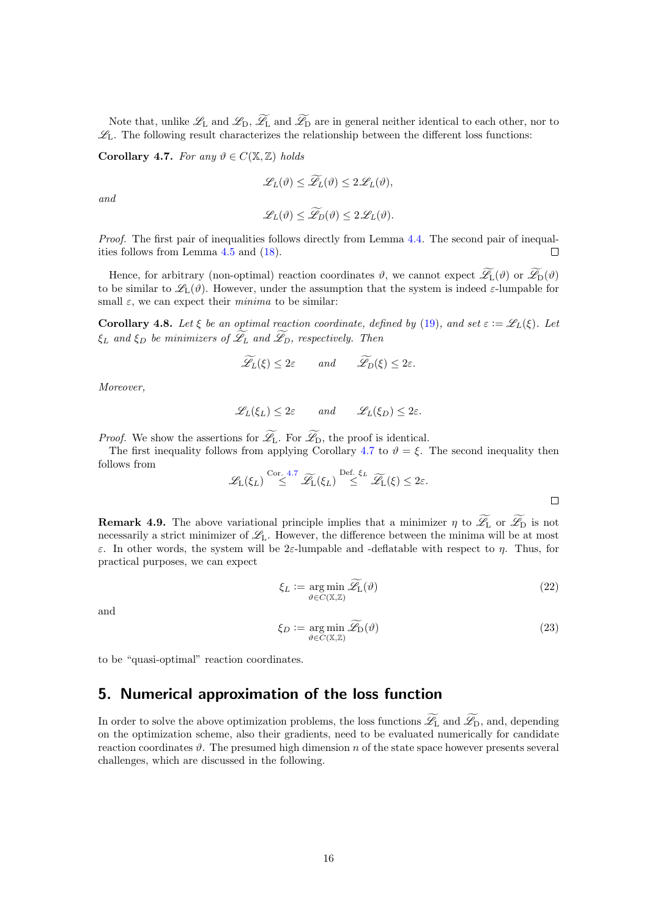Note that, unlike $\mathscr{L}_\mathrm{L}$ and $\mathscr{L}_\mathrm{D}$, $\widetilde{\mathscr{L}}_\mathrm{L}$ and $\widetilde{\mathscr{L}}_\mathrm{D}$ are in general neither identical to each other, nor to $\mathscr{L}_\mathrm{L}$. The following result characterizes the relationship between the different loss functions:

**Corollary 4.7.** *For any $\vartheta \in C(\mathbb{X}, \mathbb{Z})$ holds*

$$\mathscr{L}_L(\vartheta) \leq \widetilde{\mathscr{L}}_L(\vartheta) \leq 2\,\mathscr{L}_L(\vartheta),$$

*and*

$$\mathscr{L}_L(\vartheta) \leq \widetilde{\mathscr{L}}_D(\vartheta) \leq 2\,\mathscr{L}_L(\vartheta).$$

*Proof.* The first pair of inequalities follows directly from Lemma 4.4. The second pair of inequalities follows from Lemma 4.5 and (18). □

Hence, for arbitrary (non-optimal) reaction coordinates $\vartheta$, we cannot expect $\widetilde{\mathscr{L}}_\mathrm{L}(\vartheta)$ or $\widetilde{\mathscr{L}}_\mathrm{D}(\vartheta)$ to be similar to $\mathscr{L}_\mathrm{L}(\vartheta)$. However, under the assumption that the system is indeed $\varepsilon$-lumpable for small $\varepsilon$, we can expect their *minima* to be similar:

**Corollary 4.8.** *Let $\xi$ be an optimal reaction coordinate, defined by (19), and set $\varepsilon := \mathscr{L}_L(\xi)$. Let $\xi_L$ and $\xi_D$ be minimizers of $\widetilde{\mathscr{L}}_L$ and $\widetilde{\mathscr{L}}_D$, respectively. Then*

$$\widetilde{\mathscr{L}}_L(\xi) \leq 2\varepsilon \qquad \text{and} \qquad \widetilde{\mathscr{L}}_D(\xi) \leq 2\varepsilon.$$

*Moreover,*

$$\mathscr{L}_L(\xi_L) \leq 2\varepsilon \qquad \text{and} \qquad \mathscr{L}_L(\xi_D) \leq 2\varepsilon.$$

*Proof.* We show the assertions for $\widetilde{\mathscr{L}}_\mathrm{L}$. For $\widetilde{\mathscr{L}}_\mathrm{D}$, the proof is identical.

The first inequality follows from applying Corollary 4.7 to $\vartheta = \xi$. The second inequality then follows from

$$\mathscr{L}_\mathrm{L}(\xi_L) \overset{\text{Cor. 4.7}}{\leq} \widetilde{\mathscr{L}}_\mathrm{L}(\xi_L) \overset{\text{Def. } \xi_L}{\leq} \widetilde{\mathscr{L}}_\mathrm{L}(\xi) \leq 2\varepsilon.$$

□

**Remark 4.9.** The above variational principle implies that a minimizer $\eta$ to $\widetilde{\mathscr{L}}_\mathrm{L}$ or $\widetilde{\mathscr{L}}_\mathrm{D}$ is not necessarily a strict minimizer of $\mathscr{L}_\mathrm{L}$. However, the difference between the minima will be at most $\varepsilon$. In other words, the system will be $2\varepsilon$-lumpable and -deflatable with respect to $\eta$. Thus, for practical purposes, we can expect

$$\xi_L := \underset{\vartheta \in C(\mathbb{X}, \mathbb{Z})}{\arg\min}\, \widetilde{\mathscr{L}}_\mathrm{L}(\vartheta) \tag{22}$$

and

$$\xi_D := \underset{\vartheta \in C(\mathbb{X}, \mathbb{Z})}{\arg\min}\, \widetilde{\mathscr{L}}_\mathrm{D}(\vartheta) \tag{23}$$

to be "quasi-optimal" reaction coordinates.

## 5. Numerical approximation of the loss function

In order to solve the above optimization problems, the loss functions $\widetilde{\mathscr{L}}_\mathrm{L}$ and $\widetilde{\mathscr{L}}_\mathrm{D}$, and, depending on the optimization scheme, also their gradients, need to be evaluated numerically for candidate reaction coordinates $\vartheta$. The presumed high dimension $n$ of the state space however presents several challenges, which are discussed in the following.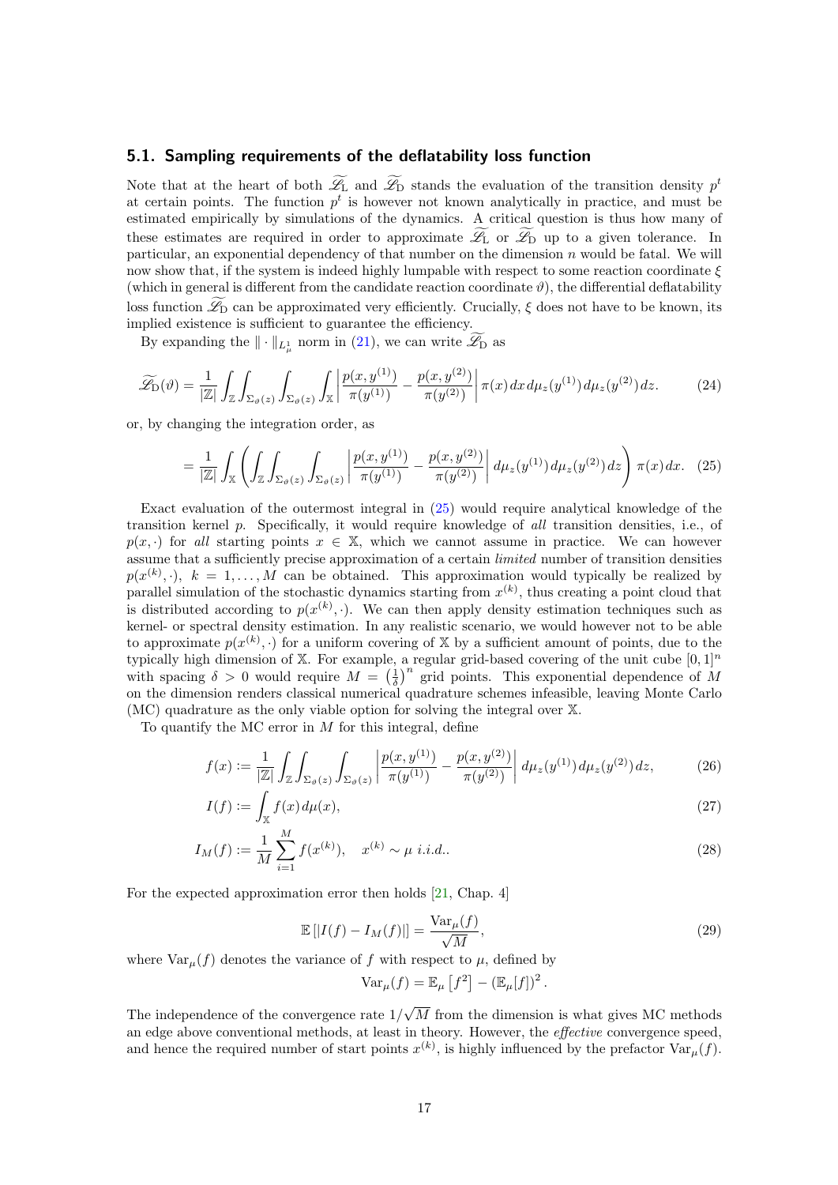### 5.1. Sampling requirements of the deflatability loss function

Note that at the heart of both $\widetilde{\mathscr{L}}_\mathrm{L}$ and $\widetilde{\mathscr{L}}_\mathrm{D}$ stands the evaluation of the transition density $p^t$ at certain points. The function $p^t$ is however not known analytically in practice, and must be estimated empirically by simulations of the dynamics. A critical question is thus how many of these estimates are required in order to approximate $\widetilde{\mathscr{L}}_\mathrm{L}$ or $\widetilde{\mathscr{L}}_\mathrm{D}$ up to a given tolerance. In particular, an exponential dependency of that number on the dimension $n$ would be fatal. We will now show that, if the system is indeed highly lumpable with respect to some reaction coordinate $\xi$ (which in general is different from the candidate reaction coordinate $\vartheta$), the differential deflatability loss function $\widetilde{\mathscr{L}}_\mathrm{D}$ can be approximated very efficiently. Crucially, $\xi$ does not have to be known, its implied existence is sufficient to guarantee the efficiency.

By expanding the $\|\cdot\|_{L^1_\mu}$ norm in (21), we can write $\widetilde{\mathscr{L}}_\mathrm{D}$ as

$$\widetilde{\mathscr{L}}_\mathrm{D}(\vartheta) = \frac{1}{|\mathbb{Z}|}\int_\mathbb{Z}\int_{\Sigma_\vartheta(z)}\int_{\Sigma_\vartheta(z)}\int_\mathbb{X}\left|\frac{p(x,y^{(1)})}{\pi(y^{(1)})} - \frac{p(x,y^{(2)})}{\pi(y^{(2)})}\right|\pi(x)\,dx\,d\mu_z(y^{(1)})\,d\mu_z(y^{(2)})\,dz. \tag{24}$$

or, by changing the integration order, as

$$= \frac{1}{|\mathbb{Z}|}\int_\mathbb{X}\left(\int_\mathbb{Z}\int_{\Sigma_\vartheta(z)}\int_{\Sigma_\vartheta(z)}\left|\frac{p(x,y^{(1)})}{\pi(y^{(1)})} - \frac{p(x,y^{(2)})}{\pi(y^{(2)})}\right|d\mu_z(y^{(1)})\,d\mu_z(y^{(2)})\,dz\right)\pi(x)\,dx. \tag{25}$$

Exact evaluation of the outermost integral in (25) would require analytical knowledge of the transition kernel $p$. Specifically, it would require knowledge of *all* transition densities, i.e., of $p(x,\cdot)$ for *all* starting points $x \in \mathbb{X}$, which we cannot assume in practice. We can however assume that a sufficiently precise approximation of a certain *limited* number of transition densities $p(x^{(k)},\cdot),\ k = 1,\dots,M$ can be obtained. This approximation would typically be realized by parallel simulation of the stochastic dynamics starting from $x^{(k)}$, thus creating a point cloud that is distributed according to $p(x^{(k)},\cdot)$. We can then apply density estimation techniques such as kernel- or spectral density estimation. In any realistic scenario, we would however not to be able to approximate $p(x^{(k)},\cdot)$ for a uniform covering of $\mathbb{X}$ by a sufficient amount of points, due to the typically high dimension of $\mathbb{X}$. For example, a regular grid-based covering of the unit cube $[0,1]^n$ with spacing $\delta > 0$ would require $M = \left(\frac{1}{\delta}\right)^n$ grid points. This exponential dependence of $M$ on the dimension renders classical numerical quadrature schemes infeasible, leaving Monte Carlo (MC) quadrature as the only viable option for solving the integral over $\mathbb{X}$.

To quantify the MC error in $M$ for this integral, define

$$f(x) := \frac{1}{|\mathbb{Z}|}\int_\mathbb{Z}\int_{\Sigma_\vartheta(z)}\int_{\Sigma_\vartheta(z)}\left|\frac{p(x,y^{(1)})}{\pi(y^{(1)})} - \frac{p(x,y^{(2)})}{\pi(y^{(2)})}\right|d\mu_z(y^{(1)})\,d\mu_z(y^{(2)})\,dz, \tag{26}$$

$$I(f) := \int_\mathbb{X} f(x)\,d\mu(x), \tag{27}$$

$$I_M(f) := \frac{1}{M}\sum_{i=1}^M f(x^{(k)}), \quad x^{(k)} \sim \mu \ \textit{i.i.d.}. \tag{28}$$

For the expected approximation error then holds [21, Chap. 4]

$$\mathbb{E}\left[|I(f) - I_M(f)|\right] = \frac{\mathrm{Var}_\mu(f)}{\sqrt{M}}, \tag{29}$$

where $\mathrm{Var}_\mu(f)$ denotes the variance of $f$ with respect to $\mu$, defined by

$$\mathrm{Var}_\mu(f) = \mathbb{E}_\mu\left[f^2\right] - \left(\mathbb{E}_\mu[f]\right)^2.$$

The independence of the convergence rate $1/\sqrt{M}$ from the dimension is what gives MC methods an edge above conventional methods, at least in theory. However, the *effective* convergence speed, and hence the required number of start points $x^{(k)}$, is highly influenced by the prefactor $\mathrm{Var}_\mu(f)$.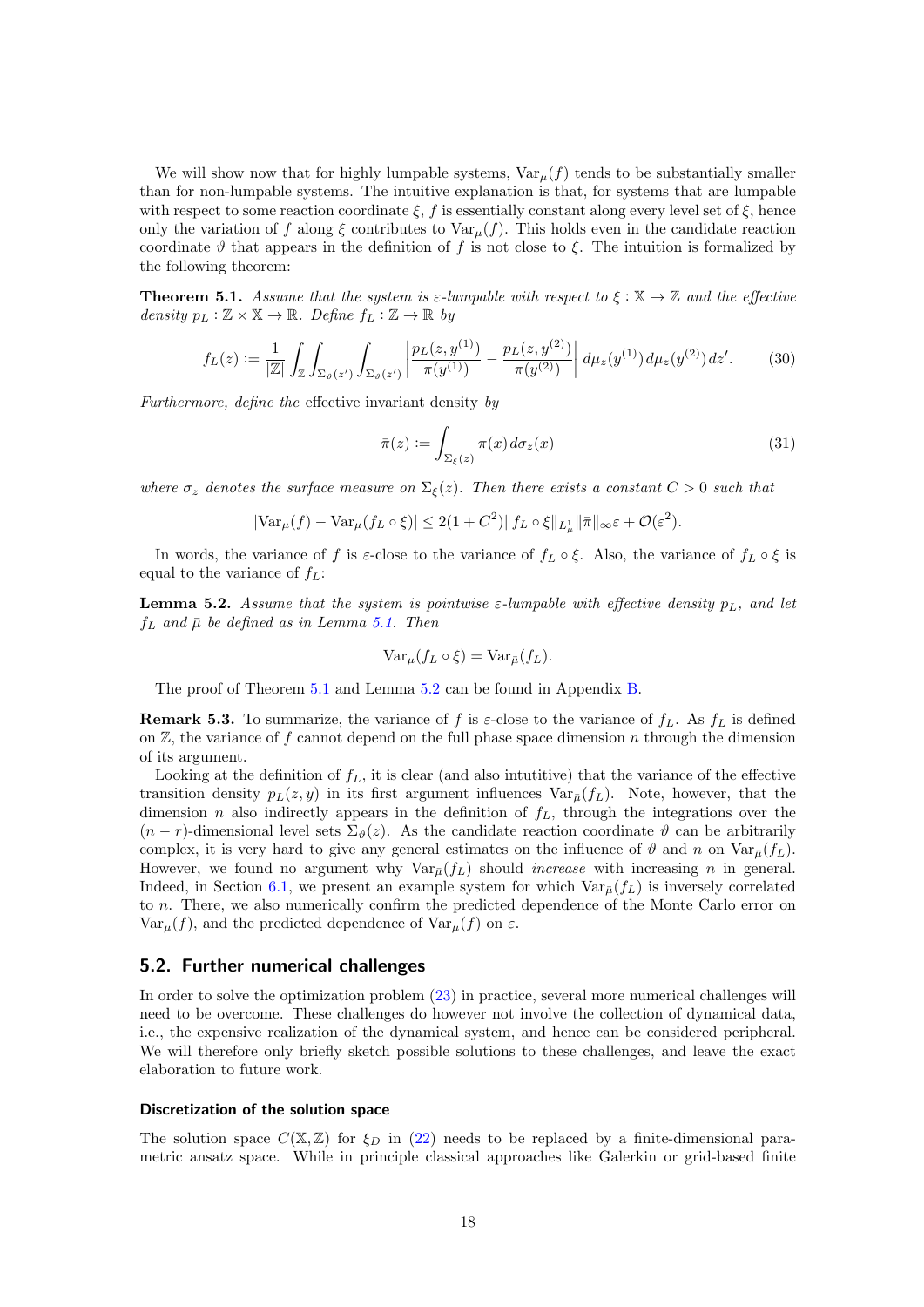We will show now that for highly lumpable systems, $\mathrm{Var}_\mu(f)$ tends to be substantially smaller than for non-lumpable systems. The intuitive explanation is that, for systems that are lumpable with respect to some reaction coordinate $\xi$, $f$ is essentially constant along every level set of $\xi$, hence only the variation of $f$ along $\xi$ contributes to $\mathrm{Var}_\mu(f)$. This holds even in the candidate reaction coordinate $\vartheta$ that appears in the definition of $f$ is not close to $\xi$. The intuition is formalized by the following theorem:

**Theorem 5.1.** *Assume that the system is $\varepsilon$-lumpable with respect to $\xi : \mathbb{X} \to \mathbb{Z}$ and the effective density $p_L : \mathbb{Z} \times \mathbb{X} \to \mathbb{R}$. Define $f_L : \mathbb{Z} \to \mathbb{R}$ by*

$$f_L(z) := \frac{1}{|\mathbb{Z}|} \int_{\mathbb{Z}} \int_{\Sigma_\vartheta(z')} \int_{\Sigma_\vartheta(z')} \left| \frac{p_L(z, y^{(1)})}{\pi(y^{(1)})} - \frac{p_L(z, y^{(2)})}{\pi(y^{(2)})} \right| d\mu_z(y^{(1)})\, d\mu_z(y^{(2)})\, dz'. \tag{30}$$

*Furthermore, define the* effective invariant density *by*

$$\bar{\pi}(z) := \int_{\Sigma_\xi(z)} \pi(x)\, d\sigma_z(x) \tag{31}$$

*where $\sigma_z$ denotes the surface measure on $\Sigma_\xi(z)$. Then there exists a constant $C > 0$ such that*

$$|\mathrm{Var}_\mu(f) - \mathrm{Var}_\mu(f_L \circ \xi)| \leq 2(1 + C^2) \|f_L \circ \xi\|_{L^1_\mu} \|\bar{\pi}\|_\infty \varepsilon + \mathcal{O}(\varepsilon^2).$$

In words, the variance of $f$ is $\varepsilon$-close to the variance of $f_L \circ \xi$. Also, the variance of $f_L \circ \xi$ is equal to the variance of $f_L$:

**Lemma 5.2.** *Assume that the system is pointwise $\varepsilon$-lumpable with effective density $p_L$, and let $f_L$ and $\bar{\mu}$ be defined as in Lemma 5.1. Then*

$$\mathrm{Var}_\mu(f_L \circ \xi) = \mathrm{Var}_{\bar{\mu}}(f_L).$$

The proof of Theorem 5.1 and Lemma 5.2 can be found in Appendix B.

**Remark 5.3.** To summarize, the variance of $f$ is $\varepsilon$-close to the variance of $f_L$. As $f_L$ is defined on $\mathbb{Z}$, the variance of $f$ cannot depend on the full phase space dimension $n$ through the dimension of its argument.

Looking at the definition of $f_L$, it is clear (and also intutitive) that the variance of the effective transition density $p_L(z, y)$ in its first argument influences $\mathrm{Var}_{\bar{\mu}}(f_L)$. Note, however, that the dimension $n$ also indirectly appears in the definition of $f_L$, through the integrations over the $(n-r)$-dimensional level sets $\Sigma_\vartheta(z)$. As the candidate reaction coordinate $\vartheta$ can be arbitrarily complex, it is very hard to give any general estimates on the influence of $\vartheta$ and $n$ on $\mathrm{Var}_{\bar{\mu}}(f_L)$. However, we found no argument why $\mathrm{Var}_{\bar{\mu}}(f_L)$ should *increase* with increasing $n$ in general. Indeed, in Section 6.1, we present an example system for which $\mathrm{Var}_{\bar{\mu}}(f_L)$ is inversely correlated to $n$. There, we also numerically confirm the predicted dependence of the Monte Carlo error on $\mathrm{Var}_\mu(f)$, and the predicted dependence of $\mathrm{Var}_\mu(f)$ on $\varepsilon$.

## 5.2. Further numerical challenges

In order to solve the optimization problem (23) in practice, several more numerical challenges will need to be overcome. These challenges do however not involve the collection of dynamical data, i.e., the expensive realization of the dynamical system, and hence can be considered peripheral. We will therefore only briefly sketch possible solutions to these challenges, and leave the exact elaboration to future work.

#### Discretization of the solution space

The solution space $C(\mathbb{X}, \mathbb{Z})$ for $\xi_D$ in (22) needs to be replaced by a finite-dimensional parametric ansatz space. While in principle classical approaches like Galerkin or grid-based finite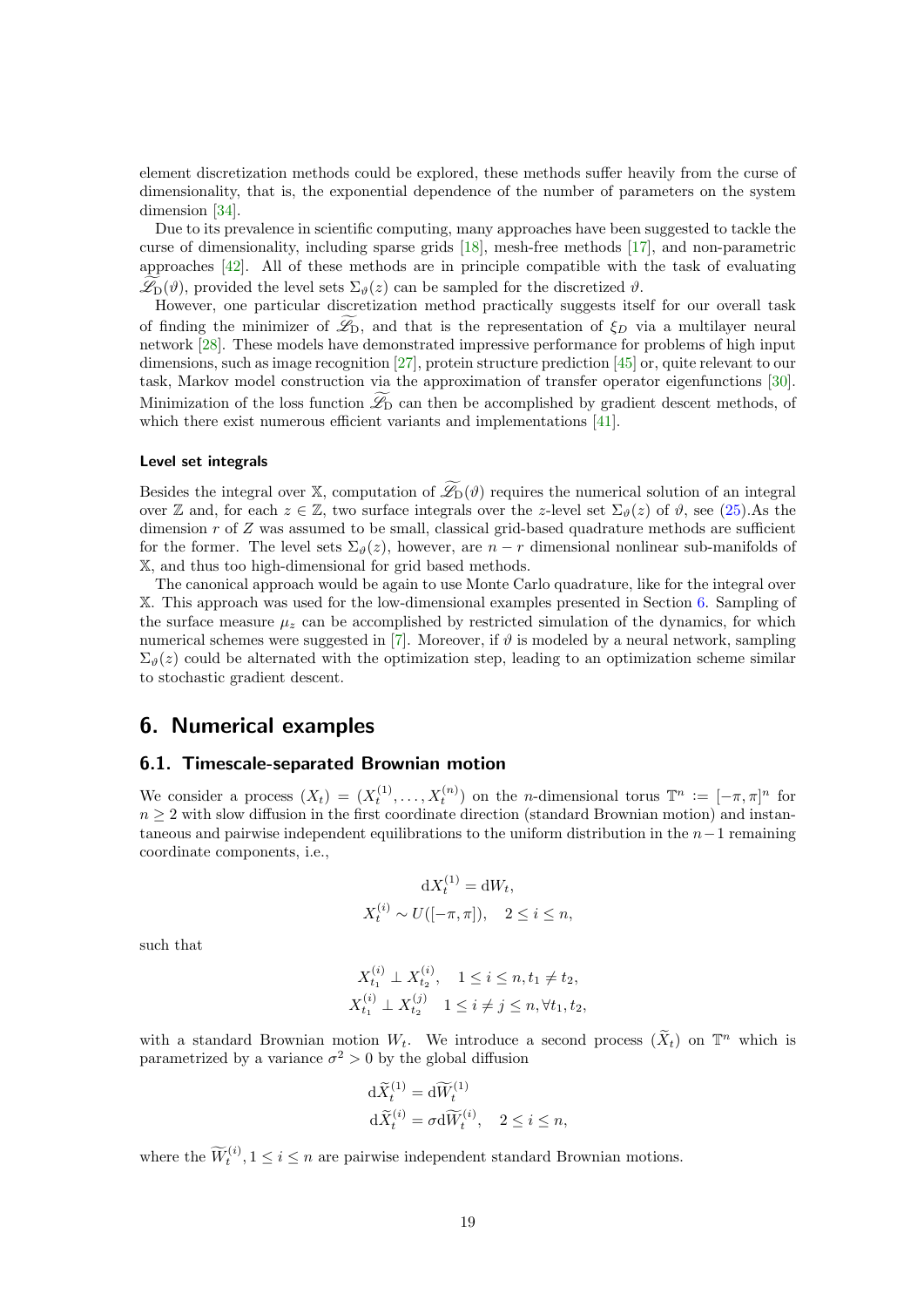element discretization methods could be explored, these methods suffer heavily from the curse of dimensionality, that is, the exponential dependence of the number of parameters on the system dimension [34].

Due to its prevalence in scientific computing, many approaches have been suggested to tackle the curse of dimensionality, including sparse grids [18], mesh-free methods [17], and non-parametric approaches [42]. All of these methods are in principle compatible with the task of evaluating $\widetilde{\mathscr{L}}_{\mathrm{D}}(\vartheta)$, provided the level sets $\Sigma_\vartheta(z)$ can be sampled for the discretized $\vartheta$.

However, one particular discretization method practically suggests itself for our overall task of finding the minimizer of $\widetilde{\mathscr{L}}_{\mathrm{D}}$, and that is the representation of $\xi_D$ via a multilayer neural network [28]. These models have demonstrated impressive performance for problems of high input dimensions, such as image recognition [27], protein structure prediction [45] or, quite relevant to our task, Markov model construction via the approximation of transfer operator eigenfunctions [30]. Minimization of the loss function $\widetilde{\mathscr{L}}_{\mathrm{D}}$ can then be accomplished by gradient descent methods, of which there exist numerous efficient variants and implementations [41].

#### Level set integrals

Besides the integral over $\mathbb{X}$, computation of $\widetilde{\mathscr{L}}_{\mathrm{D}}(\vartheta)$ requires the numerical solution of an integral over $\mathbb{Z}$ and, for each $z \in \mathbb{Z}$, two surface integrals over the $z$-level set $\Sigma_\vartheta(z)$ of $\vartheta$, see (25).As the dimension $r$ of $Z$ was assumed to be small, classical grid-based quadrature methods are sufficient for the former. The level sets $\Sigma_\vartheta(z)$, however, are $n-r$ dimensional nonlinear sub-manifolds of $\mathbb{X}$, and thus too high-dimensional for grid based methods.

The canonical approach would be again to use Monte Carlo quadrature, like for the integral over $\mathbb{X}$. This approach was used for the low-dimensional examples presented in Section 6. Sampling of the surface measure $\mu_z$ can be accomplished by restricted simulation of the dynamics, for which numerical schemes were suggested in [7]. Moreover, if $\vartheta$ is modeled by a neural network, sampling $\Sigma_\vartheta(z)$ could be alternated with the optimization step, leading to an optimization scheme similar to stochastic gradient descent.

## 6. Numerical examples

### 6.1. Timescale-separated Brownian motion

We consider a process $(X_t) = (X_t^{(1)}, \dots, X_t^{(n)})$ on the $n$-dimensional torus $\mathbb{T}^n := [-\pi, \pi]^n$ for $n \geq 2$ with slow diffusion in the first coordinate direction (standard Brownian motion) and instantaneous and pairwise independent equilibrations to the uniform distribution in the $n-1$ remaining coordinate components, i.e.,

$$
\mathrm{d}X_t^{(1)} = \mathrm{d}W_t,
$$
$$
X_t^{(i)} \sim U([-\pi,\pi]), \quad 2 \leq i \leq n,
$$

such that

$$
X_{t_1}^{(i)} \perp X_{t_2}^{(i)}, \quad 1 \leq i \leq n, t_1 \neq t_2,
$$
$$
X_{t_1}^{(i)} \perp X_{t_2}^{(j)} \quad 1 \leq i \neq j \leq n, \forall t_1, t_2,
$$

with a standard Brownian motion $W_t$. We introduce a second process $(\widetilde{X}_t)$ on $\mathbb{T}^n$ which is parametrized by a variance $\sigma^2 > 0$ by the global diffusion

$$
\mathrm{d}\widetilde{X}_t^{(1)} = \mathrm{d}\widetilde{W}_t^{(1)}
$$
$$
\mathrm{d}\widetilde{X}_t^{(i)} = \sigma \mathrm{d}\widetilde{W}_t^{(i)}, \quad 2 \leq i \leq n,
$$

where the $\widetilde{W}_t^{(i)}, 1 \leq i \leq n$ are pairwise independent standard Brownian motions.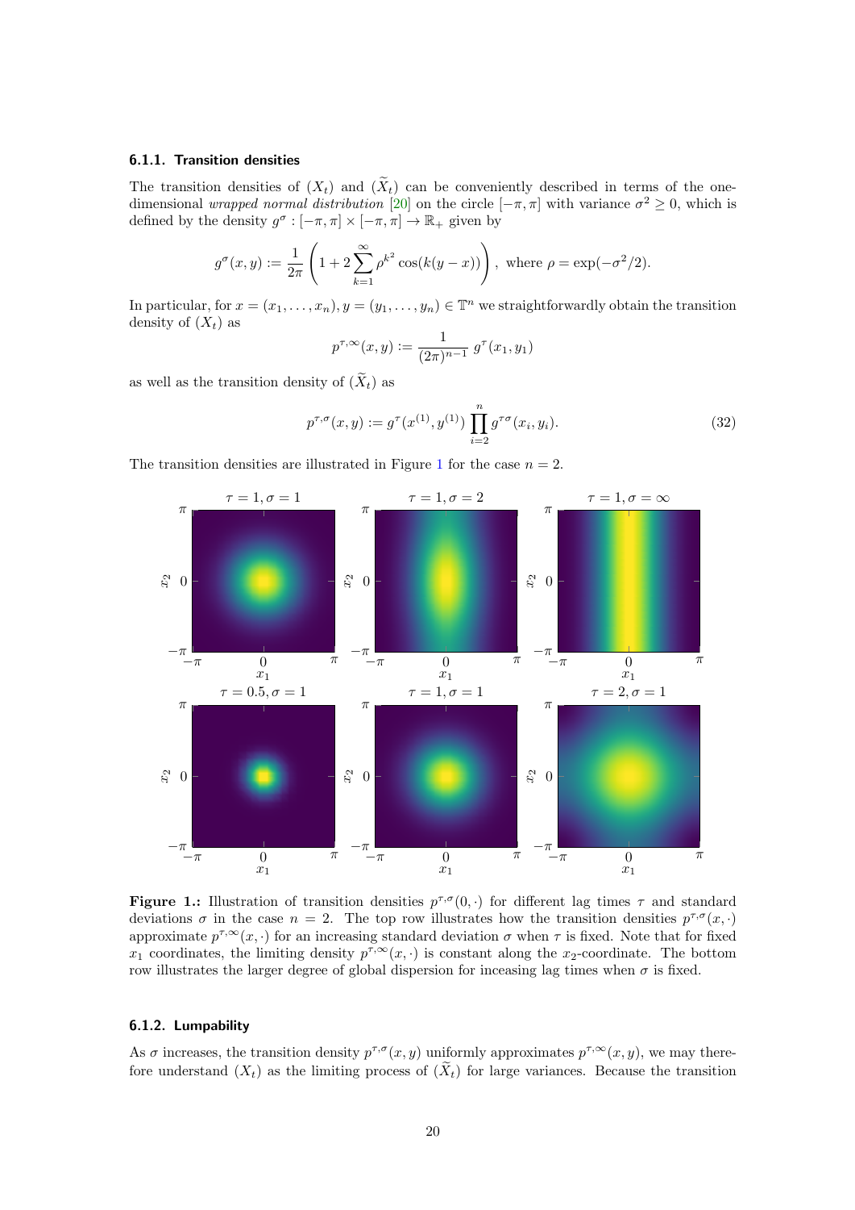### 6.1.1. Transition densities

The transition densities of $(X_t)$ and $(\widetilde{X}_t)$ can be conveniently described in terms of the one-dimensional *wrapped normal distribution* [20] on the circle $[-\pi, \pi]$ with variance $\sigma^2 \geq 0$, which is defined by the density $g^\sigma : [-\pi, \pi] \times [-\pi, \pi] \to \mathbb{R}_+$ given by

$$g^\sigma(x, y) := \frac{1}{2\pi} \left( 1 + 2 \sum_{k=1}^{\infty} \rho^{k^2} \cos(k(y - x)) \right), \text{ where } \rho = \exp(-\sigma^2/2).$$

In particular, for $x = (x_1, \ldots, x_n), y = (y_1, \ldots, y_n) \in \mathbb{T}^n$ we straightforwardly obtain the transition density of $(X_t)$ as

$$p^{\tau,\infty}(x, y) := \frac{1}{(2\pi)^{n-1}} \, g^\tau(x_1, y_1)$$

as well as the transition density of $(\widetilde{X}_t)$ as

$$p^{\tau,\sigma}(x, y) := g^\tau(x^{(1)}, y^{(1)}) \prod_{i=2}^{n} g^{\tau\sigma}(x_i, y_i). \tag{32}$$

The transition densities are illustrated in Figure 1 for the case $n = 2$.

**Figure 1.:** Illustration of transition densities $p^{\tau,\sigma}(0, \cdot)$ for different lag times $\tau$ and standard deviations $\sigma$ in the case $n = 2$. The top row illustrates how the transition densities $p^{\tau,\sigma}(x, \cdot)$ approximate $p^{\tau,\infty}(x, \cdot)$ for an increasing standard deviation $\sigma$ when $\tau$ is fixed. Note that for fixed $x_1$ coordinates, the limiting density $p^{\tau,\infty}(x, \cdot)$ is constant along the $x_2$-coordinate. The bottom row illustrates the larger degree of global dispersion for inceasing lag times when $\sigma$ is fixed.

### 6.1.2. Lumpability

As $\sigma$ increases, the transition density $p^{\tau,\sigma}(x, y)$ uniformly approximates $p^{\tau,\infty}(x, y)$, we may therefore understand $(X_t)$ as the limiting process of $(\widetilde{X}_t)$ for large variances. Because the transition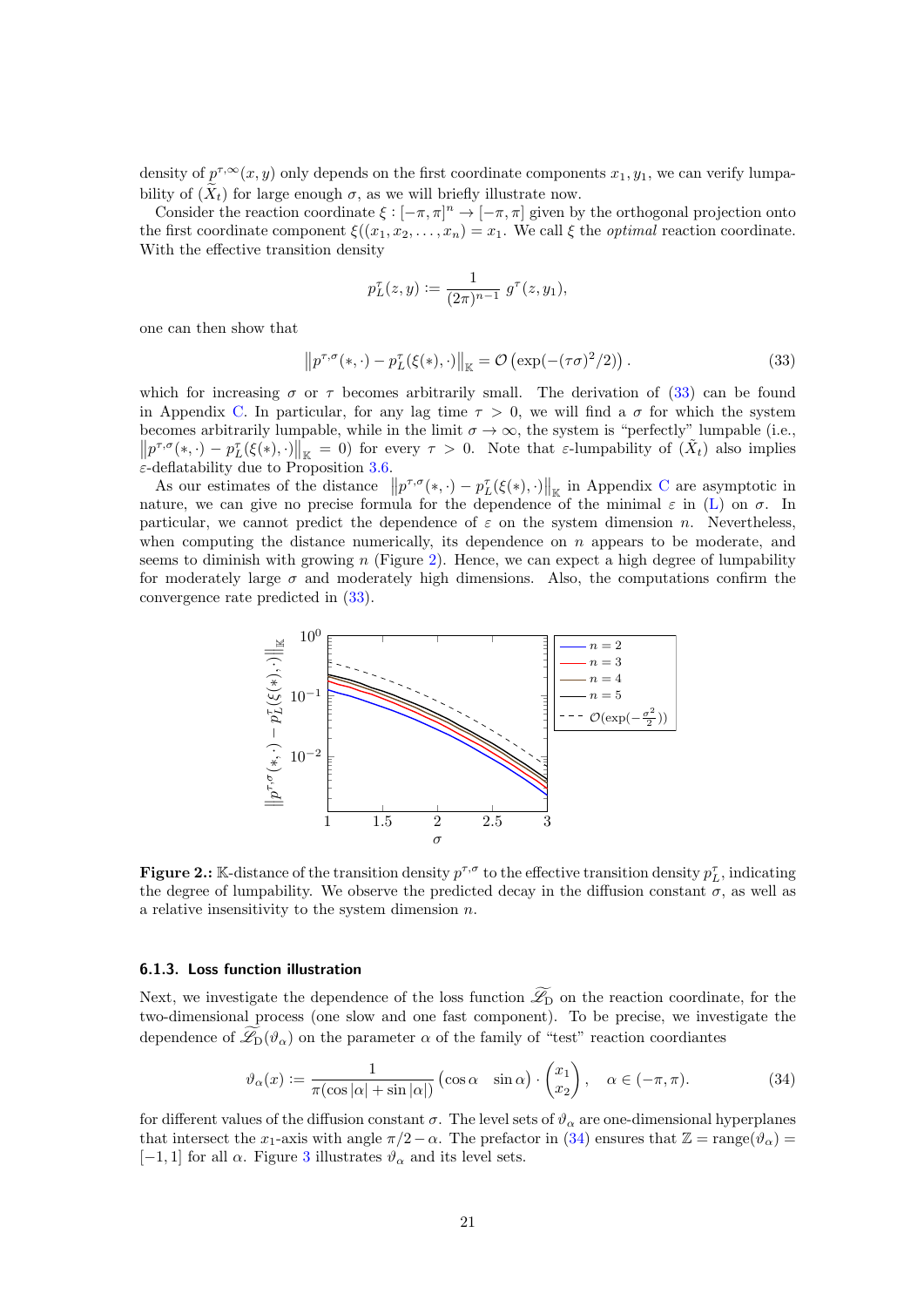density of $p^{\tau,\infty}(x,y)$ only depends on the first coordinate components $x_1, y_1$, we can verify lumpability of $(\tilde{X}_t)$ for large enough $\sigma$, as we will briefly illustrate now.

Consider the reaction coordinate $\xi : [-\pi, \pi]^n \to [-\pi, \pi]$ given by the orthogonal projection onto the first coordinate component $\xi((x_1, x_2, \dots, x_n) = x_1$. We call $\xi$ the *optimal* reaction coordinate. With the effective transition density

$$p_L^\tau(z,y) := \frac{1}{(2\pi)^{n-1}}\, g^\tau(z, y_1),$$

one can then show that

$$\left\| p^{\tau,\sigma}(*,\cdot) - p_L^\tau(\xi(*),\cdot) \right\|_{\mathbb{K}} = \mathcal{O}\left(\exp(-(\tau\sigma)^2/2)\right). \tag{33}$$

which for increasing $\sigma$ or $\tau$ becomes arbitrarily small. The derivation of (33) can be found in Appendix C. In particular, for any lag time $\tau > 0$, we will find a $\sigma$ for which the system becomes arbitrarily lumpable, while in the limit $\sigma \to \infty$, the system is "perfectly" lumpable (i.e., $\left\| p^{\tau,\sigma}(*,\cdot) - p_L^\tau(\xi(*),\cdot) \right\|_{\mathbb{K}} = 0$) for every $\tau > 0$. Note that $\varepsilon$-lumpability of $(\hat{X}_t)$ also implies $\varepsilon$-deflatability due to Proposition 3.6.

As our estimates of the distance $\left\| p^{\tau,\sigma}(*,\cdot) - p_L^\tau(\xi(*),\cdot) \right\|_{\mathbb{K}}$ in Appendix C are asymptotic in nature, we can give no precise formula for the dependence of the minimal $\varepsilon$ in (L) on $\sigma$. In particular, we cannot predict the dependence of $\varepsilon$ on the system dimension $n$. Nevertheless, when computing the distance numerically, its dependence on $n$ appears to be moderate, and seems to diminish with growing $n$ (Figure 2). Hence, we can expect a high degree of lumpability for moderately large $\sigma$ and moderately high dimensions. Also, the computations confirm the convergence rate predicted in (33).

$\left\| p^{\tau,\sigma}(*,\cdot) - p_L^\tau(\xi(*),\cdot) \right\|_{\mathbb{K}}$

$10^0$

$10^{-1}$

$10^{-2}$

1 1.5 2 2.5 3

$\sigma$

$n = 2$
$n = 3$
$n = 4$
$n = 5$
$\mathcal{O}(\exp(-\frac{\sigma^2}{2}))$

**Figure 2.:** $\mathbb{K}$-distance of the transition density $p^{\tau,\sigma}$ to the effective transition density $p_L^\tau$, indicating the degree of lumpability. We observe the predicted decay in the diffusion constant $\sigma$, as well as a relative insensitivity to the system dimension $n$.

### 6.1.3. Loss function illustration

Next, we investigate the dependence of the loss function $\widetilde{\mathscr{L}}_{\text{D}}$ on the reaction coordinate, for the two-dimensional process (one slow and one fast component). To be precise, we investigate the dependence of $\widetilde{\mathscr{L}}_{\text{D}}(\vartheta_\alpha)$ on the parameter $\alpha$ of the family of "test" reaction coordiantes

$$\vartheta_\alpha(x) := \frac{1}{\pi(\cos|\alpha| + \sin|\alpha|)} \begin{pmatrix}\cos\alpha & \sin\alpha\end{pmatrix} \cdot \begin{pmatrix} x_1 \\ x_2 \end{pmatrix}, \quad \alpha \in (-\pi, \pi). \tag{34}$$

for different values of the diffusion constant $\sigma$. The level sets of $\vartheta_\alpha$ are one-dimensional hyperplanes that intersect the $x_1$-axis with angle $\pi/2 - \alpha$. The prefactor in (34) ensures that $\mathbb{Z} = \text{range}(\vartheta_\alpha) = [-1, 1]$ for all $\alpha$. Figure 3 illustrates $\vartheta_\alpha$ and its level sets.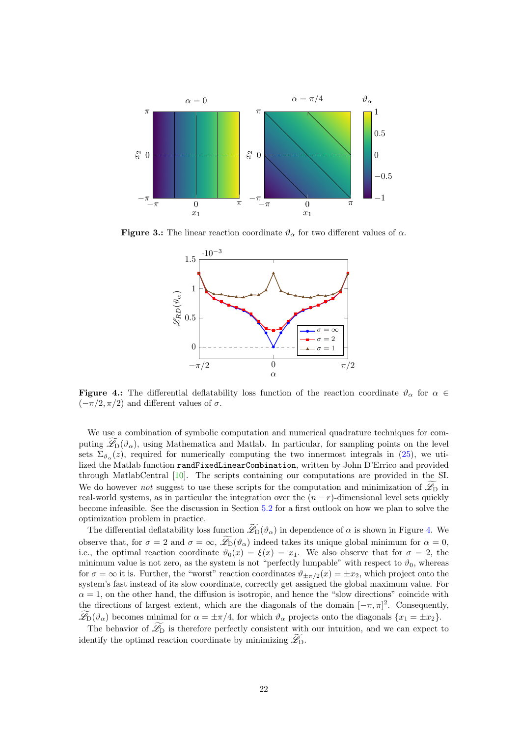$\alpha = 0$

$\alpha = \pi/4$

$\vartheta_\alpha$

$\pi$

$x_2$ $0$

$-\pi$

$-\pi$ $0$ $\pi$

$x_1$

1

0.5

0

−0.5

−1

**Figure 3.:** The linear reaction coordinate $\vartheta_\alpha$ for two different values of $\alpha$.

$\cdot 10^{-3}$

1.5

1

0.5

0

$\mathscr{L}_{RD}(\vartheta_\alpha)$

$-\pi/2$ $0$ $\pi/2$

$\alpha$

$\sigma = \infty$

$\sigma = 2$

$\sigma = 1$

**Figure 4.:** The differential deflatability loss function of the reaction coordinate $\vartheta_\alpha$ for $\alpha \in (-\pi/2, \pi/2)$ and different values of $\sigma$.

We use a combination of symbolic computation and numerical quadrature techniques for computing $\widetilde{\mathscr{L}}_\mathrm{D}(\vartheta_\alpha)$, using Mathematica and Matlab. In particular, for sampling points on the level sets $\Sigma_{\vartheta_\alpha}(z)$, required for numerically computing the two innermost integrals in (25), we utilized the Matlab function `randFixedLinearCombination`, written by John D'Errico and provided through MatlabCentral [10]. The scripts containing our computations are provided in the SI. We do however *not* suggest to use these scripts for the computation and minimization of $\widetilde{\mathscr{L}}_\mathrm{D}$ in real-world systems, as in particular the integration over the $(n-r)$-dimensional level sets quickly become infeasible. See the discussion in Section 5.2 for a first outlook on how we plan to solve the optimization problem in practice.

The differential deflatability loss function $\widetilde{\mathscr{L}}_\mathrm{D}(\vartheta_\alpha)$ in dependence of $\alpha$ is shown in Figure 4. We observe that, for $\sigma = 2$ and $\sigma = \infty$, $\widetilde{\mathscr{L}}_\mathrm{D}(\vartheta_\alpha)$ indeed takes its unique global minimum for $\alpha = 0$, i.e., the optimal reaction coordinate $\vartheta_0(x) = \xi(x) = x_1$. We also observe that for $\sigma = 2$, the minimum value is not zero, as the system is not "perfectly lumpable" with respect to $\vartheta_0$, whereas for $\sigma = \infty$ it is. Further, the "worst" reaction coordinates $\vartheta_{\pm\pi/2}(x) = \pm x_2$, which project onto the system's fast instead of its slow coordinate, correctly get assigned the global maximum value. For $\alpha = 1$, on the other hand, the diffusion is isotropic, and hence the "slow directions" coincide with the directions of largest extent, which are the diagonals of the domain $[-\pi, \pi]^2$. Consequently, $\widetilde{\mathscr{L}}_\mathrm{D}(\vartheta_\alpha)$ becomes minimal for $\alpha = \pm\pi/4$, for which $\vartheta_\alpha$ projects onto the diagonals $\{x_1 = \pm x_2\}$.

The behavior of $\widetilde{\mathscr{L}}_\mathrm{D}$ is therefore perfectly consistent with our intuition, and we can expect to identify the optimal reaction coordinate by minimizing $\widetilde{\mathscr{L}}_\mathrm{D}$.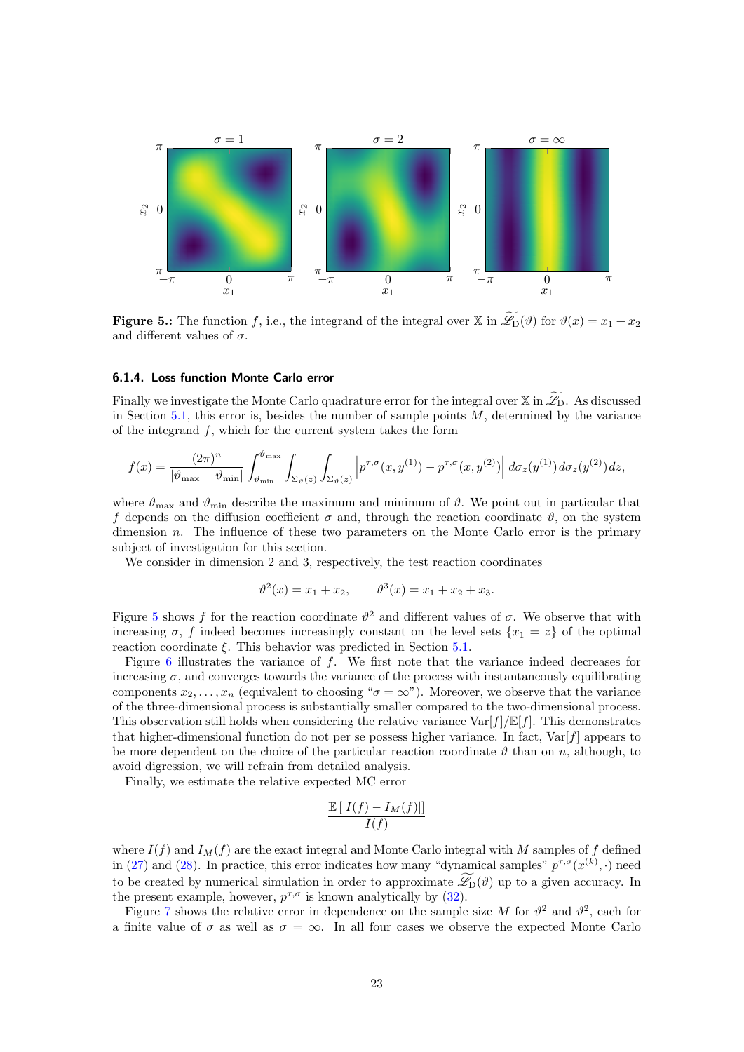σ = 1

σ = 2

σ = ∞

$\pi$

$x_2$ 0

$-\pi$

$-\pi$ 0 $\pi$

$x_1$

**Figure 5.:** The function $f$, i.e., the integrand of the integral over $\mathbb{X}$ in $\widetilde{\mathscr{L}}_{\mathrm{D}}(\vartheta)$ for $\vartheta(x) = x_1 + x_2$ and different values of $\sigma$.

### 6.1.4. Loss function Monte Carlo error

Finally we investigate the Monte Carlo quadrature error for the integral over $\mathbb{X}$ in $\widetilde{\mathscr{L}}_{\mathrm{D}}$. As discussed in Section 5.1, this error is, besides the number of sample points $M$, determined by the variance of the integrand $f$, which for the current system takes the form

$$f(x) = \frac{(2\pi)^n}{|\vartheta_{\max} - \vartheta_{\min}|} \int_{\vartheta_{\min}}^{\vartheta_{\max}} \int_{\Sigma_\vartheta(z)} \int_{\Sigma_\vartheta(z)} \left| p^{\tau,\sigma}(x, y^{(1)}) - p^{\tau,\sigma}(x, y^{(2)}) \right| d\sigma_z(y^{(1)}) d\sigma_z(y^{(2)}) dz,$$

where $\vartheta_{\max}$ and $\vartheta_{\min}$ describe the maximum and minimum of $\vartheta$. We point out in particular that $f$ depends on the diffusion coefficient $\sigma$ and, through the reaction coordinate $\vartheta$, on the system dimension $n$. The influence of these two parameters on the Monte Carlo error is the primary subject of investigation for this section.

We consider in dimension 2 and 3, respectively, the test reaction coordinates

$$\vartheta^2(x) = x_1 + x_2, \qquad \vartheta^3(x) = x_1 + x_2 + x_3.$$

Figure 5 shows $f$ for the reaction coordinate $\vartheta^2$ and different values of $\sigma$. We observe that with increasing $\sigma$, $f$ indeed becomes increasingly constant on the level sets $\{x_1 = z\}$ of the optimal reaction coordinate $\xi$. This behavior was predicted in Section 5.1.

Figure 6 illustrates the variance of $f$. We first note that the variance indeed decreases for increasing $\sigma$, and converges towards the variance of the process with instantaneously equilibrating components $x_2, \ldots, x_n$ (equivalent to choosing "$\sigma = \infty$"). Moreover, we observe that the variance of the three-dimensional process is substantially smaller compared to the two-dimensional process. This observation still holds when considering the relative variance $\mathrm{Var}[f]/\mathbb{E}[f]$. This demonstrates that higher-dimensional function do not per se possess higher variance. In fact, $\mathrm{Var}[f]$ appears to be more dependent on the choice of the particular reaction coordinate $\vartheta$ than on $n$, although, to avoid digression, we will refrain from detailed analysis.

Finally, we estimate the relative expected MC error

$$\frac{\mathbb{E}\left[|I(f) - I_M(f)|\right]}{I(f)}$$

where $I(f)$ and $I_M(f)$ are the exact integral and Monte Carlo integral with $M$ samples of $f$ defined in (27) and (28). In practice, this error indicates how many "dynamical samples" $p^{\tau,\sigma}(x^{(k)}, \cdot)$ need to be created by numerical simulation in order to approximate $\widetilde{\mathscr{L}}_{\mathrm{D}}(\vartheta)$ up to a given accuracy. In the present example, however, $p^{\tau,\sigma}$ is known analytically by (32).

Figure 7 shows the relative error in dependence on the sample size $M$ for $\vartheta^2$ and $\vartheta^2$, each for a finite value of $\sigma$ as well as $\sigma = \infty$. In all four cases we observe the expected Monte Carlo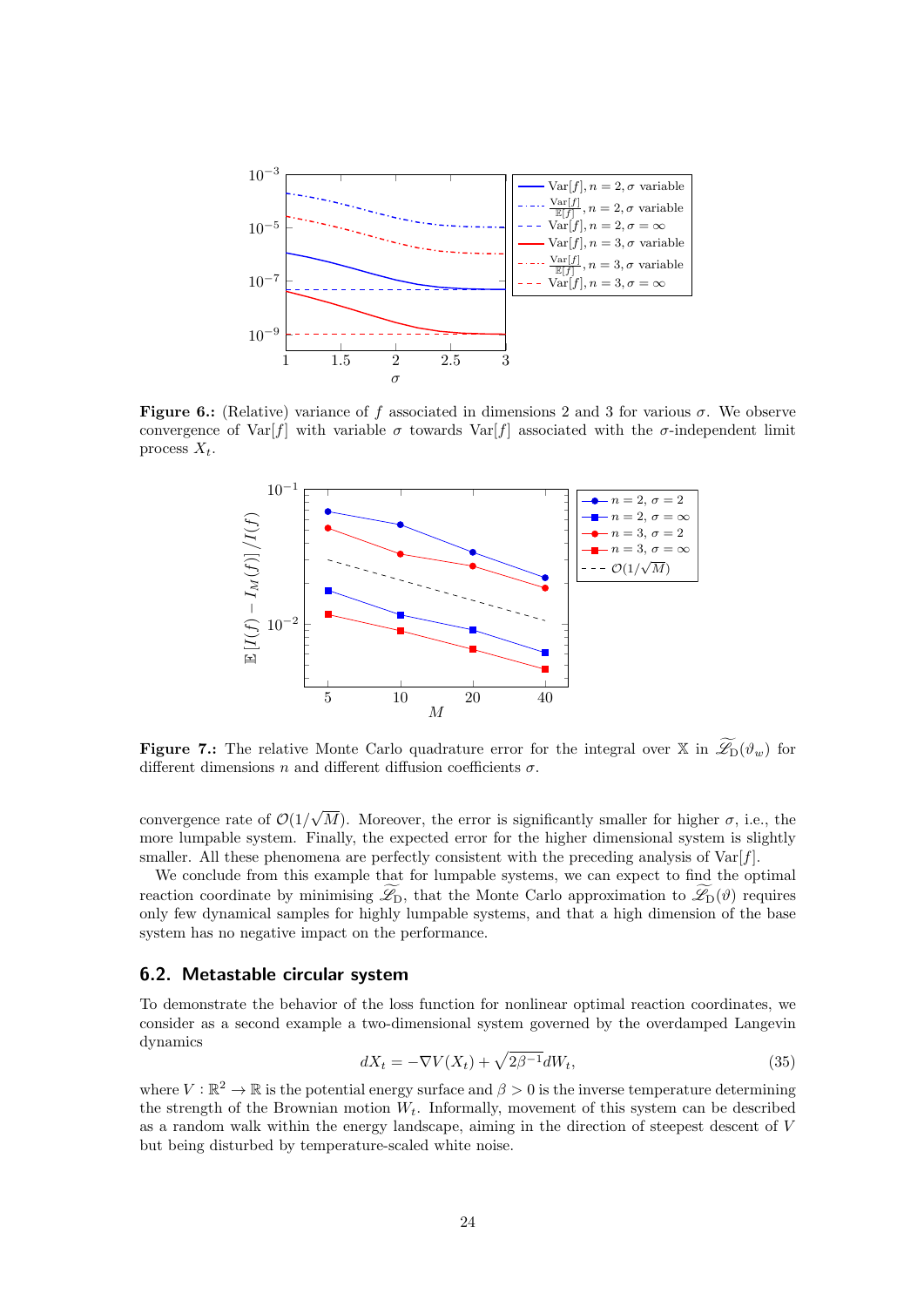$10^{-3}$
$10^{-5}$
$10^{-7}$
$10^{-9}$
1
1.5
2
2.5
3
$\sigma$

$\mathrm{Var}[f], n = 2, \sigma$ variable
$\frac{\mathrm{Var}[f]}{\mathbb{E}[f]}, n = 2, \sigma$ variable
$\mathrm{Var}[f], n = 2, \sigma = \infty$
$\mathrm{Var}[f], n = 3, \sigma$ variable
$\frac{\mathrm{Var}[f]}{\mathbb{E}[f]}, n = 3, \sigma$ variable
$\mathrm{Var}[f], n = 3, \sigma = \infty$

**Figure 6.:** (Relative) variance of $f$ associated in dimensions 2 and 3 for various $\sigma$. We observe convergence of $\mathrm{Var}[f]$ with variable $\sigma$ towards $\mathrm{Var}[f]$ associated with the $\sigma$-independent limit process $X_t$.

$10^{-1}$
$10^{-2}$
$\mathbb{E}\left[I(f) - I_M(f)\right]/I(f)$
5
10
20
40
$M$

$n = 2, \sigma = 2$
$n = 2, \sigma = \infty$
$n = 3, \sigma = 2$
$n = 3, \sigma = \infty$
$\mathcal{O}(1/\sqrt{M})$

**Figure 7.:** The relative Monte Carlo quadrature error for the integral over $\mathbb{X}$ in $\widetilde{\mathscr{L}_{\mathrm{D}}}(\vartheta_w)$ for different dimensions $n$ and different diffusion coefficients $\sigma$.

convergence rate of $\mathcal{O}(1/\sqrt{M})$. Moreover, the error is significantly smaller for higher $\sigma$, i.e., the more lumpable system. Finally, the expected error for the higher dimensional system is slightly smaller. All these phenomena are perfectly consistent with the preceding analysis of $\mathrm{Var}[f]$.

We conclude from this example that for lumpable systems, we can expect to find the optimal reaction coordinate by minimising $\widetilde{\mathscr{L}_{\mathrm{D}}}$, that the Monte Carlo approximation to $\widetilde{\mathscr{L}_{\mathrm{D}}}(\vartheta)$ requires only few dynamical samples for highly lumpable systems, and that a high dimension of the base system has no negative impact on the performance.

## 6.2. Metastable circular system

To demonstrate the behavior of the loss function for nonlinear optimal reaction coordinates, we consider as a second example a two-dimensional system governed by the overdamped Langevin dynamics

$$dX_t = -\nabla V(X_t) + \sqrt{2\beta^{-1}} dW_t, \tag{35}$$

where $V : \mathbb{R}^2 \to \mathbb{R}$ is the potential energy surface and $\beta > 0$ is the inverse temperature determining the strength of the Brownian motion $W_t$. Informally, movement of this system can be described as a random walk within the energy landscape, aiming in the direction of steepest descent of $V$ but being disturbed by temperature-scaled white noise.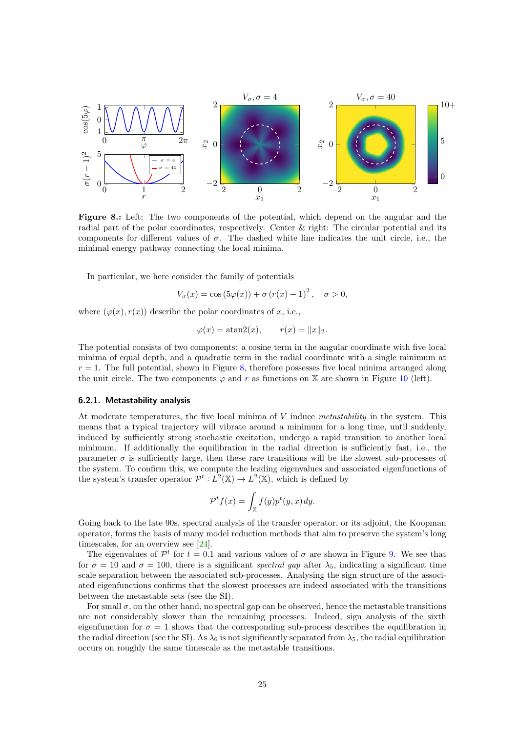$\cos(5\varphi)$
1
0
−1
0
$\pi$
$\varphi$
$2\pi$

$\sigma(r-1)^2$
5
0
0
1
$r$
2
— $\sigma = 4$
— $\sigma = 40$

$V_\sigma, \sigma = 4$
2
$x_2$
0
−2
−2
0
$x_1$
2

$V_\sigma, \sigma = 40$
2
$x_2$
0
−2
−2
0
$x_1$
2

10+
5
0

**Figure 8.:** Left: The two components of the potential, which depend on the angular and the radial part of the polar coordinates, respectively. Center & right: The circular potential and its components for different values of $\sigma$. The dashed white line indicates the unit circle, i.e., the minimal energy pathway connecting the local minima.

In particular, we here consider the family of potentials

$$V_\sigma(x) = \cos\left(5\varphi(x)\right) + \sigma\left(r(x) - 1\right)^2, \quad \sigma > 0,$$

where $(\varphi(x), r(x))$ describe the polar coordinates of $x$, i.e.,

$$\varphi(x) = \text{atan2}(x), \qquad r(x) = \|x\|_2.$$

The potential consists of two components: a cosine term in the angular coordinate with five local minima of equal depth, and a quadratic term in the radial coordinate with a single minimum at $r = 1$. The full potential, shown in Figure 8, therefore possesses five local minima arranged along the unit circle. The two components $\varphi$ and $r$ as functions on $\mathbb{X}$ are shown in Figure 10 (left).

### 6.2.1. Metastability analysis

At moderate temperatures, the five local minima of $V$ induce *metastability* in the system. This means that a typical trajectory will vibrate around a minimum for a long time, until suddenly, induced by sufficiently strong stochastic excitation, undergo a rapid transition to another local minimum. If additionally the equilibration in the radial direction is sufficiently fast, i.e., the parameter $\sigma$ is sufficiently large, then these rare transitions will be the slowest sub-processes of the system. To confirm this, we compute the leading eigenvalues and associated eigenfunctions of the system's transfer operator $\mathcal{P}^t : L^2(\mathbb{X}) \to L^2(\mathbb{X})$, which is defined by

$$\mathcal{P}^t f(x) = \int_{\mathbb{X}} f(y) p^t(y, x)\, dy.$$

Going back to the late 90s, spectral analysis of the transfer operator, or its adjoint, the Koopman operator, forms the basis of many model reduction methods that aim to preserve the system's long timescales, for an overview see [24].

The eigenvalues of $\mathcal{P}^t$ for $t = 0.1$ and various values of $\sigma$ are shown in Figure 9. We see that for $\sigma = 10$ and $\sigma = 100$, there is a significant *spectral gap* after $\lambda_5$, indicating a significant time scale separation between the associated sub-processes. Analysing the sign structure of the associated eigenfunctions confirms that the slowest processes are indeed associated with the transitions between the metastable sets (see the SI).

For small $\sigma$, on the other hand, no spectral gap can be observed, hence the metastable transitions are not considerably slower than the remaining processes. Indeed, sign analysis of the sixth eigenfunction for $\sigma = 1$ shows that the corresponding sub-process describes the equilibration in the radial direction (see the SI). As $\lambda_6$ is not significantly separated from $\lambda_5$, the radial equilibration occurs on roughly the same timescale as the metastable transitions.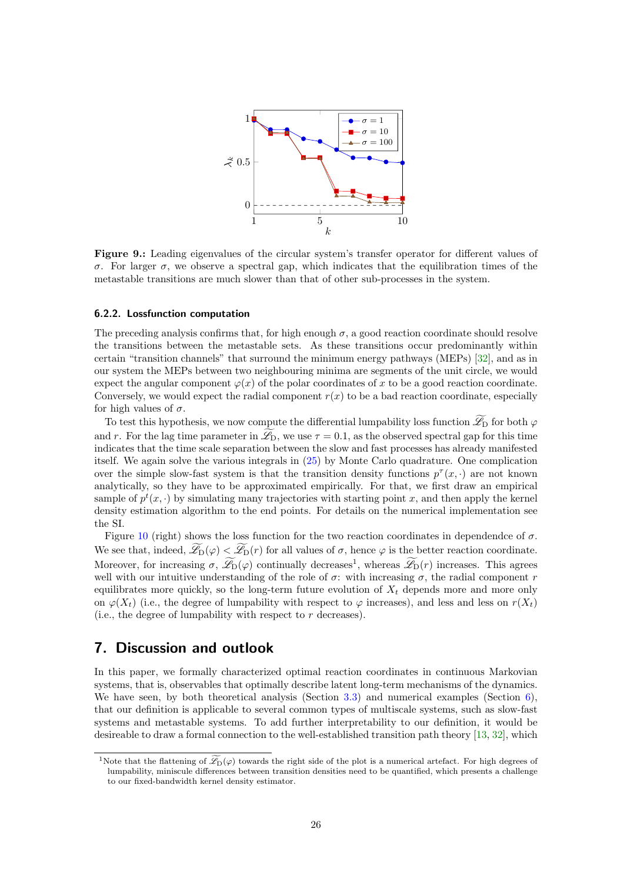1

0.5

0

$\lambda_k$

1

5

10

$k$

$\sigma = 1$

$\sigma = 10$

$\sigma = 100$

**Figure 9.:** Leading eigenvalues of the circular system's transfer operator for different values of $\sigma$. For larger $\sigma$, we observe a spectral gap, which indicates that the equilibration times of the metastable transitions are much slower than that of other sub-processes in the system.

### 6.2.2. Lossfunction computation

The preceding analysis confirms that, for high enough $\sigma$, a good reaction coordinate should resolve the transitions between the metastable sets. As these transitions occur predominantly within certain "transition channels" that surround the minimum energy pathways (MEPs) [32], and as in our system the MEPs between two neighbouring minima are segments of the unit circle, we would expect the angular component $\varphi(x)$ of the polar coordinates of $x$ to be a good reaction coordinate. Conversely, we would expect the radial component $r(x)$ to be a bad reaction coordinate, especially for high values of $\sigma$.

To test this hypothesis, we now compute the differential lumpability loss function $\widetilde{\mathscr{L}}_{\mathrm{D}}$ for both $\varphi$ and $r$. For the lag time parameter in $\widetilde{\mathscr{L}}_{\mathrm{D}}$, we use $\tau = 0.1$, as the observed spectral gap for this time indicates that the time scale separation between the slow and fast processes has already manifested itself. We again solve the various integrals in (25) by Monte Carlo quadrature. One complication over the simple slow-fast system is that the transition density functions $p^\tau(x, \cdot)$ are not known analytically, so they have to be approximated empirically. For that, we first draw an empirical sample of $p^t(x, \cdot)$ by simulating many trajectories with starting point $x$, and then apply the kernel density estimation algorithm to the end points. For details on the numerical implementation see the SI.

Figure 10 (right) shows the loss function for the two reaction coordinates in dependendce of $\sigma$. We see that, indeed, $\widetilde{\mathscr{L}}_{\mathrm{D}}(\varphi) < \widetilde{\mathscr{L}}_{\mathrm{D}}(r)$ for all values of $\sigma$, hence $\varphi$ is the better reaction coordinate. Moreover, for increasing $\sigma$, $\widetilde{\mathscr{L}}_{\mathrm{D}}(\varphi)$ continually decreases[1], whereas $\widetilde{\mathscr{L}}_{\mathrm{D}}(r)$ increases. This agrees well with our intuitive understanding of the role of $\sigma$: with increasing $\sigma$, the radial component $r$ equilibrates more quickly, so the long-term future evolution of $X_t$ depends more and more only on $\varphi(X_t)$ (i.e., the degree of lumpability with respect to $\varphi$ increases), and less and less on $r(X_t)$ (i.e., the degree of lumpability with respect to $r$ decreases).

## 7. Discussion and outlook

In this paper, we formally characterized optimal reaction coordinates in continuous Markovian systems, that is, observables that optimally describe latent long-term mechanisms of the dynamics. We have seen, by both theoretical analysis (Section 3.3) and numerical examples (Section 6), that our definition is applicable to several common types of multiscale systems, such as slow-fast systems and metastable systems. To add further interpretability to our definition, it would be desireable to draw a formal connection to the well-established transition path theory [13, 32], which

[1] Note that the flattening of $\widetilde{\mathscr{L}}_{\mathrm{D}}(\varphi)$ towards the right side of the plot is a numerical artefact. For high degrees of lumpability, miniscule differences between transition densities need to be quantified, which presents a challenge to our fixed-bandwidth kernel density estimator.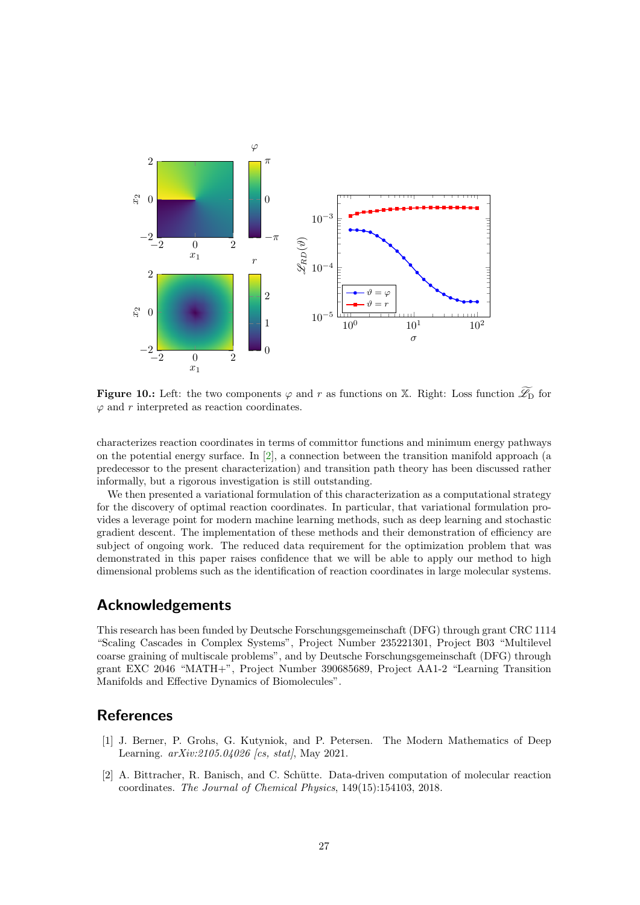$\varphi$

2

$\pi$

$x_2$ 0

0

−2

$-\pi$

−2 0 2

$x_1$

$r$

2

2

$x_2$ 0

1

−2

0

−2 0 2

$x_1$

$10^{-3}$

$\mathscr{L}_{RD}(\vartheta)$ $10^{-4}$

$\vartheta = \varphi$

$\vartheta = r$

$10^{-5}$

$10^{0}$ $10^{1}$ $10^{2}$

$\sigma$

**Figure 10.:** Left: the two components $\varphi$ and $r$ as functions on $\mathbb{X}$. Right: Loss function $\widetilde{\mathscr{L}}_{\mathrm{D}}$ for $\varphi$ and $r$ interpreted as reaction coordinates.

characterizes reaction coordinates in terms of committor functions and minimum energy pathways on the potential energy surface. In [2], a connection between the transition manifold approach (a predecessor to the present characterization) and transition path theory has been discussed rather informally, but a rigorous investigation is still outstanding.

We then presented a variational formulation of this characterization as a computational strategy for the discovery of optimal reaction coordinates. In particular, that variational formulation provides a leverage point for modern machine learning methods, such as deep learning and stochastic gradient descent. The implementation of these methods and their demonstration of efficiency are subject of ongoing work. The reduced data requirement for the optimization problem that was demonstrated in this paper raises confidence that we will be able to apply our method to high dimensional problems such as the identification of reaction coordinates in large molecular systems.

## Acknowledgements

This research has been funded by Deutsche Forschungsgemeinschaft (DFG) through grant CRC 1114 "Scaling Cascades in Complex Systems", Project Number 235221301, Project B03 "Multilevel coarse graining of multiscale problems", and by Deutsche Forschungsgemeinschaft (DFG) through grant EXC 2046 "MATH+", Project Number 390685689, Project AA1-2 "Learning Transition Manifolds and Effective Dynamics of Biomolecules".

## References

[1] J. Berner, P. Grohs, G. Kutyniok, and P. Petersen. The Modern Mathematics of Deep Learning. *arXiv:2105.04026 [cs, stat]*, May 2021.

[2] A. Bittracher, R. Banisch, and C. Schütte. Data-driven computation of molecular reaction coordinates. *The Journal of Chemical Physics*, 149(15):154103, 2018.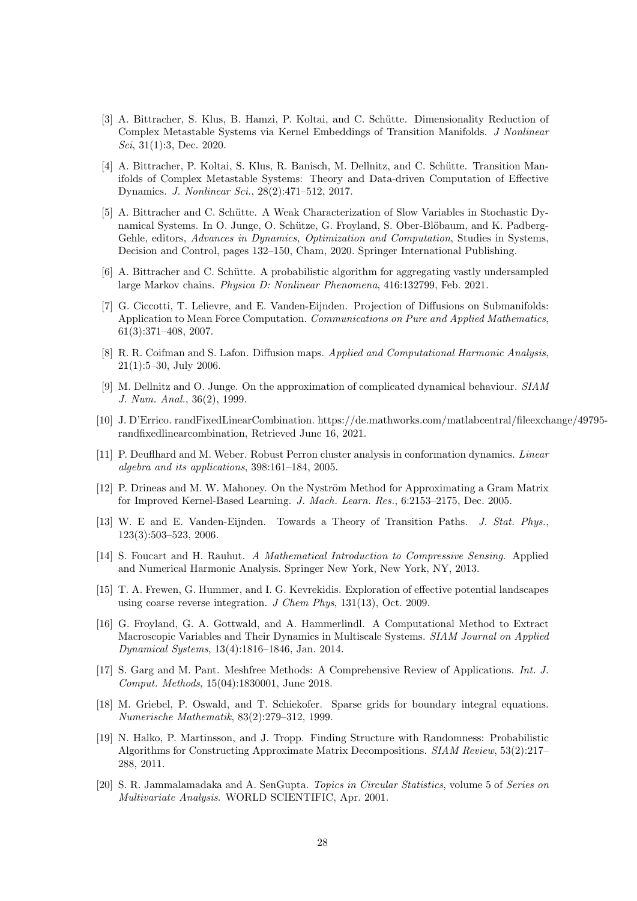[3] A. Bittracher, S. Klus, B. Hamzi, P. Koltai, and C. Schütte. Dimensionality Reduction of Complex Metastable Systems via Kernel Embeddings of Transition Manifolds. *J Nonlinear Sci*, 31(1):3, Dec. 2020.

[4] A. Bittracher, P. Koltai, S. Klus, R. Banisch, M. Dellnitz, and C. Schütte. Transition Manifolds of Complex Metastable Systems: Theory and Data-driven Computation of Effective Dynamics. *J. Nonlinear Sci.*, 28(2):471–512, 2017.

[5] A. Bittracher and C. Schütte. A Weak Characterization of Slow Variables in Stochastic Dynamical Systems. In O. Junge, O. Schütze, G. Froyland, S. Ober-Blöbaum, and K. Padberg-Gehle, editors, *Advances in Dynamics, Optimization and Computation*, Studies in Systems, Decision and Control, pages 132–150, Cham, 2020. Springer International Publishing.

[6] A. Bittracher and C. Schütte. A probabilistic algorithm for aggregating vastly undersampled large Markov chains. *Physica D: Nonlinear Phenomena*, 416:132799, Feb. 2021.

[7] G. Ciccotti, T. Lelievre, and E. Vanden-Eijnden. Projection of Diffusions on Submanifolds: Application to Mean Force Computation. *Communications on Pure and Applied Mathematics*, 61(3):371–408, 2007.

[8] R. R. Coifman and S. Lafon. Diffusion maps. *Applied and Computational Harmonic Analysis*, 21(1):5–30, July 2006.

[9] M. Dellnitz and O. Junge. On the approximation of complicated dynamical behaviour. *SIAM J. Num. Anal.*, 36(2), 1999.

[10] J. D'Errico. randFixedLinearCombination. https://de.mathworks.com/matlabcentral/fileexchange/49795-randfixedlinearcombination, Retrieved June 16, 2021.

[11] P. Deuflhard and M. Weber. Robust Perron cluster analysis in conformation dynamics. *Linear algebra and its applications*, 398:161–184, 2005.

[12] P. Drineas and M. W. Mahoney. On the Nyström Method for Approximating a Gram Matrix for Improved Kernel-Based Learning. *J. Mach. Learn. Res.*, 6:2153–2175, Dec. 2005.

[13] W. E and E. Vanden-Eijnden. Towards a Theory of Transition Paths. *J. Stat. Phys.*, 123(3):503–523, 2006.

[14] S. Foucart and H. Rauhut. *A Mathematical Introduction to Compressive Sensing*. Applied and Numerical Harmonic Analysis. Springer New York, New York, NY, 2013.

[15] T. A. Frewen, G. Hummer, and I. G. Kevrekidis. Exploration of effective potential landscapes using coarse reverse integration. *J Chem Phys*, 131(13), Oct. 2009.

[16] G. Froyland, G. A. Gottwald, and A. Hammerlindl. A Computational Method to Extract Macroscopic Variables and Their Dynamics in Multiscale Systems. *SIAM Journal on Applied Dynamical Systems*, 13(4):1816–1846, Jan. 2014.

[17] S. Garg and M. Pant. Meshfree Methods: A Comprehensive Review of Applications. *Int. J. Comput. Methods*, 15(04):1830001, June 2018.

[18] M. Griebel, P. Oswald, and T. Schiekofer. Sparse grids for boundary integral equations. *Numerische Mathematik*, 83(2):279–312, 1999.

[19] N. Halko, P. Martinsson, and J. Tropp. Finding Structure with Randomness: Probabilistic Algorithms for Constructing Approximate Matrix Decompositions. *SIAM Review*, 53(2):217–288, 2011.

[20] S. R. Jammalamadaka and A. SenGupta. *Topics in Circular Statistics*, volume 5 of *Series on Multivariate Analysis*. WORLD SCIENTIFIC, Apr. 2001.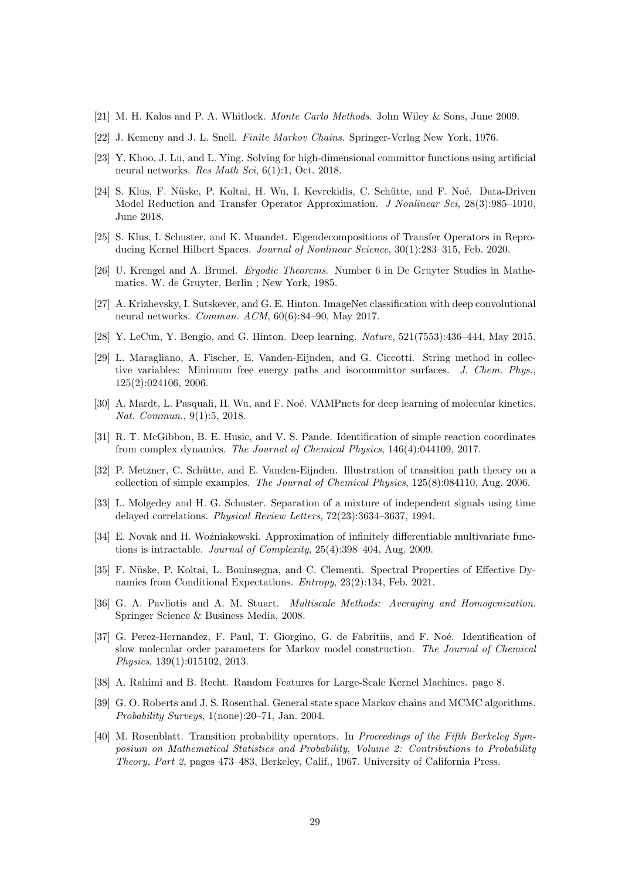[21] M. H. Kalos and P. A. Whitlock. *Monte Carlo Methods*. John Wiley & Sons, June 2009.

[22] J. Kemeny and J. L. Snell. *Finite Markov Chains*. Springer-Verlag New York, 1976.

[23] Y. Khoo, J. Lu, and L. Ying. Solving for high-dimensional committor functions using artificial neural networks. *Res Math Sci*, 6(1):1, Oct. 2018.

[24] S. Klus, F. Nüske, P. Koltai, H. Wu, I. Kevrekidis, C. Schütte, and F. Noé. Data-Driven Model Reduction and Transfer Operator Approximation. *J Nonlinear Sci*, 28(3):985–1010, June 2018.

[25] S. Klus, I. Schuster, and K. Muandet. Eigendecompositions of Transfer Operators in Reproducing Kernel Hilbert Spaces. *Journal of Nonlinear Science*, 30(1):283–315, Feb. 2020.

[26] U. Krengel and A. Brunel. *Ergodic Theorems*. Number 6 in De Gruyter Studies in Mathematics. W. de Gruyter, Berlin ; New York, 1985.

[27] A. Krizhevsky, I. Sutskever, and G. E. Hinton. ImageNet classification with deep convolutional neural networks. *Commun. ACM*, 60(6):84–90, May 2017.

[28] Y. LeCun, Y. Bengio, and G. Hinton. Deep learning. *Nature*, 521(7553):436–444, May 2015.

[29] L. Maragliano, A. Fischer, E. Vanden-Eijnden, and G. Ciccotti. String method in collective variables: Minimum free energy paths and isocommittor surfaces. *J. Chem. Phys.*, 125(2):024106, 2006.

[30] A. Mardt, L. Pasquali, H. Wu, and F. Noé. VAMPnets for deep learning of molecular kinetics. *Nat. Commun.*, 9(1):5, 2018.

[31] R. T. McGibbon, B. E. Husic, and V. S. Pande. Identification of simple reaction coordinates from complex dynamics. *The Journal of Chemical Physics*, 146(4):044109, 2017.

[32] P. Metzner, C. Schütte, and E. Vanden-Eijnden. Illustration of transition path theory on a collection of simple examples. *The Journal of Chemical Physics*, 125(8):084110, Aug. 2006.

[33] L. Molgedey and H. G. Schuster. Separation of a mixture of independent signals using time delayed correlations. *Physical Review Letters*, 72(23):3634–3637, 1994.

[34] E. Novak and H. Woźniakowski. Approximation of infinitely differentiable multivariate functions is intractable. *Journal of Complexity*, 25(4):398–404, Aug. 2009.

[35] F. Nüske, P. Koltai, L. Boninsegna, and C. Clementi. Spectral Properties of Effective Dynamics from Conditional Expectations. *Entropy*, 23(2):134, Feb. 2021.

[36] G. A. Pavliotis and A. M. Stuart. *Multiscale Methods: Averaging and Homogenization*. Springer Science & Business Media, 2008.

[37] G. Perez-Hernandez, F. Paul, T. Giorgino, G. de Fabritiis, and F. Noé. Identification of slow molecular order parameters for Markov model construction. *The Journal of Chemical Physics*, 139(1):015102, 2013.

[38] A. Rahimi and B. Recht. Random Features for Large-Scale Kernel Machines. page 8.

[39] G. O. Roberts and J. S. Rosenthal. General state space Markov chains and MCMC algorithms. *Probability Surveys*, 1(none):20–71, Jan. 2004.

[40] M. Rosenblatt. Transition probability operators. In *Proceedings of the Fifth Berkeley Symposium on Mathematical Statistics and Probability, Volume 2: Contributions to Probability Theory, Part 2*, pages 473–483, Berkeley, Calif., 1967. University of California Press.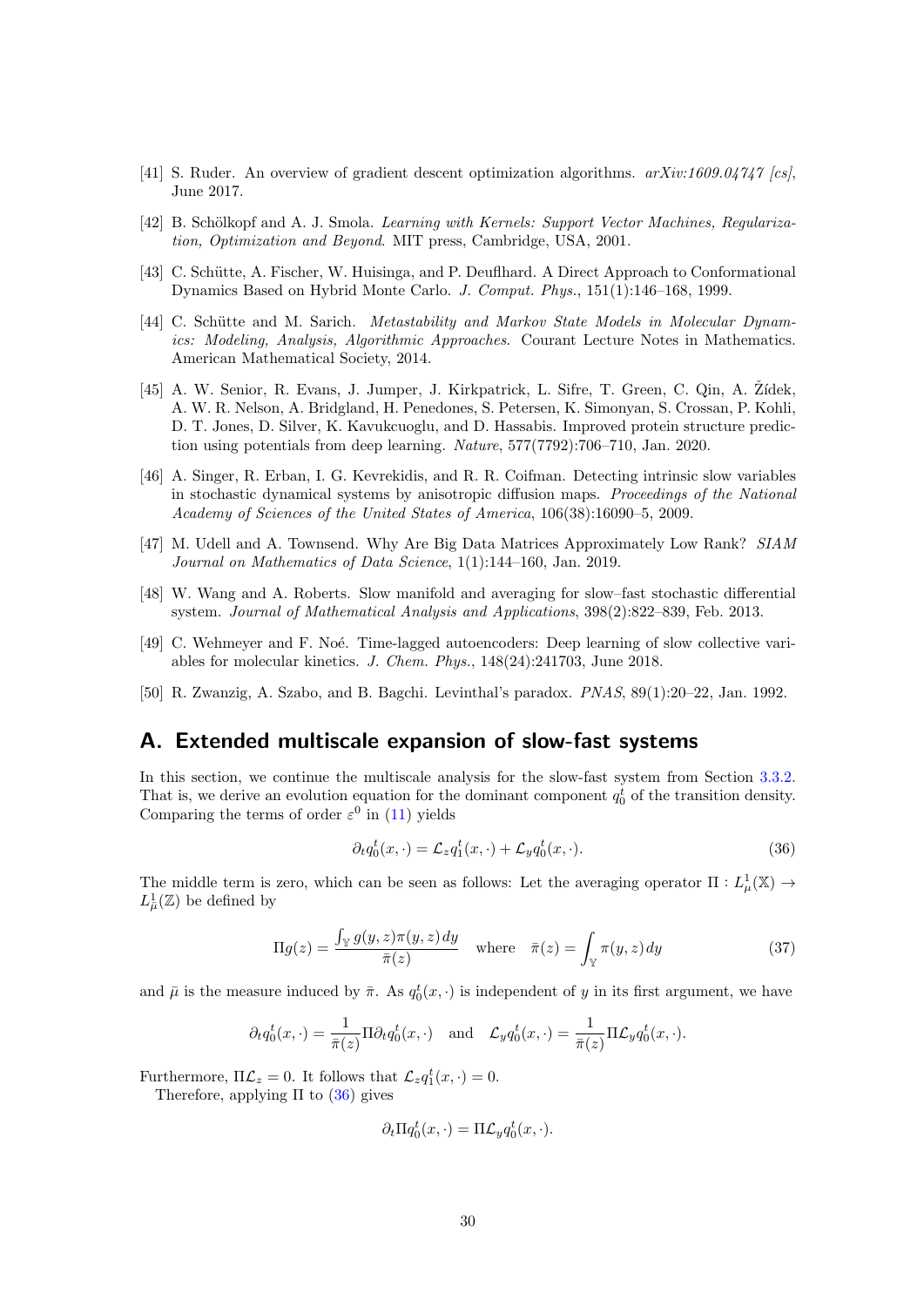[41] S. Ruder. An overview of gradient descent optimization algorithms. *arXiv:1609.04747 [cs]*, June 2017.

[42] B. Schölkopf and A. J. Smola. *Learning with Kernels: Support Vector Machines, Regularization, Optimization and Beyond*. MIT press, Cambridge, USA, 2001.

[43] C. Schütte, A. Fischer, W. Huisinga, and P. Deuflhard. A Direct Approach to Conformational Dynamics Based on Hybrid Monte Carlo. *J. Comput. Phys.*, 151(1):146–168, 1999.

[44] C. Schütte and M. Sarich. *Metastability and Markov State Models in Molecular Dynamics: Modeling, Analysis, Algorithmic Approaches*. Courant Lecture Notes in Mathematics. American Mathematical Society, 2014.

[45] A. W. Senior, R. Evans, J. Jumper, J. Kirkpatrick, L. Sifre, T. Green, C. Qin, A. Žídek, A. W. R. Nelson, A. Bridgland, H. Penedones, S. Petersen, K. Simonyan, S. Crossan, P. Kohli, D. T. Jones, D. Silver, K. Kavukcuoglu, and D. Hassabis. Improved protein structure prediction using potentials from deep learning. *Nature*, 577(7792):706–710, Jan. 2020.

[46] A. Singer, R. Erban, I. G. Kevrekidis, and R. R. Coifman. Detecting intrinsic slow variables in stochastic dynamical systems by anisotropic diffusion maps. *Proceedings of the National Academy of Sciences of the United States of America*, 106(38):16090–5, 2009.

[47] M. Udell and A. Townsend. Why Are Big Data Matrices Approximately Low Rank? *SIAM Journal on Mathematics of Data Science*, 1(1):144–160, Jan. 2019.

[48] W. Wang and A. Roberts. Slow manifold and averaging for slow–fast stochastic differential system. *Journal of Mathematical Analysis and Applications*, 398(2):822–839, Feb. 2013.

[49] C. Wehmeyer and F. Noé. Time-lagged autoencoders: Deep learning of slow collective variables for molecular kinetics. *J. Chem. Phys.*, 148(24):241703, June 2018.

[50] R. Zwanzig, A. Szabo, and B. Bagchi. Levinthal's paradox. *PNAS*, 89(1):20–22, Jan. 1992.

# A. Extended multiscale expansion of slow-fast systems

In this section, we continue the multiscale analysis for the slow-fast system from Section 3.3.2. That is, we derive an evolution equation for the dominant component $q_0^t$ of the transition density. Comparing the terms of order $\varepsilon^0$ in (11) yields

$$\partial_t q_0^t(x,\cdot) = \mathcal{L}_z q_1^t(x,\cdot) + \mathcal{L}_y q_0^t(x,\cdot). \tag{36}$$

The middle term is zero, which can be seen as follows: Let the averaging operator $\Pi : L^1_\mu(\mathbb{X}) \to L^1_{\bar{\mu}}(\mathbb{Z})$ be defined by

$$\Pi g(z) = \frac{\int_{\mathbb{Y}} g(y,z)\pi(y,z)\,dy}{\bar{\pi}(z)} \quad \text{where} \quad \bar{\pi}(z) = \int_{\mathbb{Y}} \pi(y,z)\,dy \tag{37}$$

and $\bar{\mu}$ is the measure induced by $\bar{\pi}$. As $q_0^t(x,\cdot)$ is independent of $y$ in its first argument, we have

$$\partial_t q_0^t(x,\cdot) = \frac{1}{\bar{\pi}(z)}\Pi\partial_t q_0^t(x,\cdot) \quad \text{and} \quad \mathcal{L}_y q_0^t(x,\cdot) = \frac{1}{\bar{\pi}(z)}\Pi\mathcal{L}_y q_0^t(x,\cdot).$$

Furthermore, $\Pi\mathcal{L}_z = 0$. It follows that $\mathcal{L}_z q_1^t(x,\cdot) = 0$.

Therefore, applying $\Pi$ to (36) gives

$$\partial_t \Pi q_0^t(x,\cdot) = \Pi\mathcal{L}_y q_0^t(x,\cdot).$$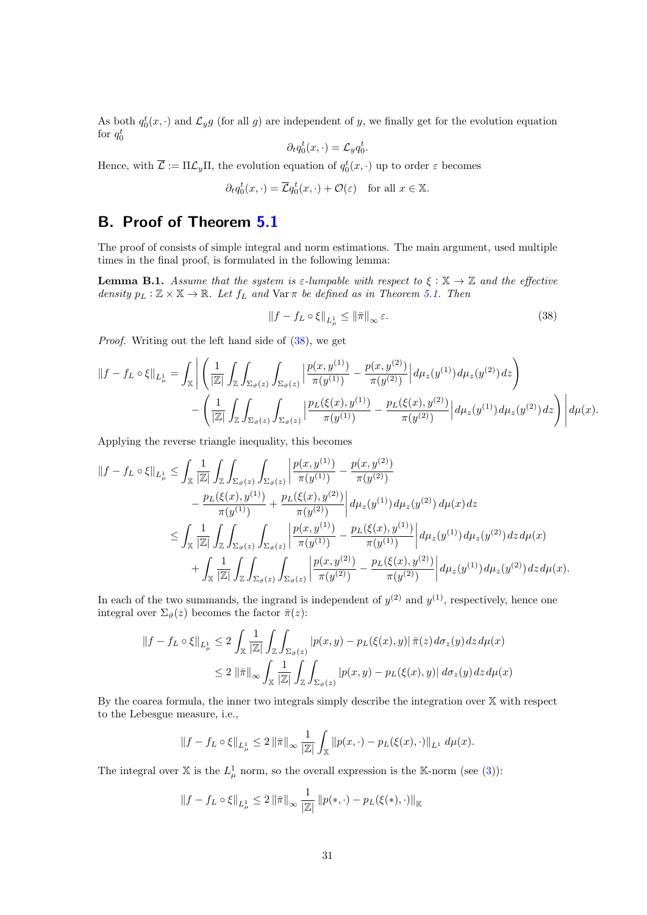As both $q_0^t(x,\cdot)$ and $\mathcal{L}_y g$ (for all $g$) are independent of $y$, we finally get for the evolution equation for $q_0^t$

$$\partial_t q_0^t(x,\cdot) = \mathcal{L}_y q_0^t.$$

Hence, with $\overline{\mathcal{L}} := \Pi \mathcal{L}_y \Pi$, the evolution equation of $q_0^t(x,\cdot)$ up to order $\varepsilon$ becomes

$$\partial_t q_0^t(x,\cdot) = \overline{\mathcal{L}} q_0^t(x,\cdot) + \mathcal{O}(\varepsilon) \quad \text{for all } x \in \mathbb{X}.$$

## B. Proof of Theorem 5.1

The proof of consists of simple integral and norm estimations. The main argument, used multiple times in the final proof, is formulated in the following lemma:

**Lemma B.1.** *Assume that the system is $\varepsilon$-lumpable with respect to $\xi : \mathbb{X} \to \mathbb{Z}$ and the effective density $p_L : \mathbb{Z} \times \mathbb{X} \to \mathbb{R}$. Let $f_L$ and $\operatorname{Var}\pi$ be defined as in Theorem 5.1. Then*

$$\|f - f_L \circ \xi\|_{L^1_\mu} \leq \|\bar{\pi}\|_\infty \, \varepsilon. \tag{38}$$

*Proof.* Writing out the left hand side of (38), we get

$$\begin{aligned}
\|f - f_L \circ \xi\|_{L^1_\mu} = \int_{\mathbb{X}} \Bigg| &\left( \frac{1}{|\mathbb{Z}|} \int_{\mathbb{Z}} \int_{\Sigma_\vartheta(z)} \int_{\Sigma_\vartheta(z)} \left| \frac{p(x,y^{(1)})}{\pi(y^{(1)})} - \frac{p(x,y^{(2)})}{\pi(y^{(2)})} \right| d\mu_z(y^{(1)})\, d\mu_z(y^{(2)})\, dz \right) \\
&- \left( \frac{1}{|\mathbb{Z}|} \int_{\mathbb{Z}} \int_{\Sigma_\vartheta(z)} \int_{\Sigma_\vartheta(z)} \left| \frac{p_L(\xi(x),y^{(1)})}{\pi(y^{(1)})} - \frac{p_L(\xi(x),y^{(2)})}{\pi(y^{(2)})} \right| d\mu_z(y^{(1)})\, d\mu_z(y^{(2)})\, dz \right) \Bigg| \, d\mu(x).
\end{aligned}$$

Applying the reverse triangle inequality, this becomes

$$\begin{aligned}
\|f - f_L \circ \xi\|_{L^1_\mu} &\leq \int_{\mathbb{X}} \frac{1}{|\mathbb{Z}|} \int_{\mathbb{Z}} \int_{\Sigma_\vartheta(z)} \int_{\Sigma_\vartheta(z)} \Bigg| \frac{p(x,y^{(1)})}{\pi(y^{(1)})} - \frac{p(x,y^{(2)})}{\pi(y^{(2)})} \\
&\qquad - \frac{p_L(\xi(x),y^{(1)})}{\pi(y^{(1)})} + \frac{p_L(\xi(x),y^{(2)})}{\pi(y^{(2)})} \Bigg| \, d\mu_z(y^{(1)})\, d\mu_z(y^{(2)})\, d\mu(x)\, dz \\
&\leq \int_{\mathbb{X}} \frac{1}{|\mathbb{Z}|} \int_{\mathbb{Z}} \int_{\Sigma_\vartheta(z)} \int_{\Sigma_\vartheta(z)} \left| \frac{p(x,y^{(1)})}{\pi(y^{(1)})} - \frac{p_L(\xi(x),y^{(1)})}{\pi(y^{(1)})} \right| d\mu_z(y^{(1)})\, d\mu_z(y^{(2)})\, dz\, d\mu(x) \\
&\quad + \int_{\mathbb{X}} \frac{1}{|\mathbb{Z}|} \int_{\mathbb{Z}} \int_{\Sigma_\vartheta(z)} \int_{\Sigma_\vartheta(z)} \left| \frac{p(x,y^{(2)})}{\pi(y^{(2)})} - \frac{p_L(\xi(x),y^{(2)})}{\pi(y^{(2)})} \right| d\mu_z(y^{(1)})\, d\mu_z(y^{(2)})\, dz\, d\mu(x).
\end{aligned}$$

In each of the two summands, the ingrand is independent of $y^{(2)}$ and $y^{(1)}$, respectively, hence one integral over $\Sigma_\vartheta(z)$ becomes the factor $\bar{\pi}(z)$:

$$\begin{aligned}
\|f - f_L \circ \xi\|_{L^1_\mu} &\leq 2 \int_{\mathbb{X}} \frac{1}{|\mathbb{Z}|} \int_{\mathbb{Z}} \int_{\Sigma_\vartheta(z)} |p(x,y) - p_L(\xi(x),y)| \, \bar{\pi}(z)\, d\sigma_z(y)\, dz\, d\mu(x) \\
&\leq 2 \, \|\bar{\pi}\|_\infty \int_{\mathbb{X}} \frac{1}{|\mathbb{Z}|} \int_{\mathbb{Z}} \int_{\Sigma_\vartheta(z)} |p(x,y) - p_L(\xi(x),y)| \, d\sigma_z(y)\, dz\, d\mu(x)
\end{aligned}$$

By the coarea formula, the inner two integrals simply describe the integration over $\mathbb{X}$ with respect to the Lebesgue measure, i.e.,

$$\|f - f_L \circ \xi\|_{L^1_\mu} \leq 2 \, \|\bar{\pi}\|_\infty \, \frac{1}{|\mathbb{Z}|} \int_{\mathbb{X}} \|p(x,\cdot) - p_L(\xi(x),\cdot)\|_{L^1} \, d\mu(x).$$

The integral over $\mathbb{X}$ is the $L^1_\mu$ norm, so the overall expression is the $\mathbb{K}$-norm (see (3)):

$$\|f - f_L \circ \xi\|_{L^1_\mu} \leq 2 \, \|\bar{\pi}\|_\infty \, \frac{1}{|\mathbb{Z}|} \, \|p(*,\cdot) - p_L(\xi(*),\cdot)\|_{\mathbb{K}}$$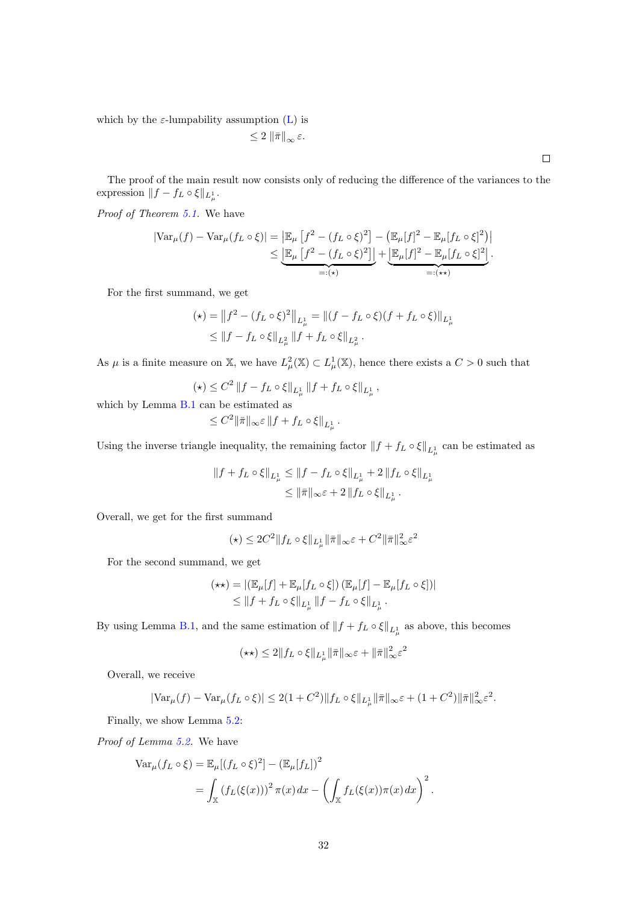which by the $\varepsilon$-lumpability assumption (L) is

$$\leq 2 \|\bar{\pi}\|_{\infty} \varepsilon.$$

□

The proof of the main result now consists only of reducing the difference of the variances to the expression $\|f - f_L \circ \xi\|_{L^1_\mu}$.

*Proof of Theorem 5.1.* We have

$$\begin{aligned}
|\mathrm{Var}_\mu(f) - \mathrm{Var}_\mu(f_L \circ \xi)| &= \left|\mathbb{E}_\mu\left[f^2 - (f_L \circ \xi)^2\right] - \left(\mathbb{E}_\mu[f]^2 - \mathbb{E}_\mu[f_L \circ \xi]^2\right)\right| \\
&\leq \underbrace{\left|\mathbb{E}_\mu\left[f^2 - (f_L \circ \xi)^2\right]\right|}_{=:(\star)} + \underbrace{\left|\mathbb{E}_\mu[f]^2 - \mathbb{E}_\mu[f_L \circ \xi]^2\right|}_{=:(\star\star)}.
\end{aligned}$$

For the first summand, we get

$$\begin{aligned}
(\star) &= \left\|f^2 - (f_L \circ \xi)^2\right\|_{L^1_\mu} = \|(f - f_L \circ \xi)(f + f_L \circ \xi)\|_{L^1_\mu} \\
&\leq \|f - f_L \circ \xi\|_{L^2_\mu} \|f + f_L \circ \xi\|_{L^2_\mu}.
\end{aligned}$$

As $\mu$ is a finite measure on $\mathbb{X}$, we have $L^2_\mu(\mathbb{X}) \subset L^1_\mu(\mathbb{X})$, hence there exists a $C > 0$ such that

$$(\star) \leq C^2 \|f - f_L \circ \xi\|_{L^1_\mu} \|f + f_L \circ \xi\|_{L^1_\mu},$$

which by Lemma B.1 can be estimated as

$$\leq C^2 \|\bar{\pi}\|_\infty \varepsilon \|f + f_L \circ \xi\|_{L^1_\mu}.$$

Using the inverse triangle inequality, the remaining factor $\|f + f_L \circ \xi\|_{L^1_\mu}$ can be estimated as

$$\begin{aligned}
\|f + f_L \circ \xi\|_{L^1_\mu} &\leq \|f - f_L \circ \xi\|_{L^1_\mu} + 2\|f_L \circ \xi\|_{L^1_\mu} \\
&\leq \|\bar{\pi}\|_\infty \varepsilon + 2\|f_L \circ \xi\|_{L^1_\mu}.
\end{aligned}$$

Overall, we get for the first summand

$$(\star) \leq 2C^2 \|f_L \circ \xi\|_{L^1_\mu} \|\bar{\pi}\|_\infty \varepsilon + C^2 \|\bar{\pi}\|^2_\infty \varepsilon^2$$

For the second summand, we get

$$\begin{aligned}
(\star\star) &= |(\mathbb{E}_\mu[f] + \mathbb{E}_\mu[f_L \circ \xi])(\mathbb{E}_\mu[f] - \mathbb{E}_\mu[f_L \circ \xi])| \\
&\leq \|f + f_L \circ \xi\|_{L^1_\mu} \|f - f_L \circ \xi\|_{L^1_\mu}.
\end{aligned}$$

By using Lemma B.1, and the same estimation of $\|f + f_L \circ \xi\|_{L^1_\mu}$ as above, this becomes

$$(\star\star) \leq 2\|f_L \circ \xi\|_{L^1_\mu} \|\bar{\pi}\|_\infty \varepsilon + \|\bar{\pi}\|^2_\infty \varepsilon^2$$

Overall, we receive

$$|\mathrm{Var}_\mu(f) - \mathrm{Var}_\mu(f_L \circ \xi)| \leq 2(1 + C^2)\|f_L \circ \xi\|_{L^1_\mu} \|\bar{\pi}\|_\infty \varepsilon + (1 + C^2)\|\bar{\pi}\|^2_\infty \varepsilon^2.$$

Finally, we show Lemma 5.2:

*Proof of Lemma 5.2.* We have

$$\begin{aligned}
\mathrm{Var}_\mu(f_L \circ \xi) &= \mathbb{E}_\mu[(f_L \circ \xi)^2] - (\mathbb{E}_\mu[f_L])^2 \\
&= \int_{\mathbb{X}} (f_L(\xi(x)))^2 \pi(x)\, dx - \left(\int_{\mathbb{X}} f_L(\xi(x))\pi(x)\, dx\right)^2.
\end{aligned}$$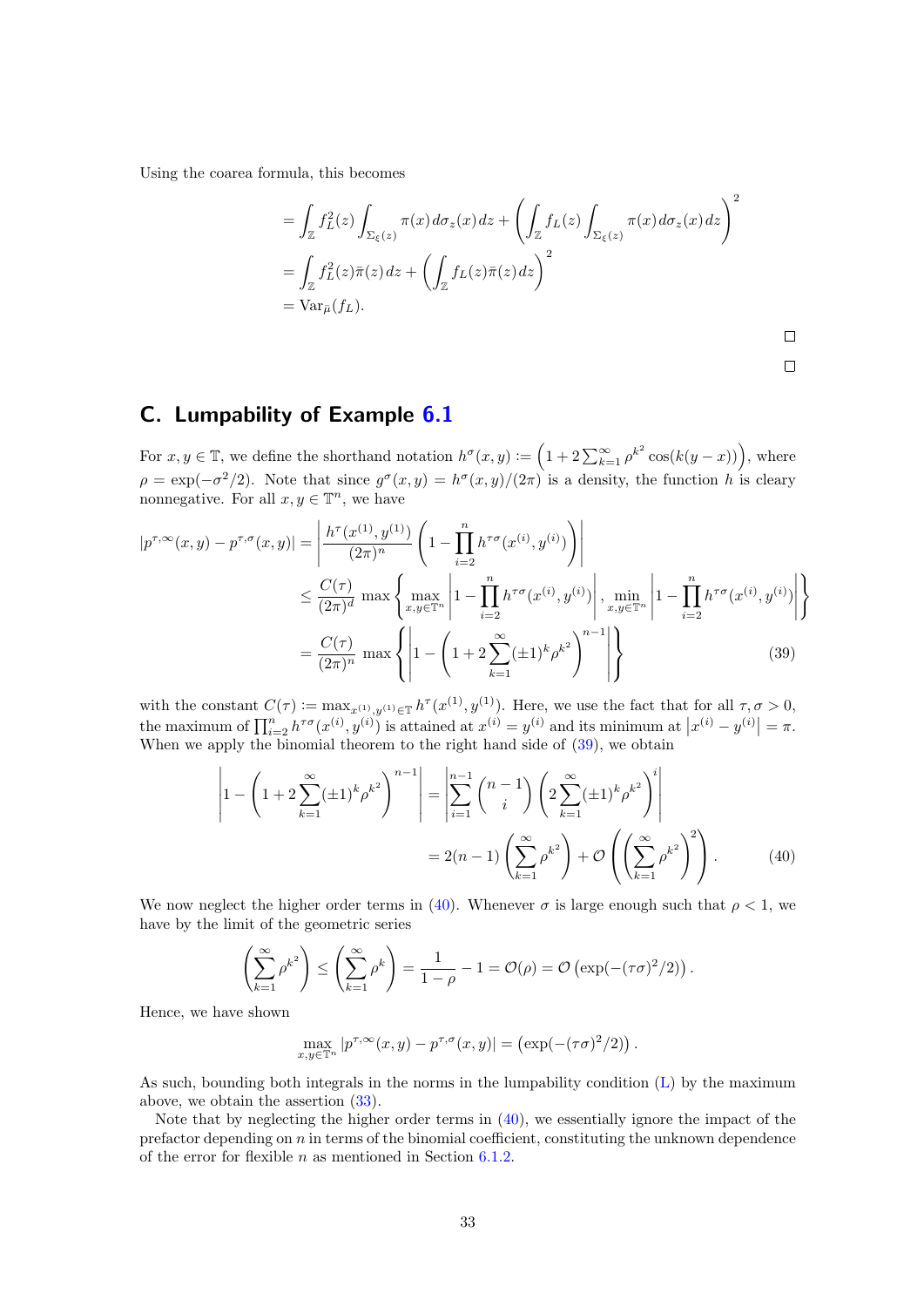Using the coarea formula, this becomes

$$
\begin{aligned}
&= \int_{\mathbb{Z}} f_L^2(z) \int_{\Sigma_\xi(z)} \pi(x)\, d\sigma_z(x)\, dz + \left( \int_{\mathbb{Z}} f_L(z) \int_{\Sigma_\xi(z)} \pi(x)\, d\sigma_z(x)\, dz \right)^2 \\
&= \int_{\mathbb{Z}} f_L^2(z) \bar{\pi}(z)\, dz + \left( \int_{\mathbb{Z}} f_L(z) \bar{\pi}(z)\, dz \right)^2 \\
&= \mathrm{Var}_{\bar{\mu}}(f_L).
\end{aligned}
$$

□

□

## C. Lumpability of Example 6.1

For $x, y \in \mathbb{T}$, we define the shorthand notation $h^\sigma(x,y) := \left(1 + 2\sum_{k=1}^\infty \rho^{k^2} \cos(k(y-x))\right)$, where $\rho = \exp(-\sigma^2/2)$. Note that since $g^\sigma(x,y) = h^\sigma(x,y)/(2\pi)$ is a density, the function $h$ is cleary nonnegative. For all $x, y \in \mathbb{T}^n$, we have

$$
\begin{aligned}
|p^{\tau,\infty}(x,y) - p^{\tau,\sigma}(x,y)| &= \left| \frac{h^\tau(x^{(1)}, y^{(1)})}{(2\pi)^n} \left( 1 - \prod_{i=2}^n h^{\tau\sigma}(x^{(i)}, y^{(i)}) \right) \right| \\
&\leq \frac{C(\tau)}{(2\pi)^d} \max \left\{ \max_{x,y \in \mathbb{T}^n} \left| 1 - \prod_{i=2}^n h^{\tau\sigma}(x^{(i)}, y^{(i)}) \right|, \min_{x,y \in \mathbb{T}^n} \left| 1 - \prod_{i=2}^n h^{\tau\sigma}(x^{(i)}, y^{(i)}) \right| \right\} \\
&= \frac{C(\tau)}{(2\pi)^n} \max \left\{ \left| 1 - \left( 1 + 2 \sum_{k=1}^\infty (\pm 1)^k \rho^{k^2} \right)^{n-1} \right| \right\} \qquad (39)
\end{aligned}
$$

with the constant $C(\tau) := \max_{x^{(1)}, y^{(1)} \in \mathbb{T}} h^\tau(x^{(1)}, y^{(1)})$. Here, we use the fact that for all $\tau, \sigma > 0$, the maximum of $\prod_{i=2}^n h^{\tau\sigma}(x^{(i)}, y^{(i)})$ is attained at $x^{(i)} = y^{(i)}$ and its minimum at $\left|x^{(i)} - y^{(i)}\right| = \pi$. When we apply the binomial theorem to the right hand side of (39), we obtain

$$
\begin{aligned}
\left| 1 - \left( 1 + 2 \sum_{k=1}^\infty (\pm 1)^k \rho^{k^2} \right)^{n-1} \right| &= \left| \sum_{i=1}^{n-1} \binom{n-1}{i} \left( 2 \sum_{k=1}^\infty (\pm 1)^k \rho^{k^2} \right)^i \right| \\
&= 2(n-1) \left( \sum_{k=1}^\infty \rho^{k^2} \right) + \mathcal{O}\left( \left( \sum_{k=1}^\infty \rho^{k^2} \right)^2 \right). \qquad (40)
\end{aligned}
$$

We now neglect the higher order terms in (40). Whenever $\sigma$ is large enough such that $\rho < 1$, we have by the limit of the geometric series

$$
\left( \sum_{k=1}^\infty \rho^{k^2} \right) \leq \left( \sum_{k=1}^\infty \rho^k \right) = \frac{1}{1-\rho} - 1 = \mathcal{O}(\rho) = \mathcal{O}\left( \exp(-(\tau\sigma)^2/2) \right).
$$

Hence, we have shown

$$
\max_{x,y \in \mathbb{T}^n} |p^{\tau,\infty}(x,y) - p^{\tau,\sigma}(x,y)| = \left( \exp(-(\tau\sigma)^2/2) \right).
$$

As such, bounding both integrals in the norms in the lumpability condition (L) by the maximum above, we obtain the assertion (33).

Note that by neglecting the higher order terms in (40), we essentially ignore the impact of the prefactor depending on $n$ in terms of the binomial coefficient, constituting the unknown dependence of the error for flexible $n$ as mentioned in Section 6.1.2.